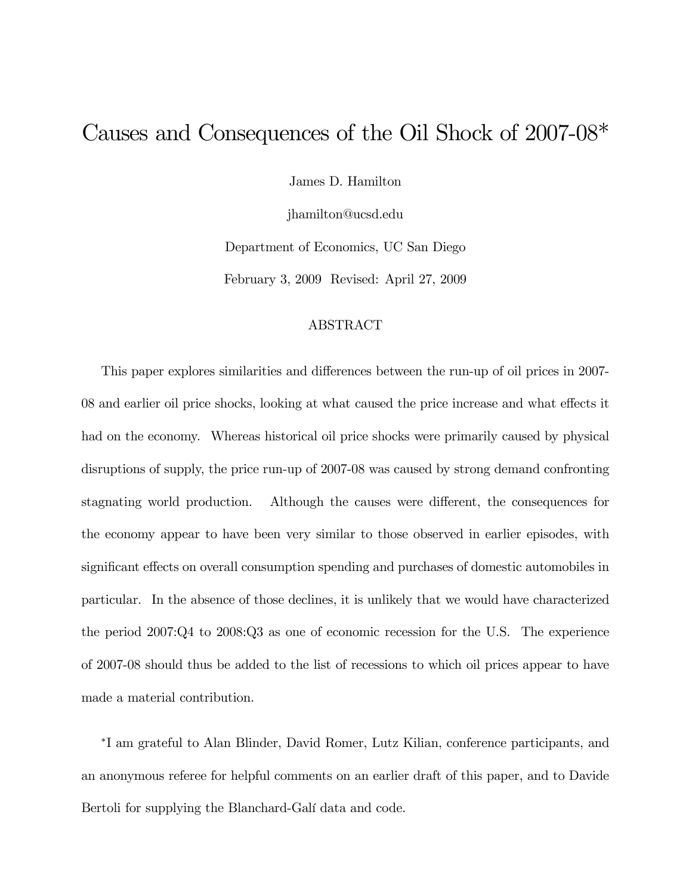# Causes and Consequences of the Oil Shock of 2007-08*

James D. Hamilton

jhamilton@ucsd.edu

Department of Economics, UC San Diego

February 3, 2009 Revised: April 27, 2009

## ABSTRACT

This paper explores similarities and differences between the run-up of oil prices in 2007-08 and earlier oil price shocks, looking at what caused the price increase and what effects it had on the economy. Whereas historical oil price shocks were primarily caused by physical disruptions of supply, the price run-up of 2007-08 was caused by strong demand confronting stagnating world production. Although the causes were different, the consequences for the economy appear to have been very similar to those observed in earlier episodes, with significant effects on overall consumption spending and purchases of domestic automobiles in particular. In the absence of those declines, it is unlikely that we would have characterized the period 2007:Q4 to 2008:Q3 as one of economic recession for the U.S. The experience of 2007-08 should thus be added to the list of recessions to which oil prices appear to have made a material contribution.

*I am grateful to Alan Blinder, David Romer, Lutz Kilian, conference participants, and an anonymous referee for helpful comments on an earlier draft of this paper, and to Davide Bertoli for supplying the Blanchard-Galí data and code.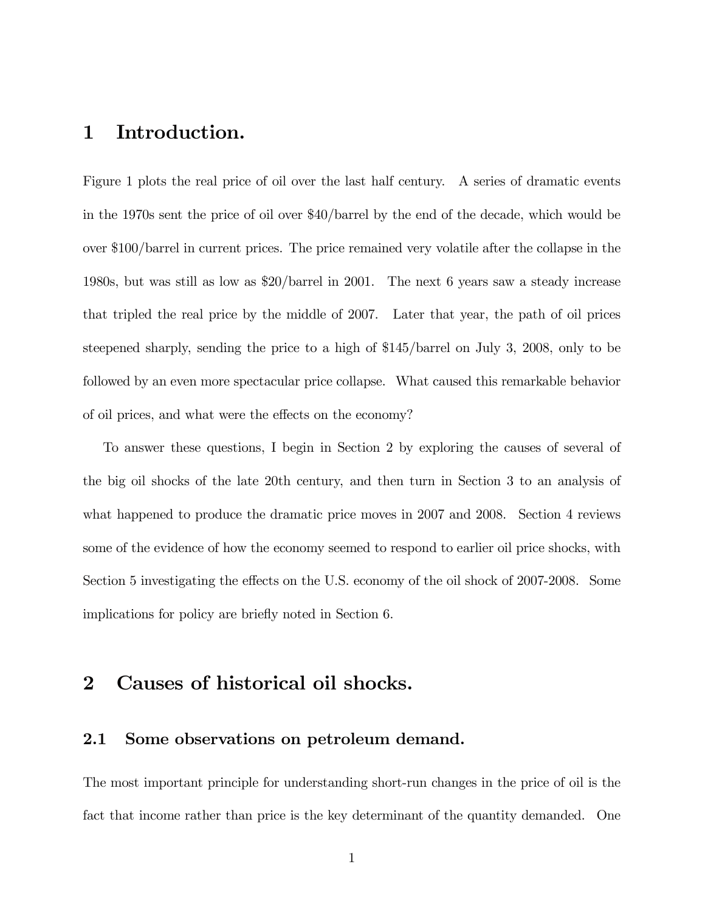# 1 Introduction.

Figure 1 plots the real price of oil over the last half century. A series of dramatic events in the 1970s sent the price of oil over $40/barrel by the end of the decade, which would be over $100/barrel in current prices. The price remained very volatile after the collapse in the 1980s, but was still as low as $20/barrel in 2001. The next 6 years saw a steady increase that tripled the real price by the middle of 2007. Later that year, the path of oil prices steepened sharply, sending the price to a high of $145/barrel on July 3, 2008, only to be followed by an even more spectacular price collapse. What caused this remarkable behavior of oil prices, and what were the effects on the economy?

To answer these questions, I begin in Section 2 by exploring the causes of several of the big oil shocks of the late 20th century, and then turn in Section 3 to an analysis of what happened to produce the dramatic price moves in 2007 and 2008. Section 4 reviews some of the evidence of how the economy seemed to respond to earlier oil price shocks, with Section 5 investigating the effects on the U.S. economy of the oil shock of 2007-2008. Some implications for policy are briefly noted in Section 6.

# 2 Causes of historical oil shocks.

## 2.1 Some observations on petroleum demand.

The most important principle for understanding short-run changes in the price of oil is the fact that income rather than price is the key determinant of the quantity demanded. One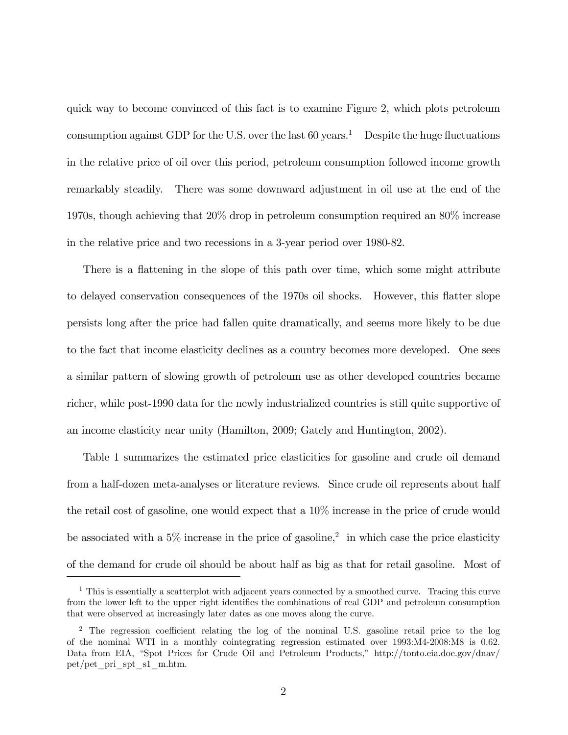quick way to become convinced of this fact is to examine Figure 2, which plots petroleum consumption against GDP for the U.S. over the last 60 years.[1] Despite the huge fluctuations in the relative price of oil over this period, petroleum consumption followed income growth remarkably steadily. There was some downward adjustment in oil use at the end of the 1970s, though achieving that 20% drop in petroleum consumption required an 80% increase in the relative price and two recessions in a 3-year period over 1980-82.

There is a flattening in the slope of this path over time, which some might attribute to delayed conservation consequences of the 1970s oil shocks. However, this flatter slope persists long after the price had fallen quite dramatically, and seems more likely to be due to the fact that income elasticity declines as a country becomes more developed. One sees a similar pattern of slowing growth of petroleum use as other developed countries became richer, while post-1990 data for the newly industrialized countries is still quite supportive of an income elasticity near unity (Hamilton, 2009; Gately and Huntington, 2002).

Table 1 summarizes the estimated price elasticities for gasoline and crude oil demand from a half-dozen meta-analyses or literature reviews. Since crude oil represents about half the retail cost of gasoline, one would expect that a 10% increase in the price of crude would be associated with a 5% increase in the price of gasoline,[2] in which case the price elasticity of the demand for crude oil should be about half as big as that for retail gasoline. Most of

[1] This is essentially a scatterplot with adjacent years connected by a smoothed curve. Tracing this curve from the lower left to the upper right identifies the combinations of real GDP and petroleum consumption that were observed at increasingly later dates as one moves along the curve.

[2] The regression coefficient relating the log of the nominal U.S. gasoline retail price to the log of the nominal WTI in a monthly cointegrating regression estimated over 1993:M4-2008:M8 is 0.62. Data from EIA, "Spot Prices for Crude Oil and Petroleum Products," http://tonto.eia.doe.gov/dnav/pet/pet_pri_spt_s1_m.htm.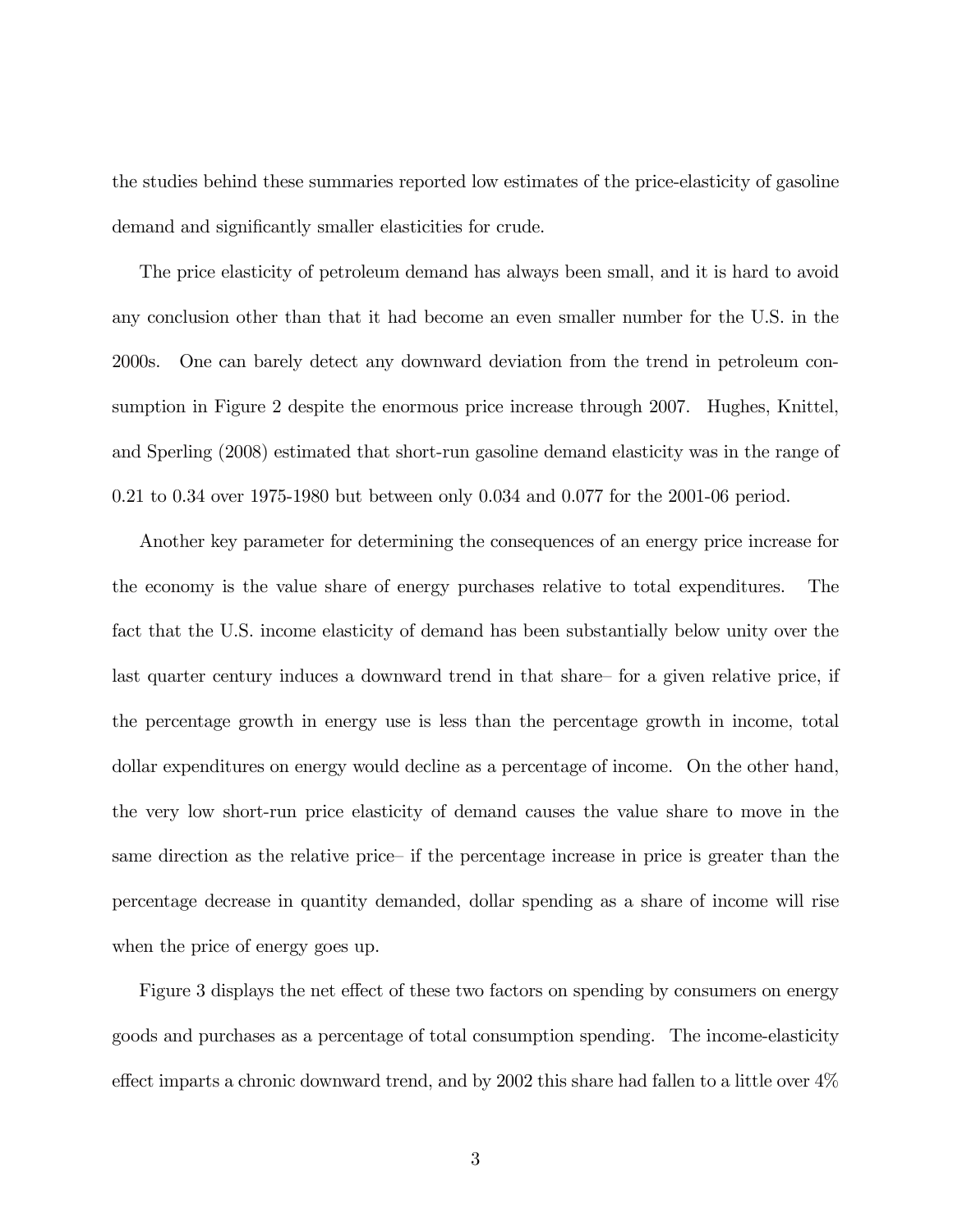the studies behind these summaries reported low estimates of the price-elasticity of gasoline demand and significantly smaller elasticities for crude.

The price elasticity of petroleum demand has always been small, and it is hard to avoid any conclusion other than that it had become an even smaller number for the U.S. in the 2000s. One can barely detect any downward deviation from the trend in petroleum consumption in Figure 2 despite the enormous price increase through 2007. Hughes, Knittel, and Sperling (2008) estimated that short-run gasoline demand elasticity was in the range of 0.21 to 0.34 over 1975-1980 but between only 0.034 and 0.077 for the 2001-06 period.

Another key parameter for determining the consequences of an energy price increase for the economy is the value share of energy purchases relative to total expenditures. The fact that the U.S. income elasticity of demand has been substantially below unity over the last quarter century induces a downward trend in that share– for a given relative price, if the percentage growth in energy use is less than the percentage growth in income, total dollar expenditures on energy would decline as a percentage of income. On the other hand, the very low short-run price elasticity of demand causes the value share to move in the same direction as the relative price– if the percentage increase in price is greater than the percentage decrease in quantity demanded, dollar spending as a share of income will rise when the price of energy goes up.

Figure 3 displays the net effect of these two factors on spending by consumers on energy goods and purchases as a percentage of total consumption spending. The income-elasticity effect imparts a chronic downward trend, and by 2002 this share had fallen to a little over 4%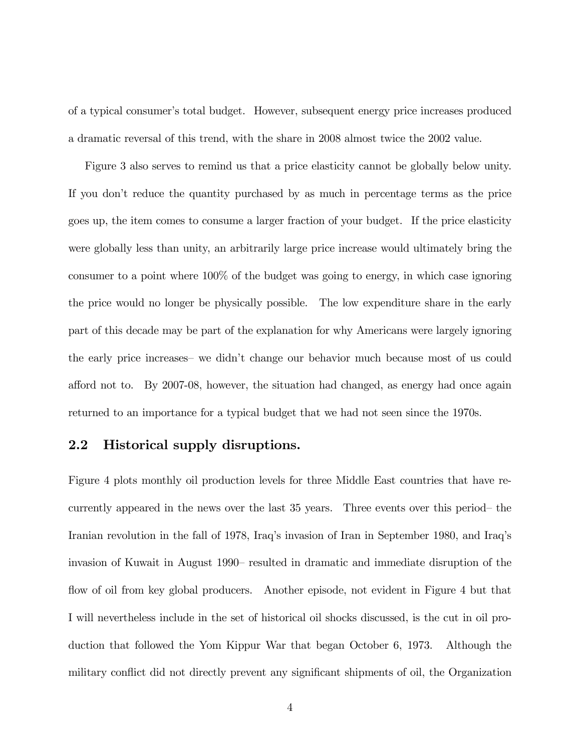of a typical consumer's total budget. However, subsequent energy price increases produced a dramatic reversal of this trend, with the share in 2008 almost twice the 2002 value.

Figure 3 also serves to remind us that a price elasticity cannot be globally below unity. If you don't reduce the quantity purchased by as much in percentage terms as the price goes up, the item comes to consume a larger fraction of your budget. If the price elasticity were globally less than unity, an arbitrarily large price increase would ultimately bring the consumer to a point where 100% of the budget was going to energy, in which case ignoring the price would no longer be physically possible. The low expenditure share in the early part of this decade may be part of the explanation for why Americans were largely ignoring the early price increases– we didn't change our behavior much because most of us could afford not to. By 2007-08, however, the situation had changed, as energy had once again returned to an importance for a typical budget that we had not seen since the 1970s.

## 2.2 Historical supply disruptions.

Figure 4 plots monthly oil production levels for three Middle East countries that have recurrently appeared in the news over the last 35 years. Three events over this period– the Iranian revolution in the fall of 1978, Iraq's invasion of Iran in September 1980, and Iraq's invasion of Kuwait in August 1990– resulted in dramatic and immediate disruption of the flow of oil from key global producers. Another episode, not evident in Figure 4 but that I will nevertheless include in the set of historical oil shocks discussed, is the cut in oil production that followed the Yom Kippur War that began October 6, 1973. Although the military conflict did not directly prevent any significant shipments of oil, the Organization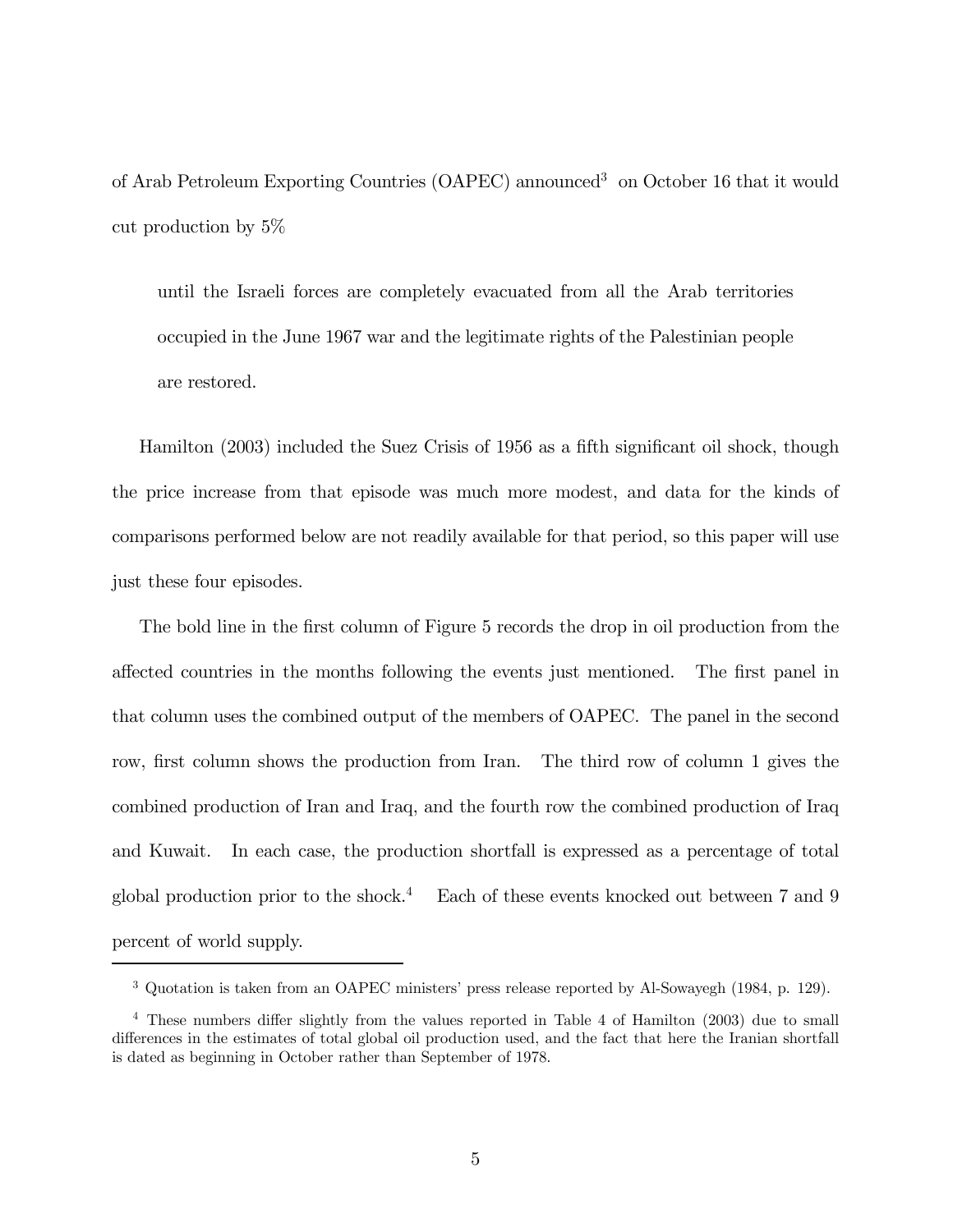of Arab Petroleum Exporting Countries (OAPEC) announced[3] on October 16 that it would cut production by 5%

> until the Israeli forces are completely evacuated from all the Arab territories occupied in the June 1967 war and the legitimate rights of the Palestinian people are restored.

Hamilton (2003) included the Suez Crisis of 1956 as a fifth significant oil shock, though the price increase from that episode was much more modest, and data for the kinds of comparisons performed below are not readily available for that period, so this paper will use just these four episodes.

The bold line in the first column of Figure 5 records the drop in oil production from the affected countries in the months following the events just mentioned. The first panel in that column uses the combined output of the members of OAPEC. The panel in the second row, first column shows the production from Iran. The third row of column 1 gives the combined production of Iran and Iraq, and the fourth row the combined production of Iraq and Kuwait. In each case, the production shortfall is expressed as a percentage of total global production prior to the shock.[4] Each of these events knocked out between 7 and 9 percent of world supply.

---

[3] Quotation is taken from an OAPEC ministers' press release reported by Al-Sowayegh (1984, p. 129).

[4] These numbers differ slightly from the values reported in Table 4 of Hamilton (2003) due to small differences in the estimates of total global oil production used, and the fact that here the Iranian shortfall is dated as beginning in October rather than September of 1978.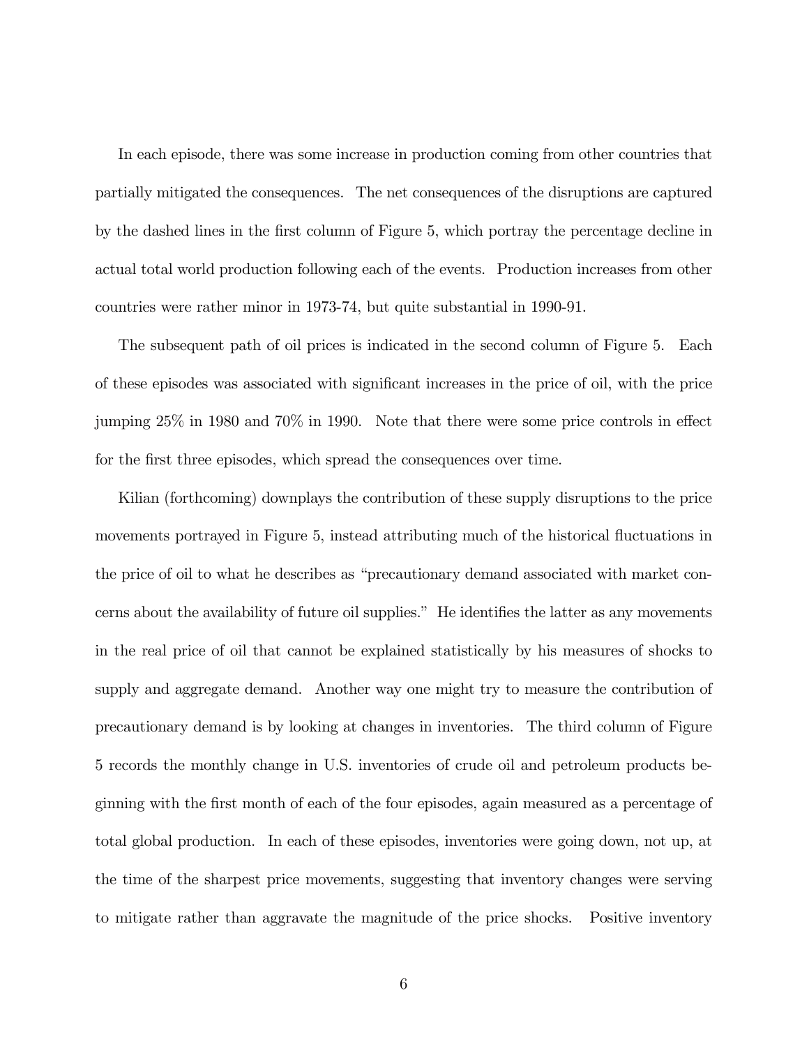In each episode, there was some increase in production coming from other countries that partially mitigated the consequences. The net consequences of the disruptions are captured by the dashed lines in the first column of Figure 5, which portray the percentage decline in actual total world production following each of the events. Production increases from other countries were rather minor in 1973-74, but quite substantial in 1990-91.

The subsequent path of oil prices is indicated in the second column of Figure 5. Each of these episodes was associated with significant increases in the price of oil, with the price jumping 25% in 1980 and 70% in 1990. Note that there were some price controls in effect for the first three episodes, which spread the consequences over time.

Kilian (forthcoming) downplays the contribution of these supply disruptions to the price movements portrayed in Figure 5, instead attributing much of the historical fluctuations in the price of oil to what he describes as "precautionary demand associated with market concerns about the availability of future oil supplies." He identifies the latter as any movements in the real price of oil that cannot be explained statistically by his measures of shocks to supply and aggregate demand. Another way one might try to measure the contribution of precautionary demand is by looking at changes in inventories. The third column of Figure 5 records the monthly change in U.S. inventories of crude oil and petroleum products beginning with the first month of each of the four episodes, again measured as a percentage of total global production. In each of these episodes, inventories were going down, not up, at the time of the sharpest price movements, suggesting that inventory changes were serving to mitigate rather than aggravate the magnitude of the price shocks. Positive inventory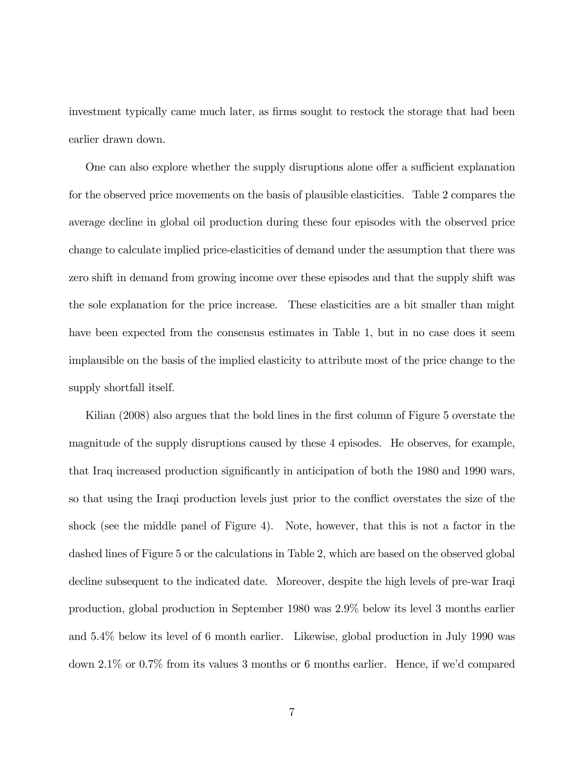investment typically came much later, as firms sought to restock the storage that had been earlier drawn down.

One can also explore whether the supply disruptions alone offer a sufficient explanation for the observed price movements on the basis of plausible elasticities. Table 2 compares the average decline in global oil production during these four episodes with the observed price change to calculate implied price-elasticities of demand under the assumption that there was zero shift in demand from growing income over these episodes and that the supply shift was the sole explanation for the price increase. These elasticities are a bit smaller than might have been expected from the consensus estimates in Table 1, but in no case does it seem implausible on the basis of the implied elasticity to attribute most of the price change to the supply shortfall itself.

Kilian (2008) also argues that the bold lines in the first column of Figure 5 overstate the magnitude of the supply disruptions caused by these 4 episodes. He observes, for example, that Iraq increased production significantly in anticipation of both the 1980 and 1990 wars, so that using the Iraqi production levels just prior to the conflict overstates the size of the shock (see the middle panel of Figure 4). Note, however, that this is not a factor in the dashed lines of Figure 5 or the calculations in Table 2, which are based on the observed global decline subsequent to the indicated date. Moreover, despite the high levels of pre-war Iraqi production, global production in September 1980 was 2.9% below its level 3 months earlier and 5.4% below its level of 6 month earlier. Likewise, global production in July 1990 was down 2.1% or 0.7% from its values 3 months or 6 months earlier. Hence, if we'd compared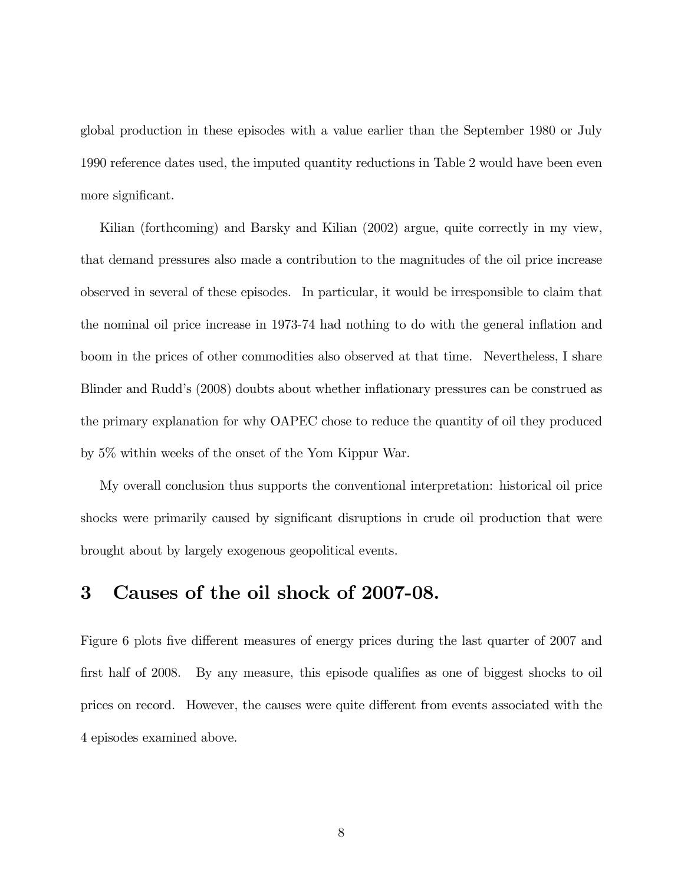global production in these episodes with a value earlier than the September 1980 or July 1990 reference dates used, the imputed quantity reductions in Table 2 would have been even more significant.

Kilian (forthcoming) and Barsky and Kilian (2002) argue, quite correctly in my view, that demand pressures also made a contribution to the magnitudes of the oil price increase observed in several of these episodes. In particular, it would be irresponsible to claim that the nominal oil price increase in 1973-74 had nothing to do with the general inflation and boom in the prices of other commodities also observed at that time. Nevertheless, I share Blinder and Rudd's (2008) doubts about whether inflationary pressures can be construed as the primary explanation for why OAPEC chose to reduce the quantity of oil they produced by 5% within weeks of the onset of the Yom Kippur War.

My overall conclusion thus supports the conventional interpretation: historical oil price shocks were primarily caused by significant disruptions in crude oil production that were brought about by largely exogenous geopolitical events.

## 3 Causes of the oil shock of 2007-08.

Figure 6 plots five different measures of energy prices during the last quarter of 2007 and first half of 2008. By any measure, this episode qualifies as one of biggest shocks to oil prices on record. However, the causes were quite different from events associated with the 4 episodes examined above.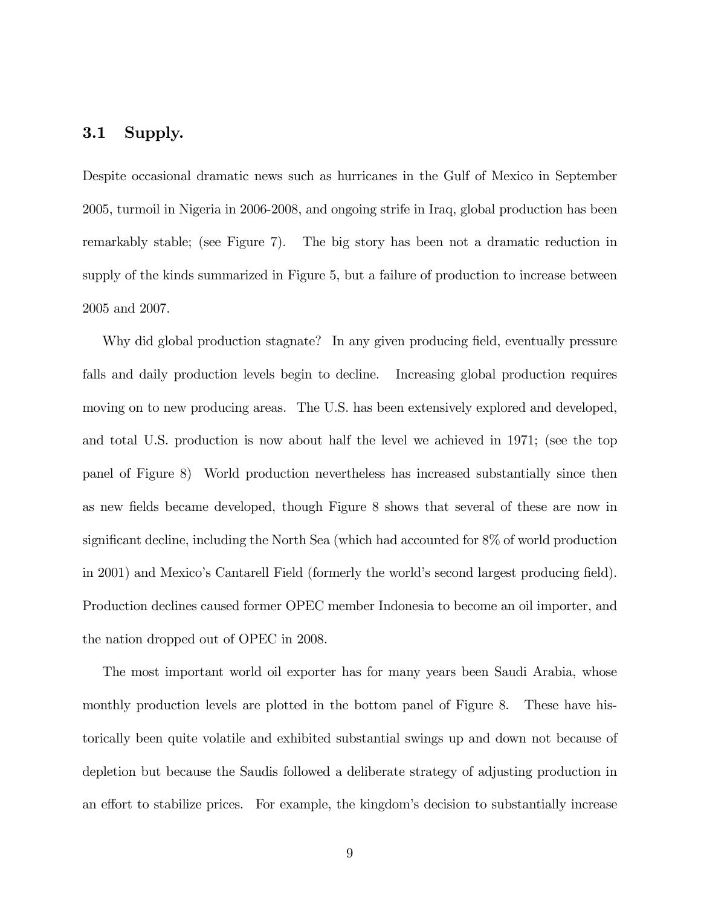### 3.1 Supply.

Despite occasional dramatic news such as hurricanes in the Gulf of Mexico in September 2005, turmoil in Nigeria in 2006-2008, and ongoing strife in Iraq, global production has been remarkably stable; (see Figure 7). The big story has been not a dramatic reduction in supply of the kinds summarized in Figure 5, but a failure of production to increase between 2005 and 2007.

Why did global production stagnate? In any given producing field, eventually pressure falls and daily production levels begin to decline. Increasing global production requires moving on to new producing areas. The U.S. has been extensively explored and developed, and total U.S. production is now about half the level we achieved in 1971; (see the top panel of Figure 8) World production nevertheless has increased substantially since then as new fields became developed, though Figure 8 shows that several of these are now in significant decline, including the North Sea (which had accounted for 8% of world production in 2001) and Mexico's Cantarell Field (formerly the world's second largest producing field). Production declines caused former OPEC member Indonesia to become an oil importer, and the nation dropped out of OPEC in 2008.

The most important world oil exporter has for many years been Saudi Arabia, whose monthly production levels are plotted in the bottom panel of Figure 8. These have historically been quite volatile and exhibited substantial swings up and down not because of depletion but because the Saudis followed a deliberate strategy of adjusting production in an effort to stabilize prices. For example, the kingdom's decision to substantially increase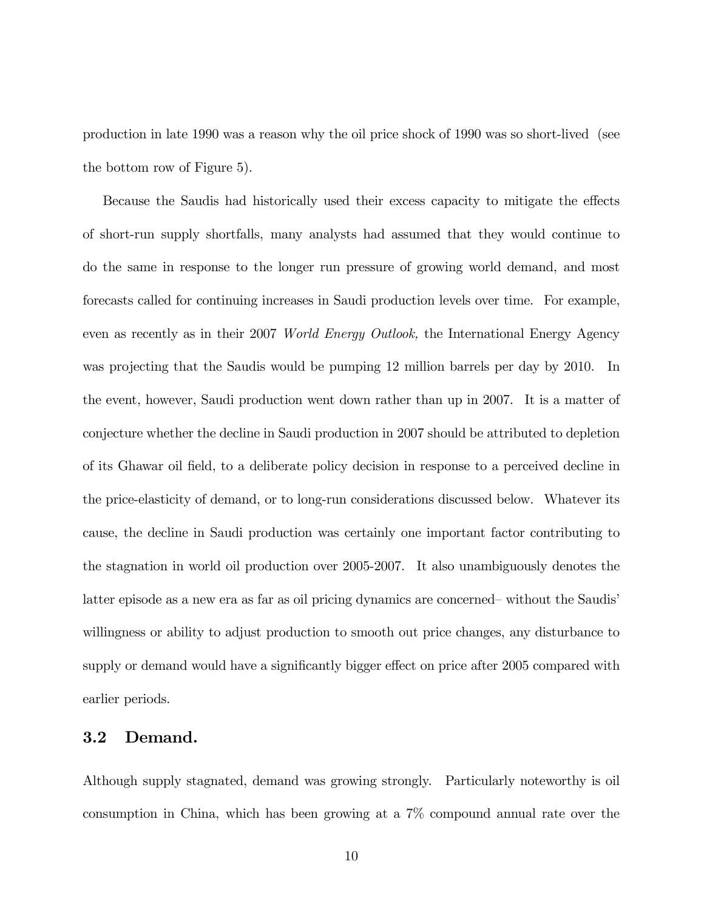production in late 1990 was a reason why the oil price shock of 1990 was so short-lived (see the bottom row of Figure 5).

Because the Saudis had historically used their excess capacity to mitigate the effects of short-run supply shortfalls, many analysts had assumed that they would continue to do the same in response to the longer run pressure of growing world demand, and most forecasts called for continuing increases in Saudi production levels over time. For example, even as recently as in their 2007 *World Energy Outlook,* the International Energy Agency was projecting that the Saudis would be pumping 12 million barrels per day by 2010. In the event, however, Saudi production went down rather than up in 2007. It is a matter of conjecture whether the decline in Saudi production in 2007 should be attributed to depletion of its Ghawar oil field, to a deliberate policy decision in response to a perceived decline in the price-elasticity of demand, or to long-run considerations discussed below. Whatever its cause, the decline in Saudi production was certainly one important factor contributing to the stagnation in world oil production over 2005-2007. It also unambiguously denotes the latter episode as a new era as far as oil pricing dynamics are concerned– without the Saudis' willingness or ability to adjust production to smooth out price changes, any disturbance to supply or demand would have a significantly bigger effect on price after 2005 compared with earlier periods.

## 3.2 Demand.

Although supply stagnated, demand was growing strongly. Particularly noteworthy is oil consumption in China, which has been growing at a 7% compound annual rate over the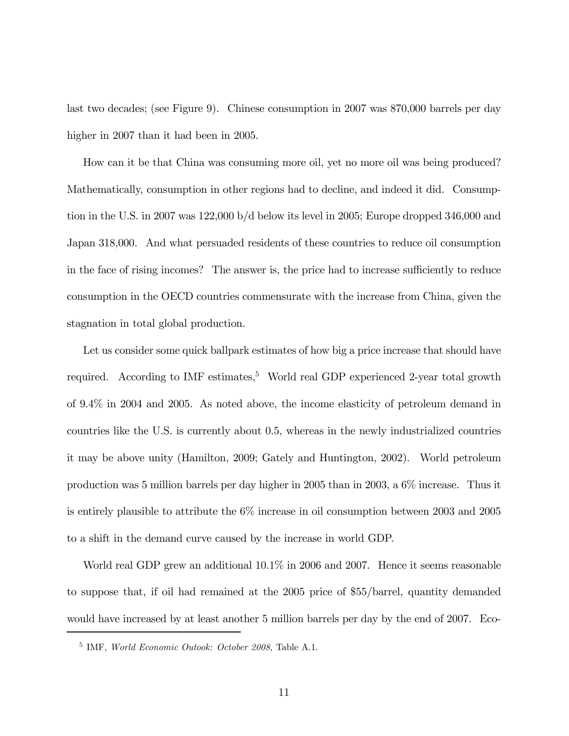last two decades; (see Figure 9). Chinese consumption in 2007 was 870,000 barrels per day higher in 2007 than it had been in 2005.

How can it be that China was consuming more oil, yet no more oil was being produced? Mathematically, consumption in other regions had to decline, and indeed it did. Consumption in the U.S. in 2007 was 122,000 b/d below its level in 2005; Europe dropped 346,000 and Japan 318,000. And what persuaded residents of these countries to reduce oil consumption in the face of rising incomes? The answer is, the price had to increase sufficiently to reduce consumption in the OECD countries commensurate with the increase from China, given the stagnation in total global production.

Let us consider some quick ballpark estimates of how big a price increase that should have required. According to IMF estimates,[5] World real GDP experienced 2-year total growth of 9.4% in 2004 and 2005. As noted above, the income elasticity of petroleum demand in countries like the U.S. is currently about 0.5, whereas in the newly industrialized countries it may be above unity (Hamilton, 2009; Gately and Huntington, 2002). World petroleum production was 5 million barrels per day higher in 2005 than in 2003, a 6% increase. Thus it is entirely plausible to attribute the 6% increase in oil consumption between 2003 and 2005 to a shift in the demand curve caused by the increase in world GDP.

World real GDP grew an additional 10.1% in 2006 and 2007. Hence it seems reasonable to suppose that, if oil had remained at the 2005 price of $55/barrel, quantity demanded would have increased by at least another 5 million barrels per day by the end of 2007. Eco-

[5] IMF, *World Economic Outook: October 2008,* Table A.1.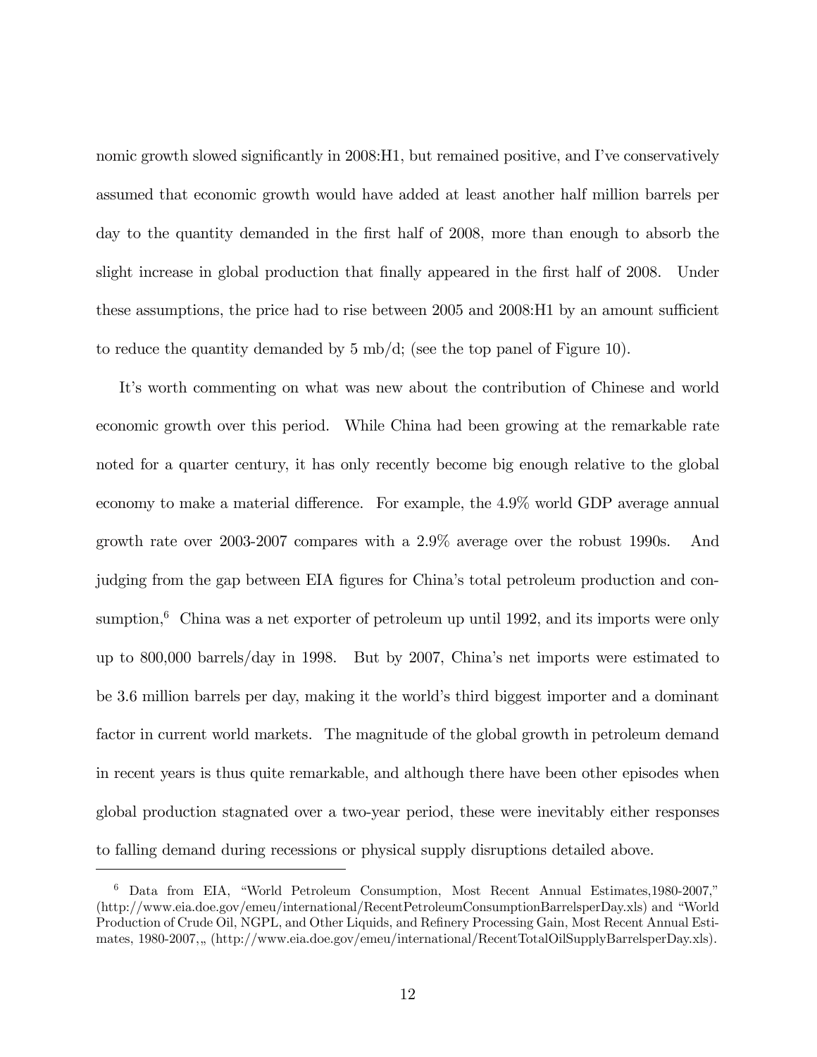nomic growth slowed significantly in 2008:H1, but remained positive, and I've conservatively assumed that economic growth would have added at least another half million barrels per day to the quantity demanded in the first half of 2008, more than enough to absorb the slight increase in global production that finally appeared in the first half of 2008. Under these assumptions, the price had to rise between 2005 and 2008:H1 by an amount sufficient to reduce the quantity demanded by 5 mb/d; (see the top panel of Figure 10).

It's worth commenting on what was new about the contribution of Chinese and world economic growth over this period. While China had been growing at the remarkable rate noted for a quarter century, it has only recently become big enough relative to the global economy to make a material difference. For example, the 4.9% world GDP average annual growth rate over 2003-2007 compares with a 2.9% average over the robust 1990s. And judging from the gap between EIA figures for China's total petroleum production and consumption,[6] China was a net exporter of petroleum up until 1992, and its imports were only up to 800,000 barrels/day in 1998. But by 2007, China's net imports were estimated to be 3.6 million barrels per day, making it the world's third biggest importer and a dominant factor in current world markets. The magnitude of the global growth in petroleum demand in recent years is thus quite remarkable, and although there have been other episodes when global production stagnated over a two-year period, these were inevitably either responses to falling demand during recessions or physical supply disruptions detailed above.

---

[6] Data from EIA, "World Petroleum Consumption, Most Recent Annual Estimates,1980-2007," (http://www.eia.doe.gov/emeu/international/RecentPetroleumConsumptionBarrelsperDay.xls) and "World Production of Crude Oil, NGPL, and Other Liquids, and Refinery Processing Gain, Most Recent Annual Estimates, 1980-2007,„ (http://www.eia.doe.gov/emeu/international/RecentTotalOilSupplyBarrelsperDay.xls).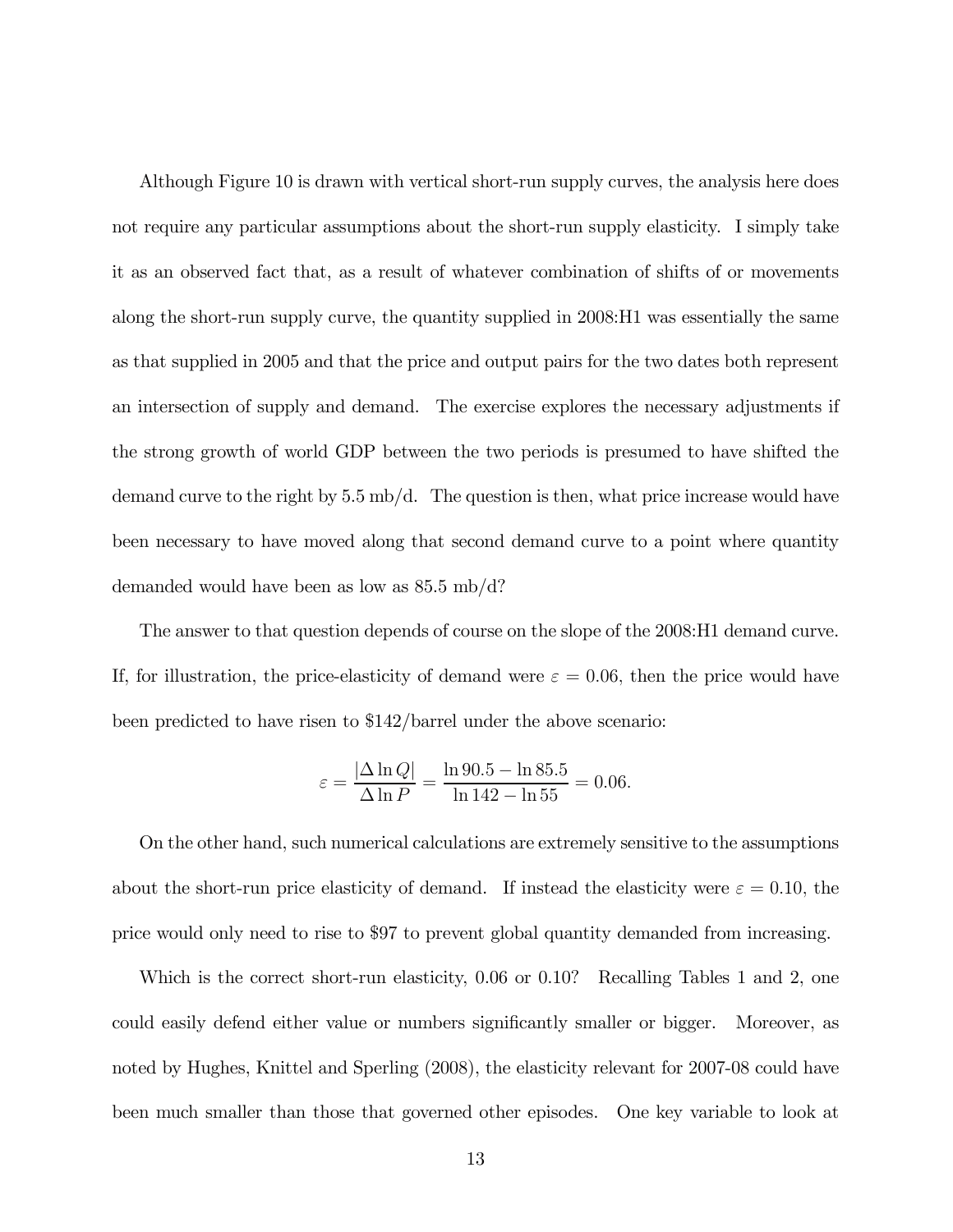Although Figure 10 is drawn with vertical short-run supply curves, the analysis here does not require any particular assumptions about the short-run supply elasticity. I simply take it as an observed fact that, as a result of whatever combination of shifts of or movements along the short-run supply curve, the quantity supplied in 2008:H1 was essentially the same as that supplied in 2005 and that the price and output pairs for the two dates both represent an intersection of supply and demand. The exercise explores the necessary adjustments if the strong growth of world GDP between the two periods is presumed to have shifted the demand curve to the right by 5.5 mb/d. The question is then, what price increase would have been necessary to have moved along that second demand curve to a point where quantity demanded would have been as low as 85.5 mb/d?

The answer to that question depends of course on the slope of the 2008:H1 demand curve. If, for illustration, the price-elasticity of demand were $\varepsilon = 0.06$, then the price would have been predicted to have risen to \$142/barrel under the above scenario:

$$\varepsilon = \frac{|\Delta \ln Q|}{\Delta \ln P} = \frac{\ln 90.5 - \ln 85.5}{\ln 142 - \ln 55} = 0.06.$$

On the other hand, such numerical calculations are extremely sensitive to the assumptions about the short-run price elasticity of demand. If instead the elasticity were $\varepsilon = 0.10$, the price would only need to rise to \$97 to prevent global quantity demanded from increasing.

Which is the correct short-run elasticity, 0.06 or 0.10? Recalling Tables 1 and 2, one could easily defend either value or numbers significantly smaller or bigger. Moreover, as noted by Hughes, Knittel and Sperling (2008), the elasticity relevant for 2007-08 could have been much smaller than those that governed other episodes. One key variable to look at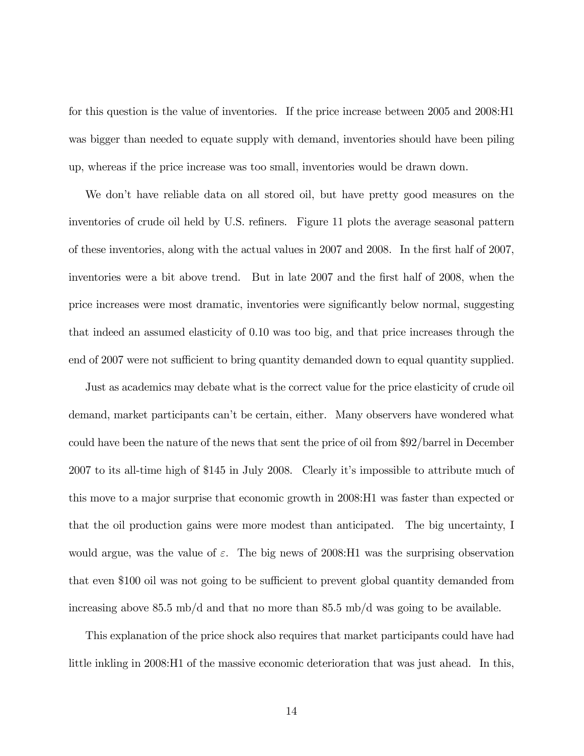for this question is the value of inventories. If the price increase between 2005 and 2008:H1 was bigger than needed to equate supply with demand, inventories should have been piling up, whereas if the price increase was too small, inventories would be drawn down.

We don't have reliable data on all stored oil, but have pretty good measures on the inventories of crude oil held by U.S. refiners. Figure 11 plots the average seasonal pattern of these inventories, along with the actual values in 2007 and 2008. In the first half of 2007, inventories were a bit above trend. But in late 2007 and the first half of 2008, when the price increases were most dramatic, inventories were significantly below normal, suggesting that indeed an assumed elasticity of 0.10 was too big, and that price increases through the end of 2007 were not sufficient to bring quantity demanded down to equal quantity supplied.

Just as academics may debate what is the correct value for the price elasticity of crude oil demand, market participants can't be certain, either. Many observers have wondered what could have been the nature of the news that sent the price of oil from \$92/barrel in December 2007 to its all-time high of \$145 in July 2008. Clearly it's impossible to attribute much of this move to a major surprise that economic growth in 2008:H1 was faster than expected or that the oil production gains were more modest than anticipated. The big uncertainty, I would argue, was the value of $\varepsilon$. The big news of 2008:H1 was the surprising observation that even \$100 oil was not going to be sufficient to prevent global quantity demanded from increasing above 85.5 mb/d and that no more than 85.5 mb/d was going to be available.

This explanation of the price shock also requires that market participants could have had little inkling in 2008:H1 of the massive economic deterioration that was just ahead. In this,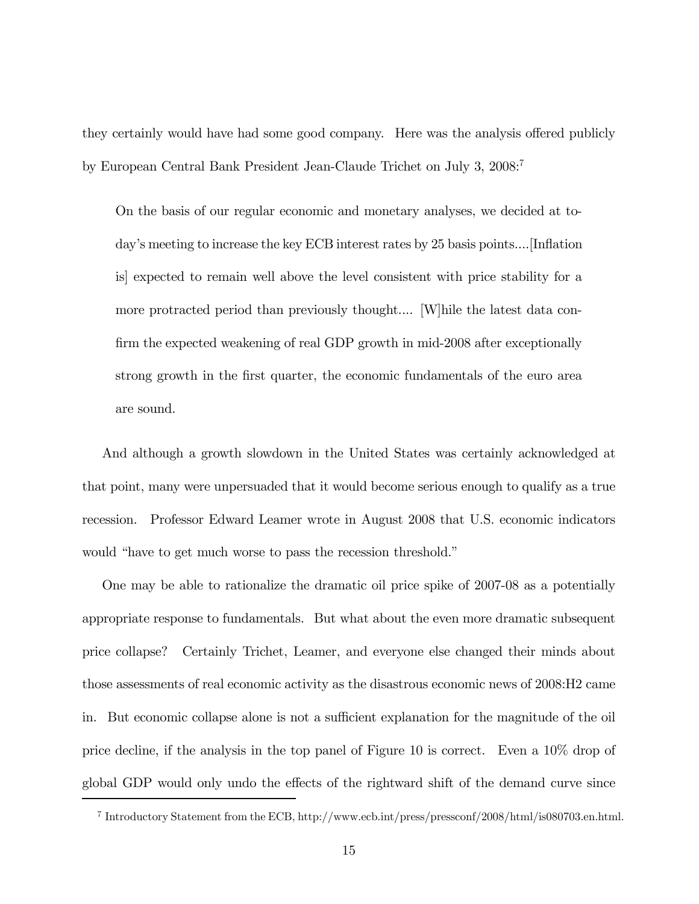they certainly would have had some good company. Here was the analysis offered publicly by European Central Bank President Jean-Claude Trichet on July 3, 2008:[7]

> On the basis of our regular economic and monetary analyses, we decided at today's meeting to increase the key ECB interest rates by 25 basis points....[Inflation is] expected to remain well above the level consistent with price stability for a more protracted period than previously thought.... [W]hile the latest data confirm the expected weakening of real GDP growth in mid-2008 after exceptionally strong growth in the first quarter, the economic fundamentals of the euro area are sound.

And although a growth slowdown in the United States was certainly acknowledged at that point, many were unpersuaded that it would become serious enough to qualify as a true recession. Professor Edward Leamer wrote in August 2008 that U.S. economic indicators would "have to get much worse to pass the recession threshold."

One may be able to rationalize the dramatic oil price spike of 2007-08 as a potentially appropriate response to fundamentals. But what about the even more dramatic subsequent price collapse? Certainly Trichet, Leamer, and everyone else changed their minds about those assessments of real economic activity as the disastrous economic news of 2008:H2 came in. But economic collapse alone is not a sufficient explanation for the magnitude of the oil price decline, if the analysis in the top panel of Figure 10 is correct. Even a 10% drop of global GDP would only undo the effects of the rightward shift of the demand curve since

[7] Introductory Statement from the ECB, http://www.ecb.int/press/pressconf/2008/html/is080703.en.html.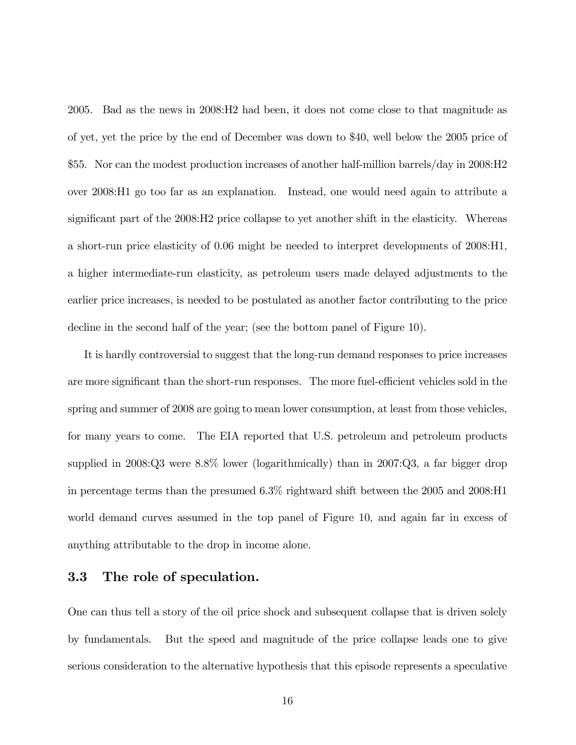2005. Bad as the news in 2008:H2 had been, it does not come close to that magnitude as of yet, yet the price by the end of December was down to $40, well below the 2005 price of $55. Nor can the modest production increases of another half-million barrels/day in 2008:H2 over 2008:H1 go too far as an explanation. Instead, one would need again to attribute a significant part of the 2008:H2 price collapse to yet another shift in the elasticity. Whereas a short-run price elasticity of 0.06 might be needed to interpret developments of 2008:H1, a higher intermediate-run elasticity, as petroleum users made delayed adjustments to the earlier price increases, is needed to be postulated as another factor contributing to the price decline in the second half of the year; (see the bottom panel of Figure 10).

It is hardly controversial to suggest that the long-run demand responses to price increases are more significant than the short-run responses. The more fuel-efficient vehicles sold in the spring and summer of 2008 are going to mean lower consumption, at least from those vehicles, for many years to come. The EIA reported that U.S. petroleum and petroleum products supplied in 2008:Q3 were 8.8% lower (logarithmically) than in 2007:Q3, a far bigger drop in percentage terms than the presumed 6.3% rightward shift between the 2005 and 2008:H1 world demand curves assumed in the top panel of Figure 10, and again far in excess of anything attributable to the drop in income alone.

### 3.3 The role of speculation.

One can thus tell a story of the oil price shock and subsequent collapse that is driven solely by fundamentals. But the speed and magnitude of the price collapse leads one to give serious consideration to the alternative hypothesis that this episode represents a speculative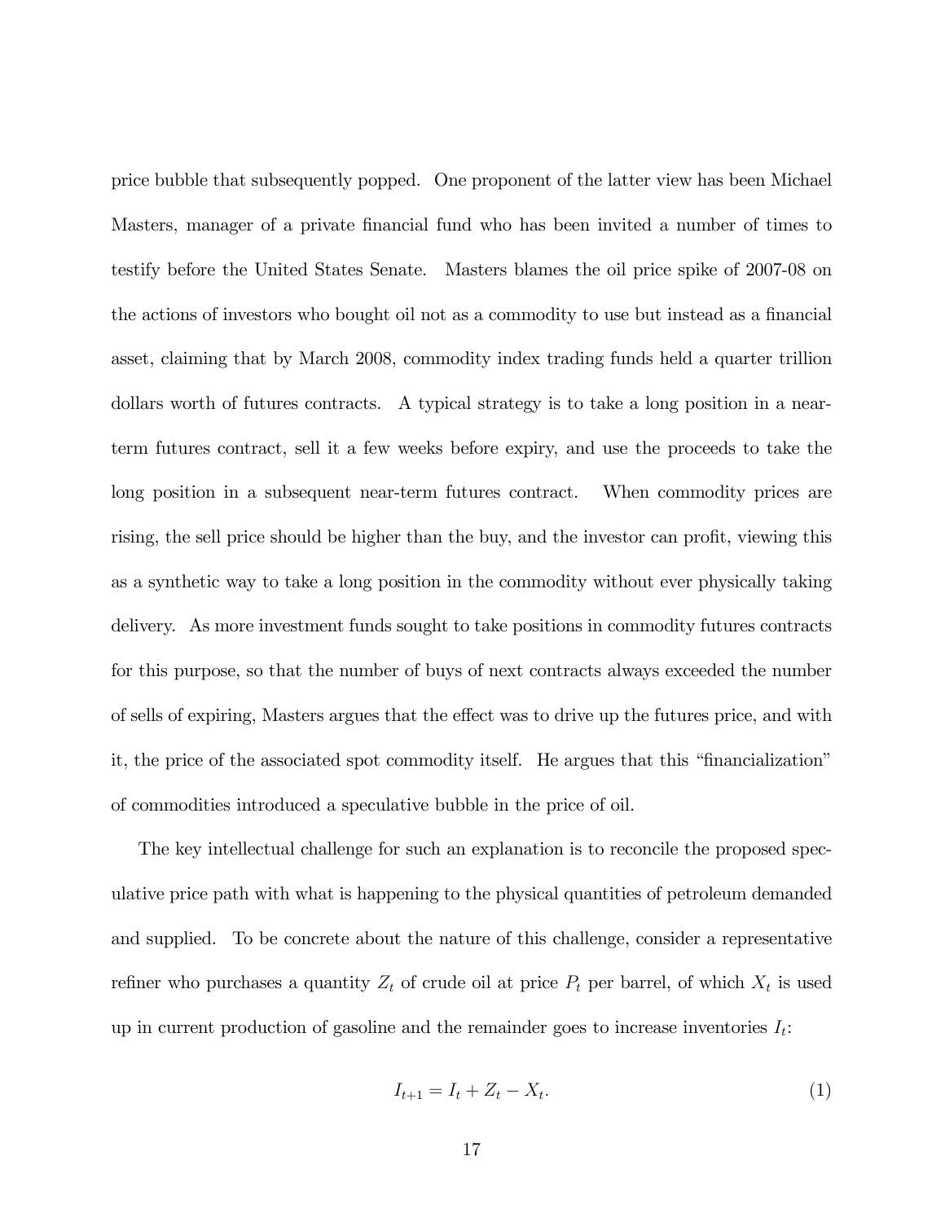price bubble that subsequently popped. One proponent of the latter view has been Michael Masters, manager of a private financial fund who has been invited a number of times to testify before the United States Senate. Masters blames the oil price spike of 2007-08 on the actions of investors who bought oil not as a commodity to use but instead as a financial asset, claiming that by March 2008, commodity index trading funds held a quarter trillion dollars worth of futures contracts. A typical strategy is to take a long position in a near-term futures contract, sell it a few weeks before expiry, and use the proceeds to take the long position in a subsequent near-term futures contract. When commodity prices are rising, the sell price should be higher than the buy, and the investor can profit, viewing this as a synthetic way to take a long position in the commodity without ever physically taking delivery. As more investment funds sought to take positions in commodity futures contracts for this purpose, so that the number of buys of next contracts always exceeded the number of sells of expiring, Masters argues that the effect was to drive up the futures price, and with it, the price of the associated spot commodity itself. He argues that this "financialization" of commodities introduced a speculative bubble in the price of oil.

The key intellectual challenge for such an explanation is to reconcile the proposed speculative price path with what is happening to the physical quantities of petroleum demanded and supplied. To be concrete about the nature of this challenge, consider a representative refiner who purchases a quantity $Z_t$ of crude oil at price $P_t$ per barrel, of which $X_t$ is used up in current production of gasoline and the remainder goes to increase inventories $I_t$:

$$I_{t+1} = I_t + Z_t - X_t. \tag{1}$$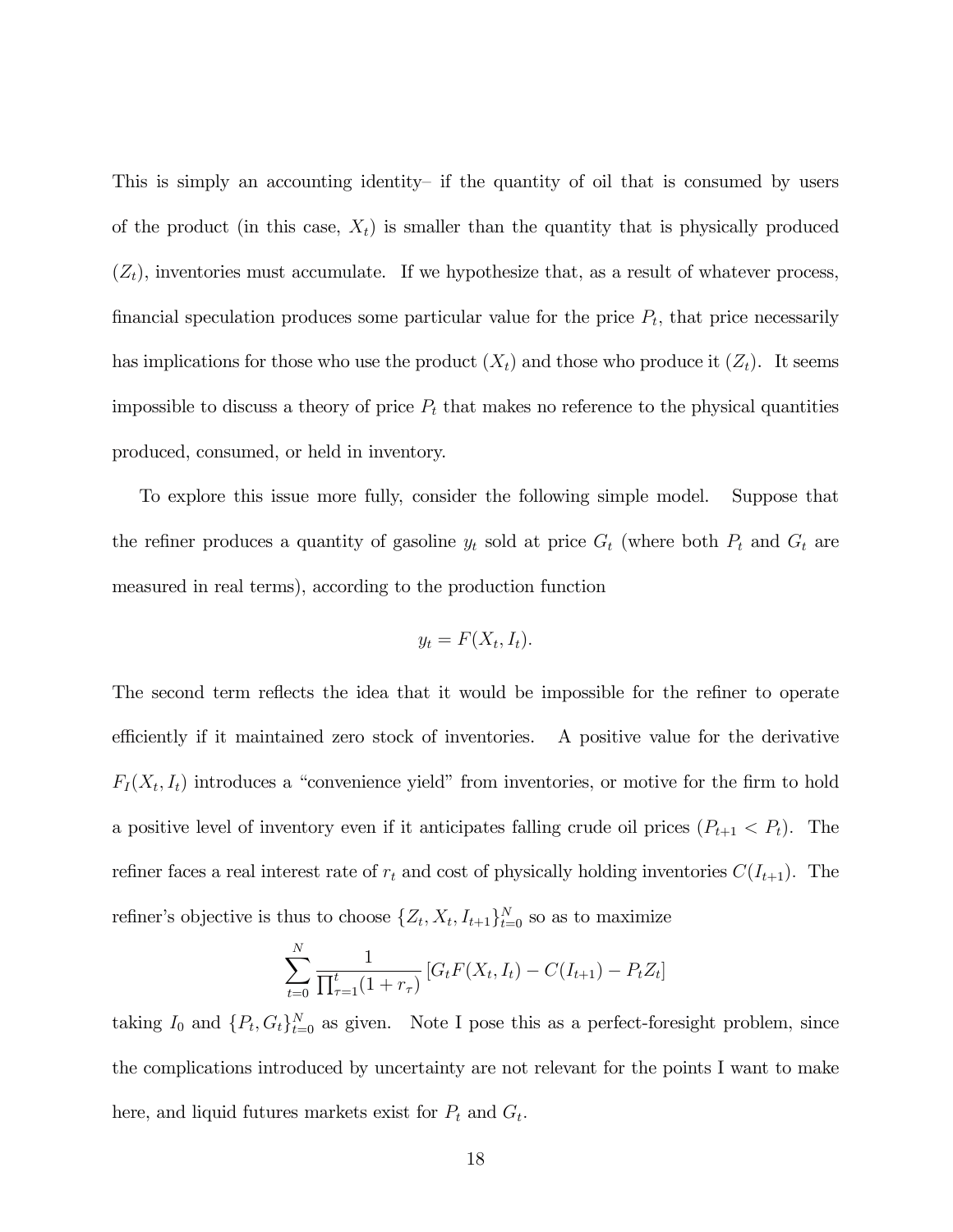This is simply an accounting identity– if the quantity of oil that is consumed by users of the product (in this case, $X_t$) is smaller than the quantity that is physically produced ($Z_t$), inventories must accumulate. If we hypothesize that, as a result of whatever process, financial speculation produces some particular value for the price $P_t$, that price necessarily has implications for those who use the product ($X_t$) and those who produce it ($Z_t$). It seems impossible to discuss a theory of price $P_t$ that makes no reference to the physical quantities produced, consumed, or held in inventory.

To explore this issue more fully, consider the following simple model. Suppose that the refiner produces a quantity of gasoline $y_t$ sold at price $G_t$ (where both $P_t$ and $G_t$ are measured in real terms), according to the production function

$$y_t = F(X_t, I_t).$$

The second term reflects the idea that it would be impossible for the refiner to operate efficiently if it maintained zero stock of inventories. A positive value for the derivative $F_I(X_t, I_t)$ introduces a "convenience yield" from inventories, or motive for the firm to hold a positive level of inventory even if it anticipates falling crude oil prices ($P_{t+1} < P_t$). The refiner faces a real interest rate of $r_t$ and cost of physically holding inventories $C(I_{t+1})$. The refiner's objective is thus to choose $\{Z_t, X_t, I_{t+1}\}_{t=0}^N$ so as to maximize

$$\sum_{t=0}^{N} \frac{1}{\prod_{\tau=1}^{t}(1+r_\tau)} \left[G_t F(X_t, I_t) - C(I_{t+1}) - P_t Z_t\right]$$

taking $I_0$ and $\{P_t, G_t\}_{t=0}^N$ as given. Note I pose this as a perfect-foresight problem, since the complications introduced by uncertainty are not relevant for the points I want to make here, and liquid futures markets exist for $P_t$ and $G_t$.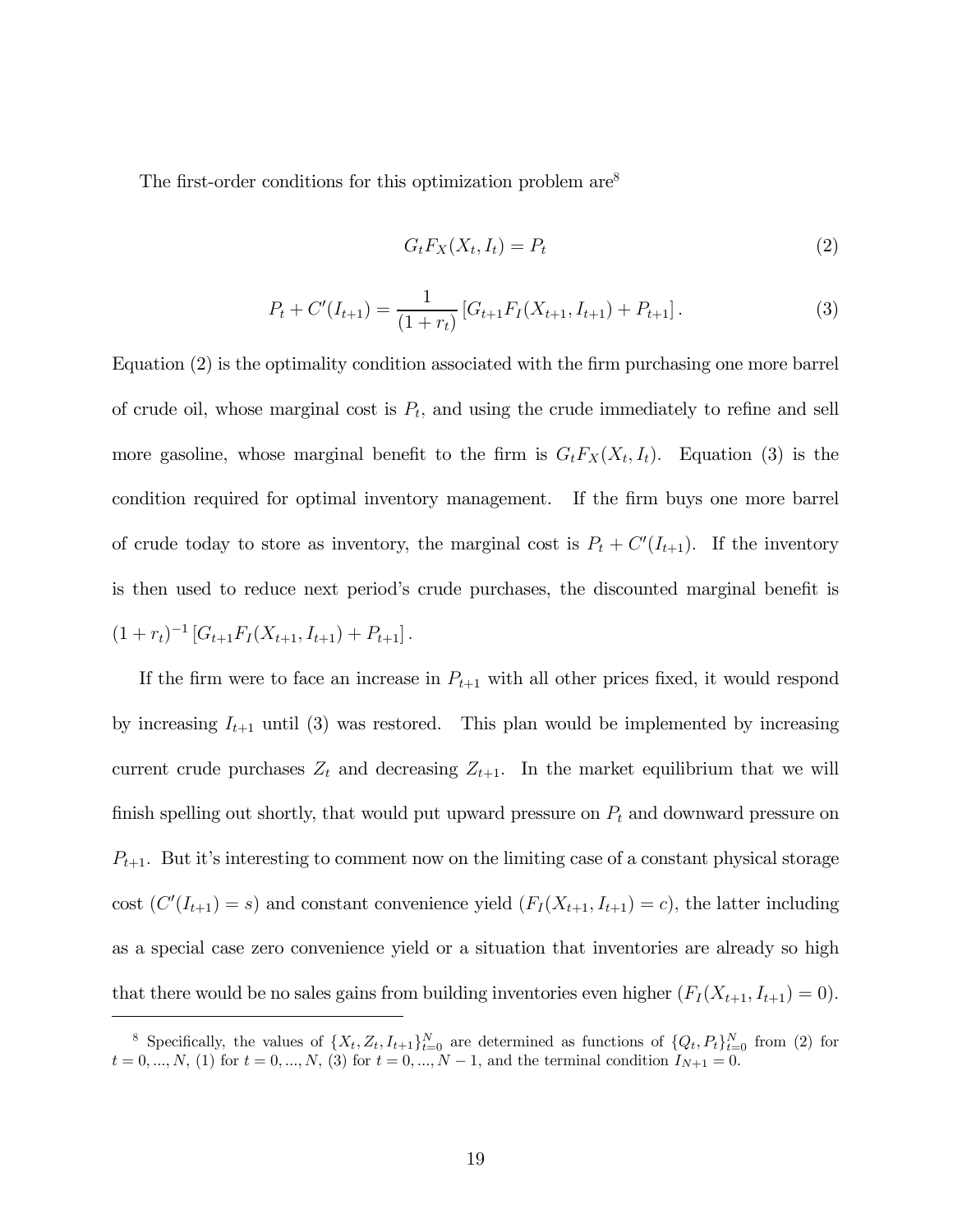The first-order conditions for this optimization problem are[8]

$$G_t F_X(X_t, I_t) = P_t \tag{2}$$

$$P_t + C'(I_{t+1}) = \frac{1}{(1+r_t)} \left[ G_{t+1} F_I(X_{t+1}, I_{t+1}) + P_{t+1} \right]. \tag{3}$$

Equation (2) is the optimality condition associated with the firm purchasing one more barrel of crude oil, whose marginal cost is $P_t$, and using the crude immediately to refine and sell more gasoline, whose marginal benefit to the firm is $G_t F_X(X_t, I_t)$. Equation (3) is the condition required for optimal inventory management. If the firm buys one more barrel of crude today to store as inventory, the marginal cost is $P_t + C'(I_{t+1})$. If the inventory is then used to reduce next period's crude purchases, the discounted marginal benefit is $(1+r_t)^{-1} \left[ G_{t+1} F_I(X_{t+1}, I_{t+1}) + P_{t+1} \right]$.

If the firm were to face an increase in $P_{t+1}$ with all other prices fixed, it would respond by increasing $I_{t+1}$ until (3) was restored. This plan would be implemented by increasing current crude purchases $Z_t$ and decreasing $Z_{t+1}$. In the market equilibrium that we will finish spelling out shortly, that would put upward pressure on $P_t$ and downward pressure on $P_{t+1}$. But it's interesting to comment now on the limiting case of a constant physical storage cost ($C'(I_{t+1}) = s$) and constant convenience yield ($F_I(X_{t+1}, I_{t+1}) = c$), the latter including as a special case zero convenience yield or a situation that inventories are already so high that there would be no sales gains from building inventories even higher ($F_I(X_{t+1}, I_{t+1}) = 0$).

[8] Specifically, the values of $\{X_t, Z_t, I_{t+1}\}_{t=0}^{N}$ are determined as functions of $\{Q_t, P_t\}_{t=0}^{N}$ from (2) for $t = 0, ..., N$, (1) for $t = 0, ..., N$, (3) for $t = 0, ..., N-1$, and the terminal condition $I_{N+1} = 0$.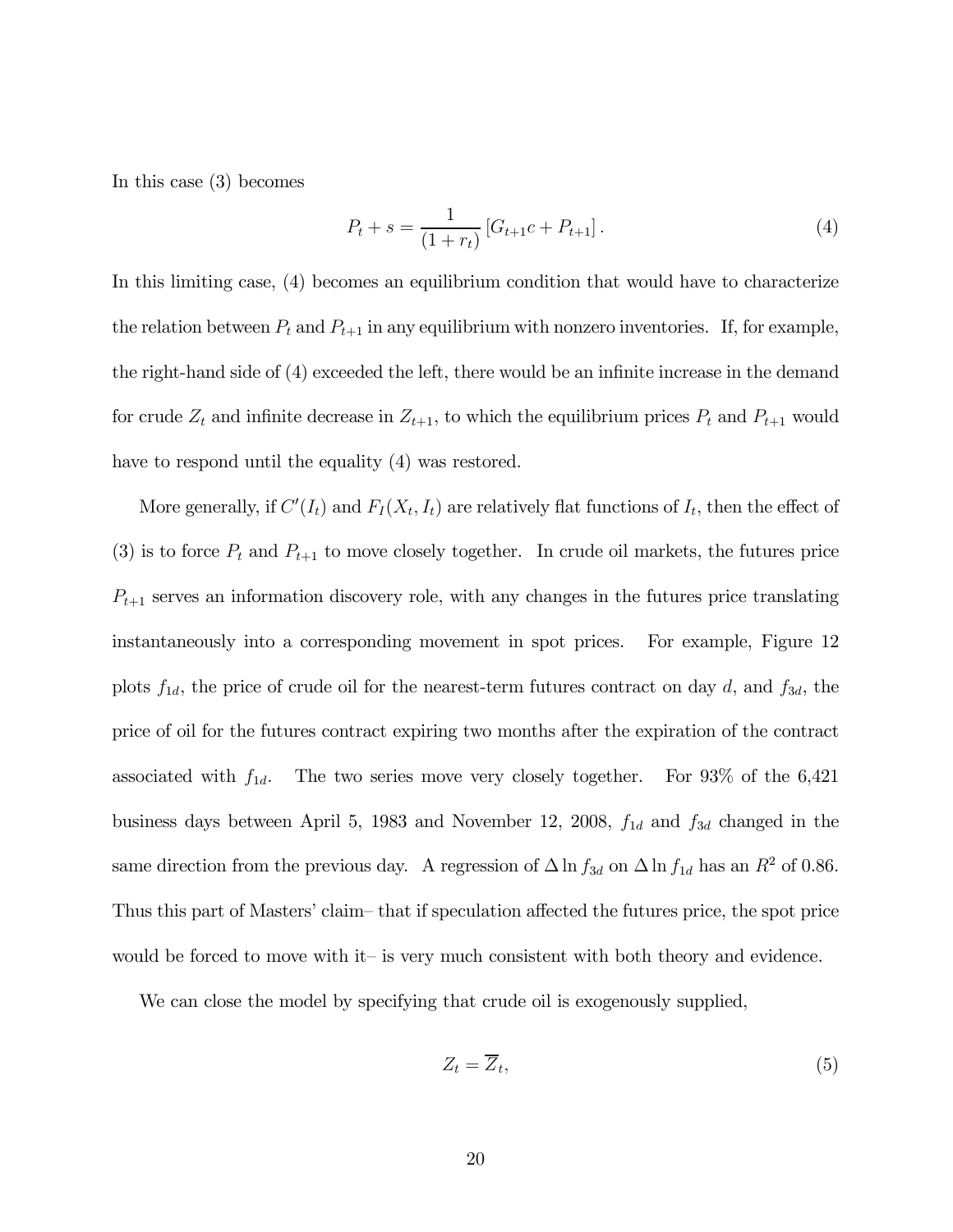In this case (3) becomes

$$P_t + s = \frac{1}{(1 + r_t)} \left[ G_{t+1}c + P_{t+1} \right]. \tag{4}$$

In this limiting case, (4) becomes an equilibrium condition that would have to characterize the relation between $P_t$ and $P_{t+1}$ in any equilibrium with nonzero inventories. If, for example, the right-hand side of (4) exceeded the left, there would be an infinite increase in the demand for crude $Z_t$ and infinite decrease in $Z_{t+1}$, to which the equilibrium prices $P_t$ and $P_{t+1}$ would have to respond until the equality (4) was restored.

More generally, if $C'(I_t)$ and $F_I(X_t, I_t)$ are relatively flat functions of $I_t$, then the effect of (3) is to force $P_t$ and $P_{t+1}$ to move closely together. In crude oil markets, the futures price $P_{t+1}$ serves an information discovery role, with any changes in the futures price translating instantaneously into a corresponding movement in spot prices. For example, Figure 12 plots $f_{1d}$, the price of crude oil for the nearest-term futures contract on day $d$, and $f_{3d}$, the price of oil for the futures contract expiring two months after the expiration of the contract associated with $f_{1d}$. The two series move very closely together. For 93% of the 6,421 business days between April 5, 1983 and November 12, 2008, $f_{1d}$ and $f_{3d}$ changed in the same direction from the previous day. A regression of $\Delta \ln f_{3d}$ on $\Delta \ln f_{1d}$ has an $R^2$ of 0.86. Thus this part of Masters' claim– that if speculation affected the futures price, the spot price would be forced to move with it– is very much consistent with both theory and evidence.

We can close the model by specifying that crude oil is exogenously supplied,

$$Z_t = \overline{Z}_t, \tag{5}$$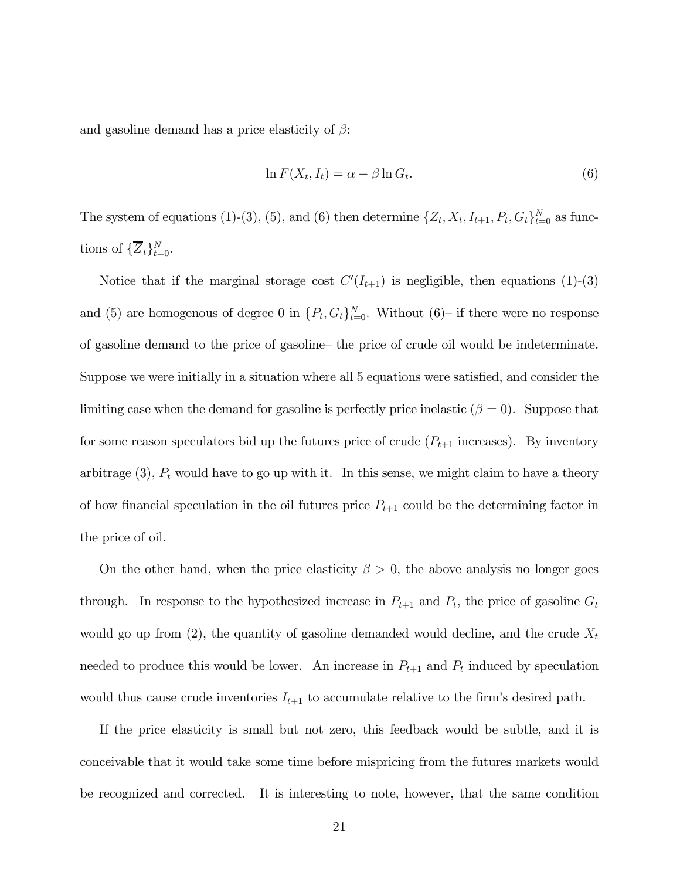and gasoline demand has a price elasticity of $\beta$:

$$\ln F(X_t, I_t) = \alpha - \beta \ln G_t. \tag{6}$$

The system of equations (1)-(3), (5), and (6) then determine $\{Z_t, X_t, I_{t+1}, P_t, G_t\}_{t=0}^N$ as functions of $\{\overline{Z}_t\}_{t=0}^N$.

Notice that if the marginal storage cost $C'(I_{t+1})$ is negligible, then equations (1)-(3) and (5) are homogenous of degree 0 in $\{P_t, G_t\}_{t=0}^N$. Without (6)– if there were no response of gasoline demand to the price of gasoline– the price of crude oil would be indeterminate. Suppose we were initially in a situation where all 5 equations were satisfied, and consider the limiting case when the demand for gasoline is perfectly price inelastic ($\beta = 0$). Suppose that for some reason speculators bid up the futures price of crude ($P_{t+1}$ increases). By inventory arbitrage (3), $P_t$ would have to go up with it. In this sense, we might claim to have a theory of how financial speculation in the oil futures price $P_{t+1}$ could be the determining factor in the price of oil.

On the other hand, when the price elasticity $\beta > 0$, the above analysis no longer goes through. In response to the hypothesized increase in $P_{t+1}$ and $P_t$, the price of gasoline $G_t$ would go up from (2), the quantity of gasoline demanded would decline, and the crude $X_t$ needed to produce this would be lower. An increase in $P_{t+1}$ and $P_t$ induced by speculation would thus cause crude inventories $I_{t+1}$ to accumulate relative to the firm's desired path.

If the price elasticity is small but not zero, this feedback would be subtle, and it is conceivable that it would take some time before mispricing from the futures markets would be recognized and corrected. It is interesting to note, however, that the same condition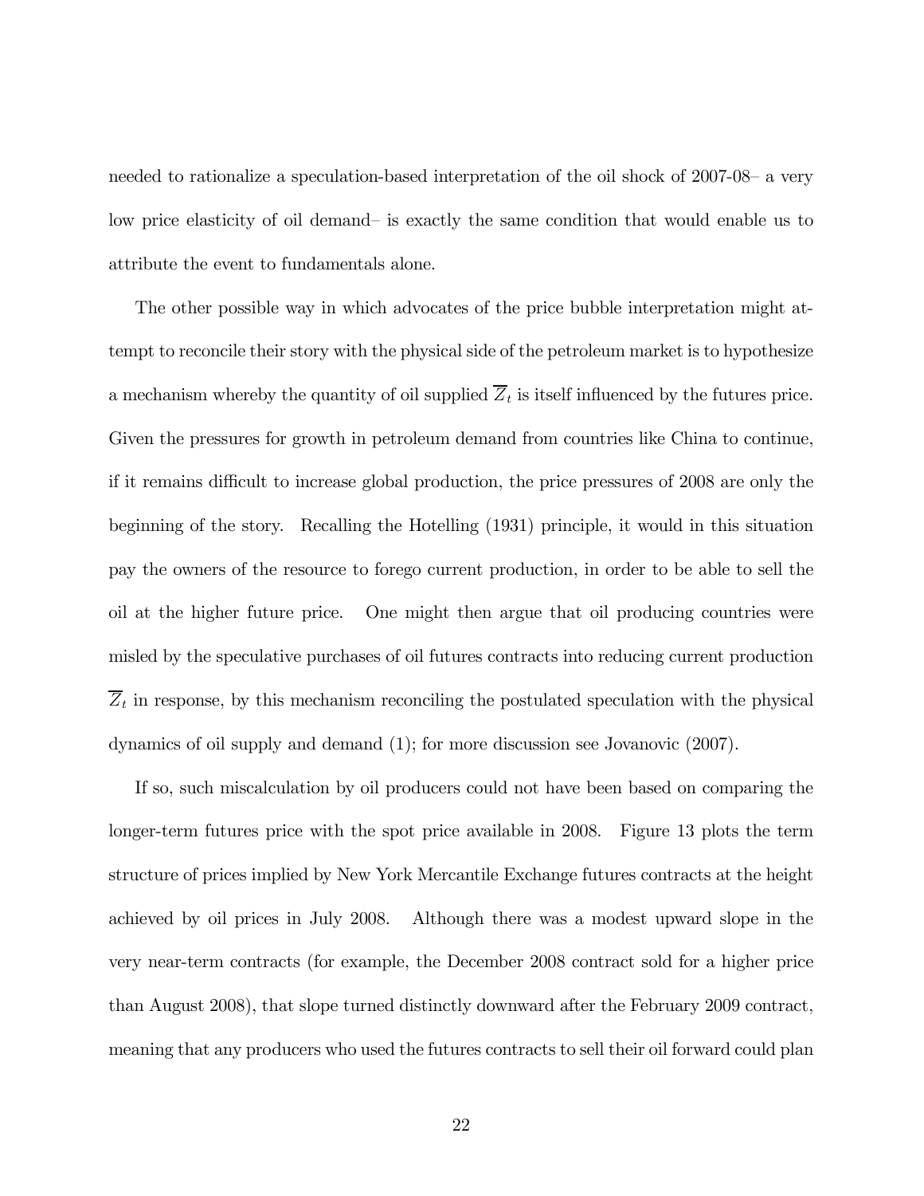needed to rationalize a speculation-based interpretation of the oil shock of 2007-08– a very low price elasticity of oil demand– is exactly the same condition that would enable us to attribute the event to fundamentals alone.

The other possible way in which advocates of the price bubble interpretation might attempt to reconcile their story with the physical side of the petroleum market is to hypothesize a mechanism whereby the quantity of oil supplied $\overline{Z}_t$ is itself influenced by the futures price. Given the pressures for growth in petroleum demand from countries like China to continue, if it remains difficult to increase global production, the price pressures of 2008 are only the beginning of the story. Recalling the Hotelling (1931) principle, it would in this situation pay the owners of the resource to forego current production, in order to be able to sell the oil at the higher future price. One might then argue that oil producing countries were misled by the speculative purchases of oil futures contracts into reducing current production $\overline{Z}_t$ in response, by this mechanism reconciling the postulated speculation with the physical dynamics of oil supply and demand (1); for more discussion see Jovanovic (2007).

If so, such miscalculation by oil producers could not have been based on comparing the longer-term futures price with the spot price available in 2008. Figure 13 plots the term structure of prices implied by New York Mercantile Exchange futures contracts at the height achieved by oil prices in July 2008. Although there was a modest upward slope in the very near-term contracts (for example, the December 2008 contract sold for a higher price than August 2008), that slope turned distinctly downward after the February 2009 contract, meaning that any producers who used the futures contracts to sell their oil forward could plan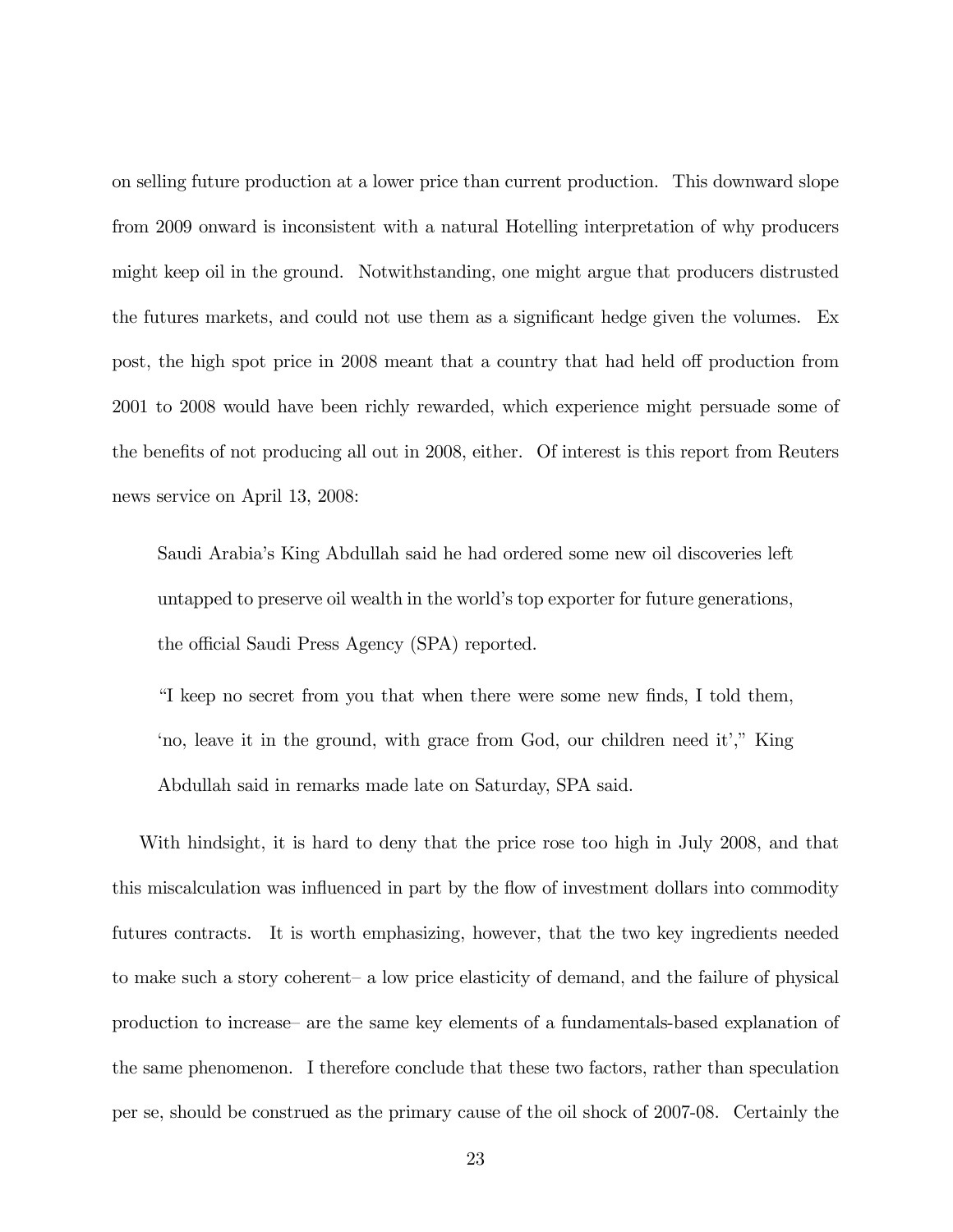on selling future production at a lower price than current production. This downward slope from 2009 onward is inconsistent with a natural Hotelling interpretation of why producers might keep oil in the ground. Notwithstanding, one might argue that producers distrusted the futures markets, and could not use them as a significant hedge given the volumes. Ex post, the high spot price in 2008 meant that a country that had held off production from 2001 to 2008 would have been richly rewarded, which experience might persuade some of the benefits of not producing all out in 2008, either. Of interest is this report from Reuters news service on April 13, 2008:

> Saudi Arabia's King Abdullah said he had ordered some new oil discoveries left untapped to preserve oil wealth in the world's top exporter for future generations, the official Saudi Press Agency (SPA) reported.
>
> "I keep no secret from you that when there were some new finds, I told them, 'no, leave it in the ground, with grace from God, our children need it'," King Abdullah said in remarks made late on Saturday, SPA said.

With hindsight, it is hard to deny that the price rose too high in July 2008, and that this miscalculation was influenced in part by the flow of investment dollars into commodity futures contracts. It is worth emphasizing, however, that the two key ingredients needed to make such a story coherent– a low price elasticity of demand, and the failure of physical production to increase– are the same key elements of a fundamentals-based explanation of the same phenomenon. I therefore conclude that these two factors, rather than speculation per se, should be construed as the primary cause of the oil shock of 2007-08. Certainly the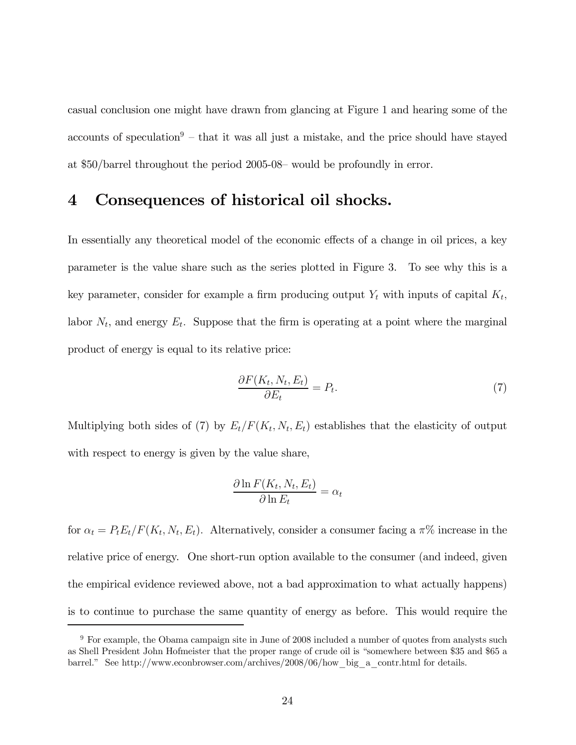casual conclusion one might have drawn from glancing at Figure 1 and hearing some of the accounts of speculation[9] – that it was all just a mistake, and the price should have stayed at $50/barrel throughout the period 2005-08– would be profoundly in error.

## 4 Consequences of historical oil shocks.

In essentially any theoretical model of the economic effects of a change in oil prices, a key parameter is the value share such as the series plotted in Figure 3. To see why this is a key parameter, consider for example a firm producing output $Y_t$ with inputs of capital $K_t$, labor $N_t$, and energy $E_t$. Suppose that the firm is operating at a point where the marginal product of energy is equal to its relative price:

$$\frac{\partial F(K_t, N_t, E_t)}{\partial E_t} = P_t. \tag{7}$$

Multiplying both sides of (7) by $E_t/F(K_t, N_t, E_t)$ establishes that the elasticity of output with respect to energy is given by the value share,

$$\frac{\partial \ln F(K_t, N_t, E_t)}{\partial \ln E_t} = \alpha_t$$

for $\alpha_t = P_t E_t / F(K_t, N_t, E_t)$. Alternatively, consider a consumer facing a $\pi\%$ increase in the relative price of energy. One short-run option available to the consumer (and indeed, given the empirical evidence reviewed above, not a bad approximation to what actually happens) is to continue to purchase the same quantity of energy as before. This would require the

[9] For example, the Obama campaign site in June of 2008 included a number of quotes from analysts such as Shell President John Hofmeister that the proper range of crude oil is "somewhere between $35 and $65 a barrel." See http://www.econbrowser.com/archives/2008/06/how_big_a_contr.html for details.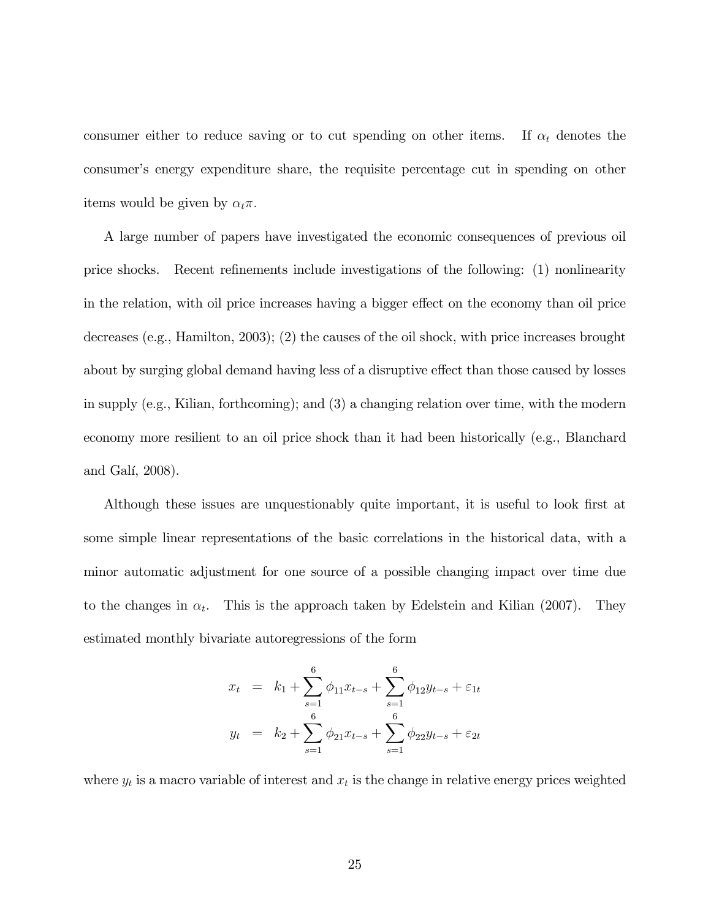consumer either to reduce saving or to cut spending on other items. If $\alpha_t$ denotes the consumer's energy expenditure share, the requisite percentage cut in spending on other items would be given by $\alpha_t \pi$.

A large number of papers have investigated the economic consequences of previous oil price shocks. Recent refinements include investigations of the following: (1) nonlinearity in the relation, with oil price increases having a bigger effect on the economy than oil price decreases (e.g., Hamilton, 2003); (2) the causes of the oil shock, with price increases brought about by surging global demand having less of a disruptive effect than those caused by losses in supply (e.g., Kilian, forthcoming); and (3) a changing relation over time, with the modern economy more resilient to an oil price shock than it had been historically (e.g., Blanchard and Galí, 2008).

Although these issues are unquestionably quite important, it is useful to look first at some simple linear representations of the basic correlations in the historical data, with a minor automatic adjustment for one source of a possible changing impact over time due to the changes in $\alpha_t$. This is the approach taken by Edelstein and Kilian (2007). They estimated monthly bivariate autoregressions of the form

$$
\begin{aligned}
x_t &= k_1 + \sum_{s=1}^{6} \phi_{11} x_{t-s} + \sum_{s=1}^{6} \phi_{12} y_{t-s} + \varepsilon_{1t} \\
y_t &= k_2 + \sum_{s=1}^{6} \phi_{21} x_{t-s} + \sum_{s=1}^{6} \phi_{22} y_{t-s} + \varepsilon_{2t}
\end{aligned}
$$

where $y_t$ is a macro variable of interest and $x_t$ is the change in relative energy prices weighted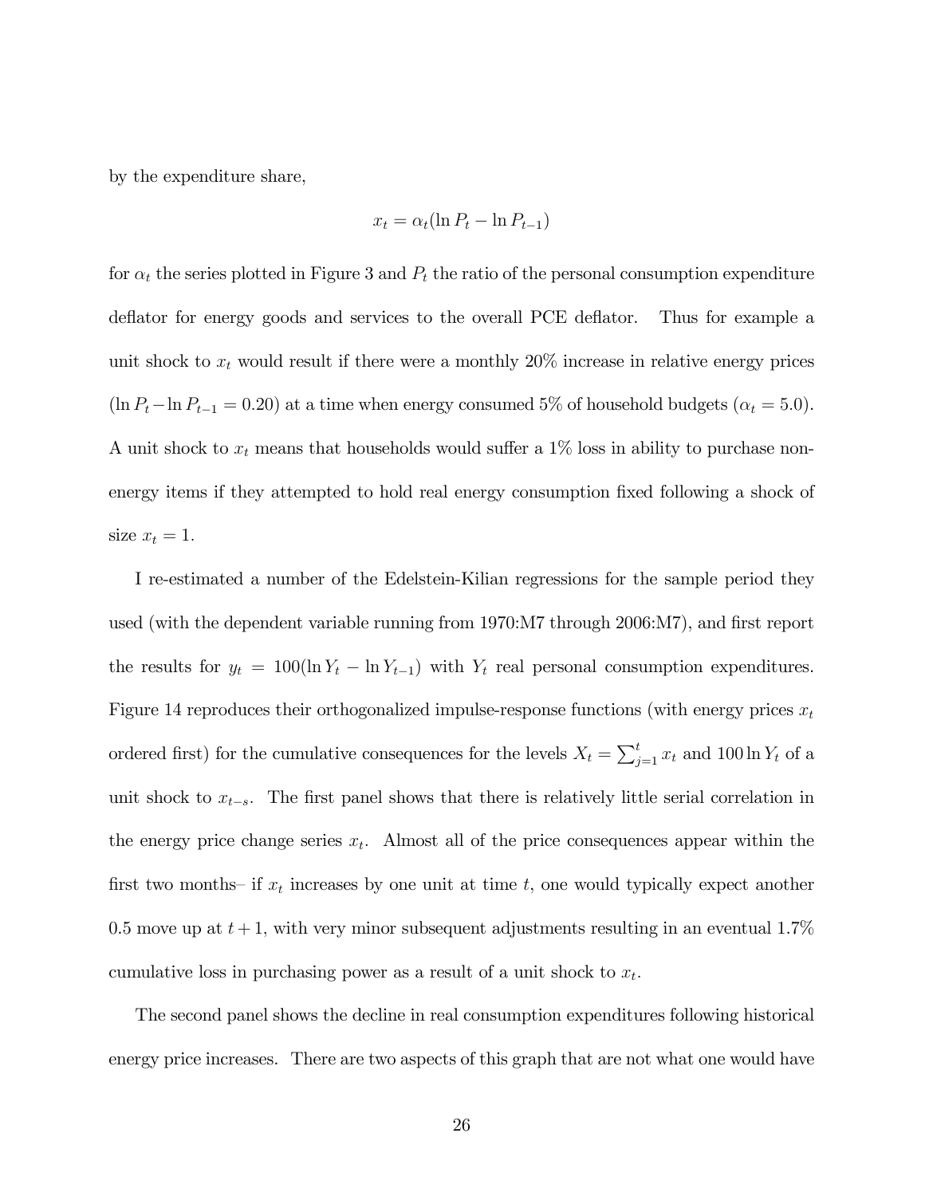by the expenditure share,

$$x_t = \alpha_t(\ln P_t - \ln P_{t-1})$$

for $\alpha_t$ the series plotted in Figure 3 and $P_t$ the ratio of the personal consumption expenditure deflator for energy goods and services to the overall PCE deflator. Thus for example a unit shock to $x_t$ would result if there were a monthly 20% increase in relative energy prices ($\ln P_t - \ln P_{t-1} = 0.20$) at a time when energy consumed 5% of household budgets ($\alpha_t = 5.0$). A unit shock to $x_t$ means that households would suffer a 1% loss in ability to purchase non-energy items if they attempted to hold real energy consumption fixed following a shock of size $x_t = 1$.

I re-estimated a number of the Edelstein-Kilian regressions for the sample period they used (with the dependent variable running from 1970:M7 through 2006:M7), and first report the results for $y_t = 100(\ln Y_t - \ln Y_{t-1})$ with $Y_t$ real personal consumption expenditures. Figure 14 reproduces their orthogonalized impulse-response functions (with energy prices $x_t$ ordered first) for the cumulative consequences for the levels $X_t = \sum_{j=1}^{t} x_t$ and $100 \ln Y_t$ of a unit shock to $x_{t-s}$. The first panel shows that there is relatively little serial correlation in the energy price change series $x_t$. Almost all of the price consequences appear within the first two months– if $x_t$ increases by one unit at time $t$, one would typically expect another 0.5 move up at $t+1$, with very minor subsequent adjustments resulting in an eventual 1.7% cumulative loss in purchasing power as a result of a unit shock to $x_t$.

The second panel shows the decline in real consumption expenditures following historical energy price increases. There are two aspects of this graph that are not what one would have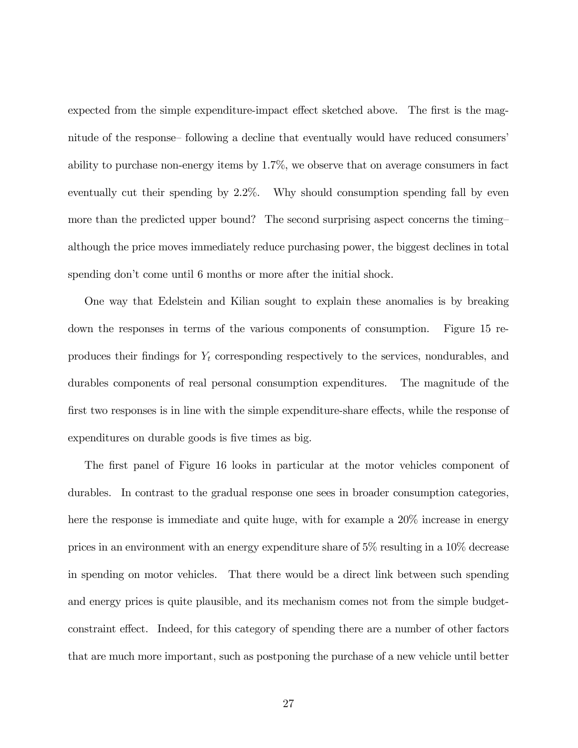expected from the simple expenditure-impact effect sketched above. The first is the magnitude of the response– following a decline that eventually would have reduced consumers' ability to purchase non-energy items by 1.7%, we observe that on average consumers in fact eventually cut their spending by 2.2%. Why should consumption spending fall by even more than the predicted upper bound? The second surprising aspect concerns the timing– although the price moves immediately reduce purchasing power, the biggest declines in total spending don't come until 6 months or more after the initial shock.

One way that Edelstein and Kilian sought to explain these anomalies is by breaking down the responses in terms of the various components of consumption. Figure 15 reproduces their findings for $Y_t$ corresponding respectively to the services, nondurables, and durables components of real personal consumption expenditures. The magnitude of the first two responses is in line with the simple expenditure-share effects, while the response of expenditures on durable goods is five times as big.

The first panel of Figure 16 looks in particular at the motor vehicles component of durables. In contrast to the gradual response one sees in broader consumption categories, here the response is immediate and quite huge, with for example a 20% increase in energy prices in an environment with an energy expenditure share of 5% resulting in a 10% decrease in spending on motor vehicles. That there would be a direct link between such spending and energy prices is quite plausible, and its mechanism comes not from the simple budget-constraint effect. Indeed, for this category of spending there are a number of other factors that are much more important, such as postponing the purchase of a new vehicle until better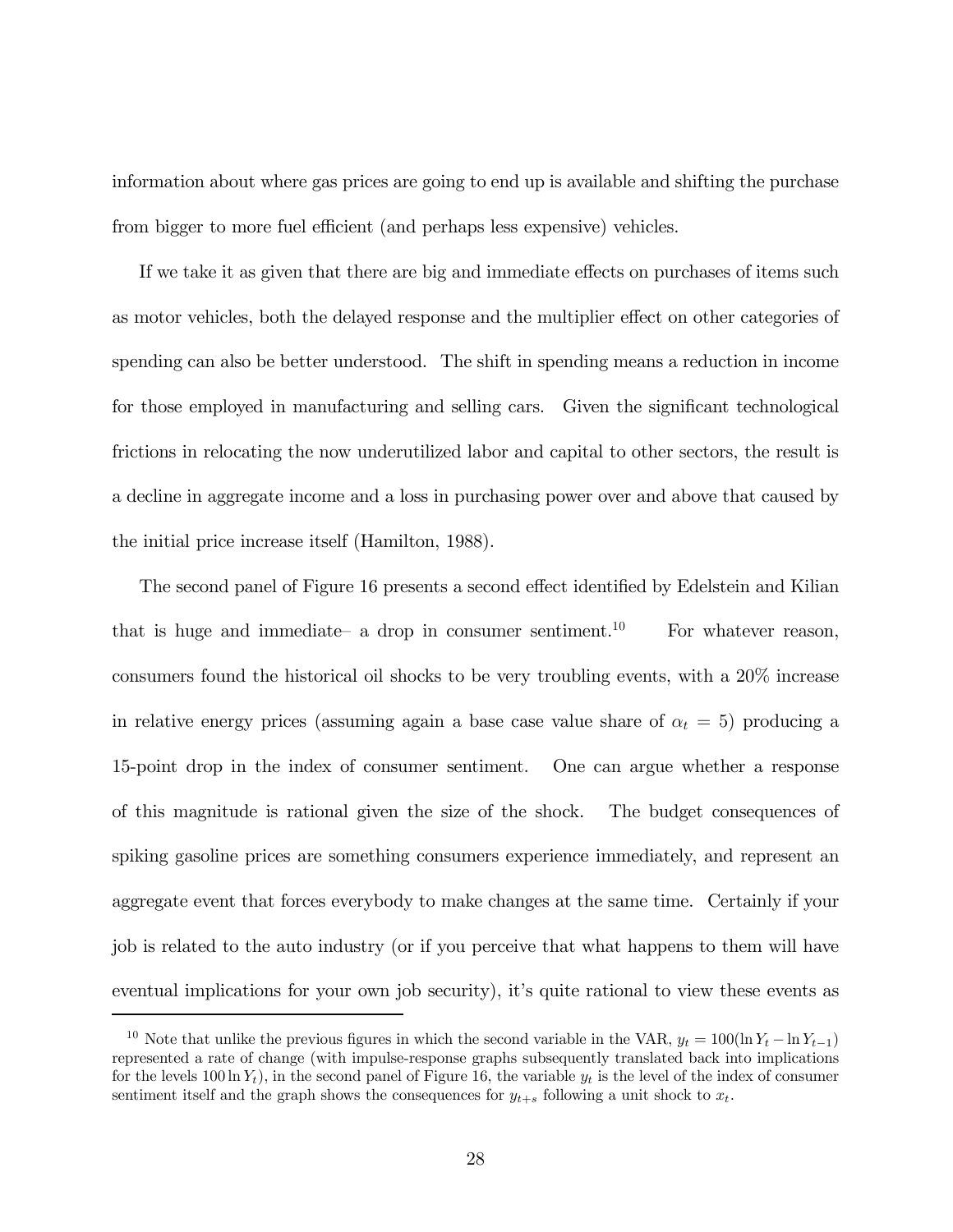information about where gas prices are going to end up is available and shifting the purchase from bigger to more fuel efficient (and perhaps less expensive) vehicles.

If we take it as given that there are big and immediate effects on purchases of items such as motor vehicles, both the delayed response and the multiplier effect on other categories of spending can also be better understood. The shift in spending means a reduction in income for those employed in manufacturing and selling cars. Given the significant technological frictions in relocating the now underutilized labor and capital to other sectors, the result is a decline in aggregate income and a loss in purchasing power over and above that caused by the initial price increase itself (Hamilton, 1988).

The second panel of Figure 16 presents a second effect identified by Edelstein and Kilian that is huge and immediate– a drop in consumer sentiment.[10] For whatever reason, consumers found the historical oil shocks to be very troubling events, with a 20% increase in relative energy prices (assuming again a base case value share of $\alpha_t = 5$) producing a 15-point drop in the index of consumer sentiment. One can argue whether a response of this magnitude is rational given the size of the shock. The budget consequences of spiking gasoline prices are something consumers experience immediately, and represent an aggregate event that forces everybody to make changes at the same time. Certainly if your job is related to the auto industry (or if you perceive that what happens to them will have eventual implications for your own job security), it's quite rational to view these events as

[10] Note that unlike the previous figures in which the second variable in the VAR, $y_t = 100(\ln Y_t - \ln Y_{t-1})$ represented a rate of change (with impulse-response graphs subsequently translated back into implications for the levels $100 \ln Y_t$), in the second panel of Figure 16, the variable $y_t$ is the level of the index of consumer sentiment itself and the graph shows the consequences for $y_{t+s}$ following a unit shock to $x_t$.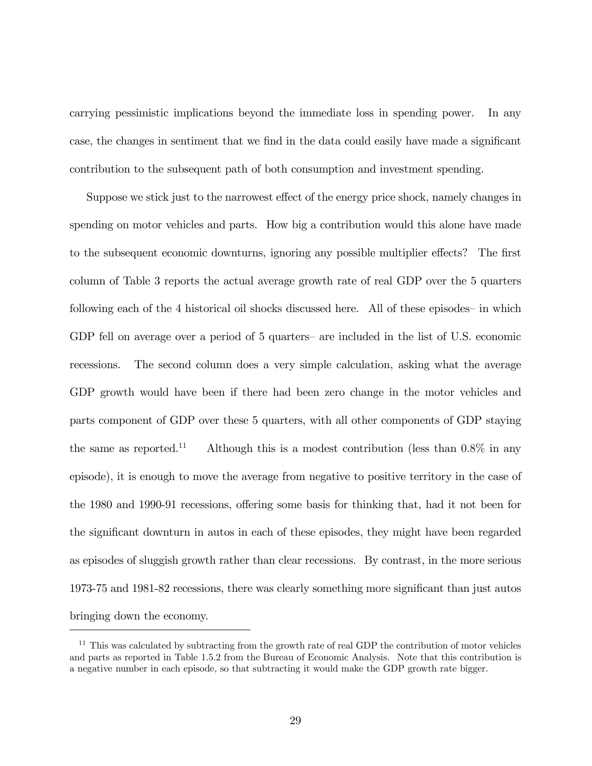carrying pessimistic implications beyond the immediate loss in spending power. In any case, the changes in sentiment that we find in the data could easily have made a significant contribution to the subsequent path of both consumption and investment spending.

Suppose we stick just to the narrowest effect of the energy price shock, namely changes in spending on motor vehicles and parts. How big a contribution would this alone have made to the subsequent economic downturns, ignoring any possible multiplier effects? The first column of Table 3 reports the actual average growth rate of real GDP over the 5 quarters following each of the 4 historical oil shocks discussed here. All of these episodes– in which GDP fell on average over a period of 5 quarters– are included in the list of U.S. economic recessions. The second column does a very simple calculation, asking what the average GDP growth would have been if there had been zero change in the motor vehicles and parts component of GDP over these 5 quarters, with all other components of GDP staying the same as reported.[11] Although this is a modest contribution (less than 0.8% in any episode), it is enough to move the average from negative to positive territory in the case of the 1980 and 1990-91 recessions, offering some basis for thinking that, had it not been for the significant downturn in autos in each of these episodes, they might have been regarded as episodes of sluggish growth rather than clear recessions. By contrast, in the more serious 1973-75 and 1981-82 recessions, there was clearly something more significant than just autos bringing down the economy.

[11] This was calculated by subtracting from the growth rate of real GDP the contribution of motor vehicles and parts as reported in Table 1.5.2 from the Bureau of Economic Analysis. Note that this contribution is a negative number in each episode, so that subtracting it would make the GDP growth rate bigger.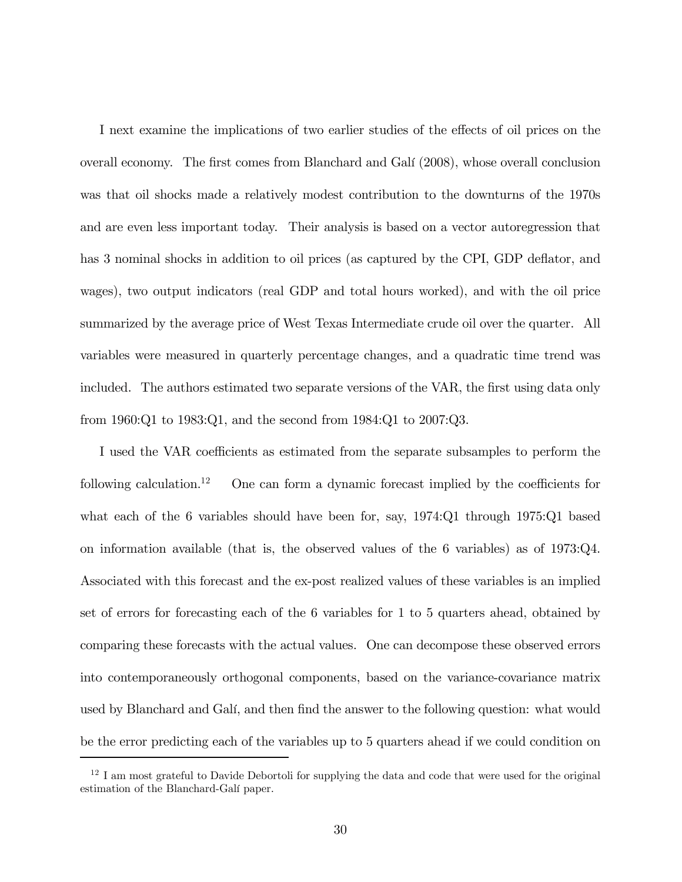I next examine the implications of two earlier studies of the effects of oil prices on the overall economy. The first comes from Blanchard and Galí (2008), whose overall conclusion was that oil shocks made a relatively modest contribution to the downturns of the 1970s and are even less important today. Their analysis is based on a vector autoregression that has 3 nominal shocks in addition to oil prices (as captured by the CPI, GDP deflator, and wages), two output indicators (real GDP and total hours worked), and with the oil price summarized by the average price of West Texas Intermediate crude oil over the quarter. All variables were measured in quarterly percentage changes, and a quadratic time trend was included. The authors estimated two separate versions of the VAR, the first using data only from 1960:Q1 to 1983:Q1, and the second from 1984:Q1 to 2007:Q3.

I used the VAR coefficients as estimated from the separate subsamples to perform the following calculation.[12] One can form a dynamic forecast implied by the coefficients for what each of the 6 variables should have been for, say, 1974:Q1 through 1975:Q1 based on information available (that is, the observed values of the 6 variables) as of 1973:Q4. Associated with this forecast and the ex-post realized values of these variables is an implied set of errors for forecasting each of the 6 variables for 1 to 5 quarters ahead, obtained by comparing these forecasts with the actual values. One can decompose these observed errors into contemporaneously orthogonal components, based on the variance-covariance matrix used by Blanchard and Galí, and then find the answer to the following question: what would be the error predicting each of the variables up to 5 quarters ahead if we could condition on

[12] I am most grateful to Davide Debortoli for supplying the data and code that were used for the original estimation of the Blanchard-Galí paper.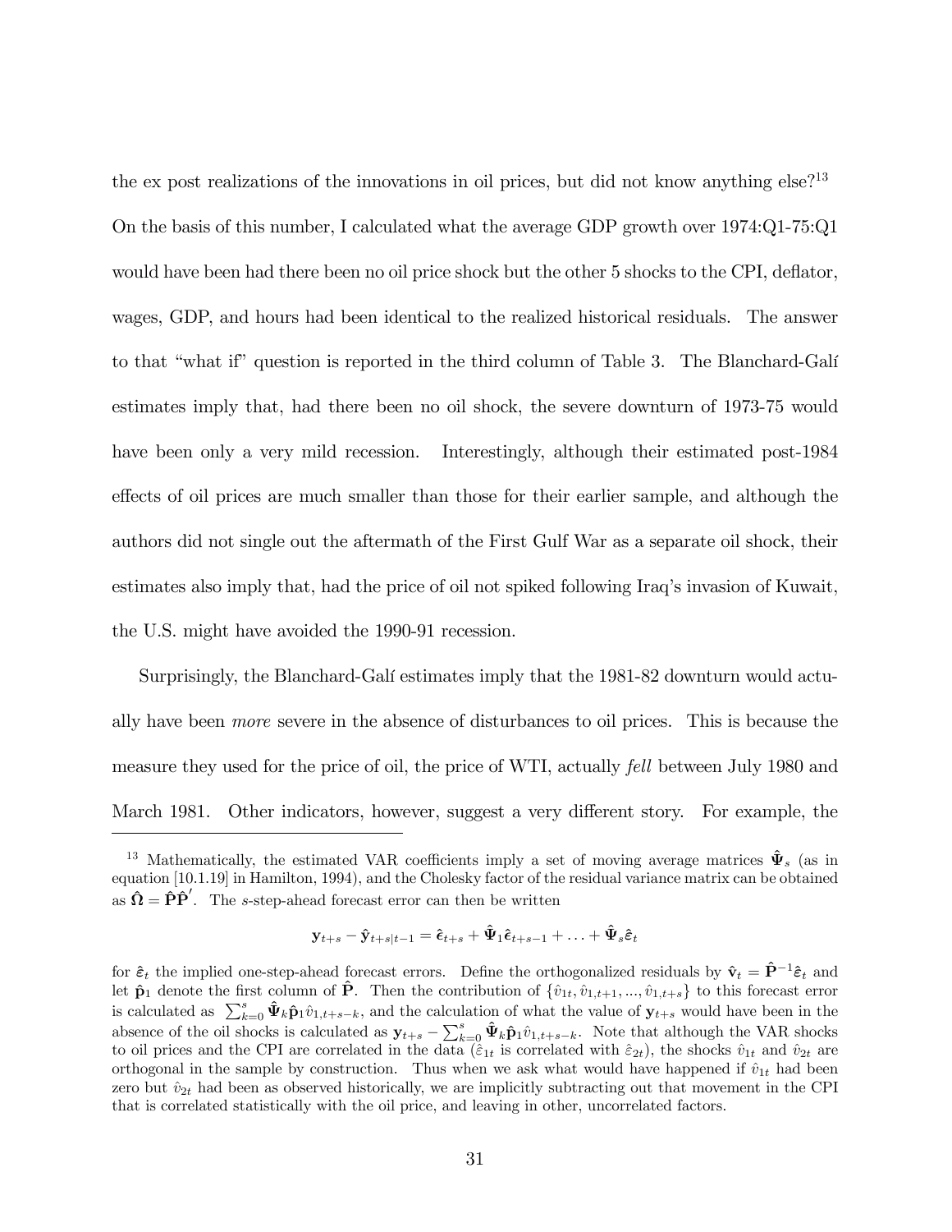the ex post realizations of the innovations in oil prices, but did not know anything else?[13] On the basis of this number, I calculated what the average GDP growth over 1974:Q1-75:Q1 would have been had there been no oil price shock but the other 5 shocks to the CPI, deflator, wages, GDP, and hours had been identical to the realized historical residuals. The answer to that "what if" question is reported in the third column of Table 3. The Blanchard-Galí estimates imply that, had there been no oil shock, the severe downturn of 1973-75 would have been only a very mild recession. Interestingly, although their estimated post-1984 effects of oil prices are much smaller than those for their earlier sample, and although the authors did not single out the aftermath of the First Gulf War as a separate oil shock, their estimates also imply that, had the price of oil not spiked following Iraq's invasion of Kuwait, the U.S. might have avoided the 1990-91 recession.

Surprisingly, the Blanchard-Galí estimates imply that the 1981-82 downturn would actually have been *more* severe in the absence of disturbances to oil prices. This is because the measure they used for the price of oil, the price of WTI, actually *fell* between July 1980 and March 1981. Other indicators, however, suggest a very different story. For example, the

---

[13] Mathematically, the estimated VAR coefficients imply a set of moving average matrices $\hat{\mathbf{\Psi}}_s$ (as in equation [10.1.19] in Hamilton, 1994), and the Cholesky factor of the residual variance matrix can be obtained as $\hat{\mathbf{\Omega}} = \hat{\mathbf{P}}\hat{\mathbf{P}}'$. The $s$-step-ahead forecast error can then be written

$$\mathbf{y}_{t+s} - \hat{\mathbf{y}}_{t+s|t-1} = \hat{\boldsymbol{\epsilon}}_{t+s} + \hat{\mathbf{\Psi}}_1\hat{\boldsymbol{\epsilon}}_{t+s-1} + \ldots + \hat{\mathbf{\Psi}}_s\hat{\boldsymbol{\varepsilon}}_t$$

for $\hat{\boldsymbol{\varepsilon}}_t$ the implied one-step-ahead forecast errors. Define the orthogonalized residuals by $\hat{\mathbf{v}}_t = \hat{\mathbf{P}}^{-1}\hat{\boldsymbol{\varepsilon}}_t$ and let $\hat{\mathbf{p}}_1$ denote the first column of $\hat{\mathbf{P}}$. Then the contribution of $\{\hat{v}_{1t}, \hat{v}_{1,t+1}, ..., \hat{v}_{1,t+s}\}$ to this forecast error is calculated as $\sum_{k=0}^{s} \hat{\mathbf{\Psi}}_k \hat{\mathbf{p}}_1 \hat{v}_{1,t+s-k}$, and the calculation of what the value of $\mathbf{y}_{t+s}$ would have been in the absence of the oil shocks is calculated as $\mathbf{y}_{t+s} - \sum_{k=0}^{s} \hat{\mathbf{\Psi}}_k \hat{\mathbf{p}}_1 \hat{v}_{1,t+s-k}$. Note that although the VAR shocks to oil prices and the CPI are correlated in the data ($\hat{\varepsilon}_{1t}$ is correlated with $\hat{\varepsilon}_{2t}$), the shocks $\hat{v}_{1t}$ and $\hat{v}_{2t}$ are orthogonal in the sample by construction. Thus when we ask what would have happened if $\hat{v}_{1t}$ had been zero but $\hat{v}_{2t}$ had been as observed historically, we are implicitly subtracting out that movement in the CPI that is correlated statistically with the oil price, and leaving in other, uncorrelated factors.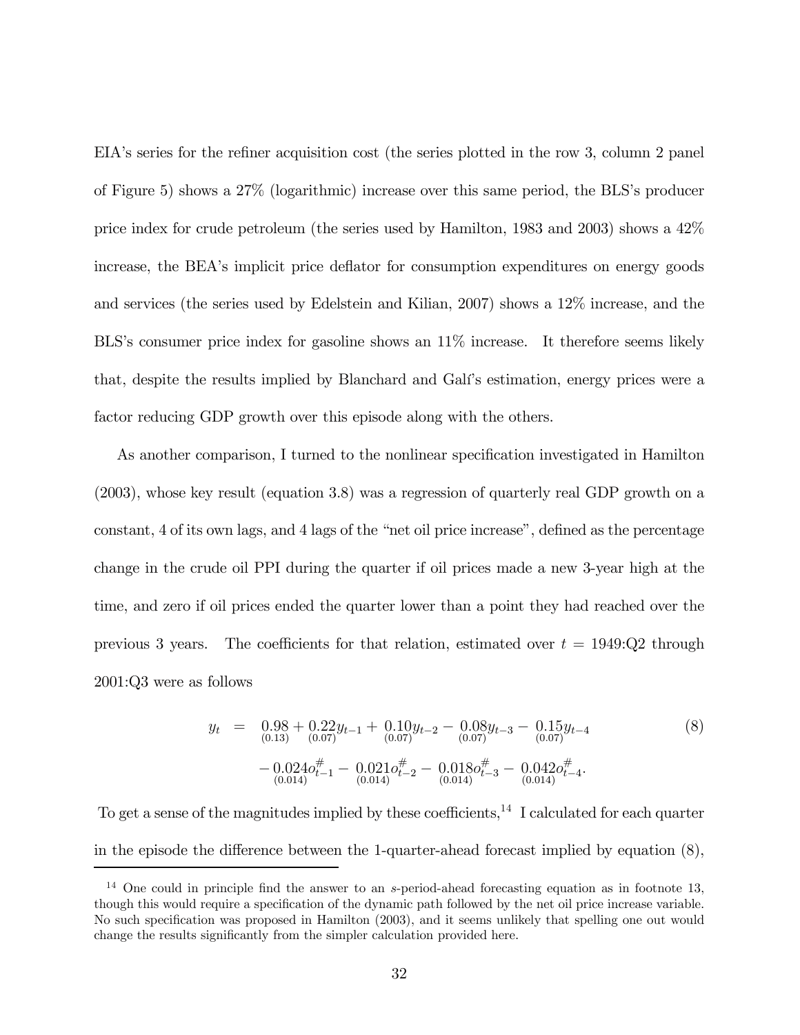EIA's series for the refiner acquisition cost (the series plotted in the row 3, column 2 panel of Figure 5) shows a 27% (logarithmic) increase over this same period, the BLS's producer price index for crude petroleum (the series used by Hamilton, 1983 and 2003) shows a 42% increase, the BEA's implicit price deflator for consumption expenditures on energy goods and services (the series used by Edelstein and Kilian, 2007) shows a 12% increase, and the BLS's consumer price index for gasoline shows an 11% increase. It therefore seems likely that, despite the results implied by Blanchard and Galí's estimation, energy prices were a factor reducing GDP growth over this episode along with the others.

As another comparison, I turned to the nonlinear specification investigated in Hamilton (2003), whose key result (equation 3.8) was a regression of quarterly real GDP growth on a constant, 4 of its own lags, and 4 lags of the "net oil price increase", defined as the percentage change in the crude oil PPI during the quarter if oil prices made a new 3-year high at the time, and zero if oil prices ended the quarter lower than a point they had reached over the previous 3 years. The coefficients for that relation, estimated over $t$ = 1949:Q2 through 2001:Q3 were as follows

$$\begin{aligned} y_t &= \underset{(0.13)}{0.98} + \underset{(0.07)}{0.22} y_{t-1} + \underset{(0.07)}{0.10} y_{t-2} - \underset{(0.07)}{0.08} y_{t-3} - \underset{(0.07)}{0.15} y_{t-4} \\ &\quad - \underset{(0.014)}{0.024} o^{\#}_{t-1} - \underset{(0.014)}{0.021} o^{\#}_{t-2} - \underset{(0.014)}{0.018} o^{\#}_{t-3} - \underset{(0.014)}{0.042} o^{\#}_{t-4}. \end{aligned} \tag{8}$$

To get a sense of the magnitudes implied by these coefficients,[14] I calculated for each quarter in the episode the difference between the 1-quarter-ahead forecast implied by equation (8),

[14] One could in principle find the answer to an $s$-period-ahead forecasting equation as in footnote 13, though this would require a specification of the dynamic path followed by the net oil price increase variable. No such specification was proposed in Hamilton (2003), and it seems unlikely that spelling one out would change the results significantly from the simpler calculation provided here.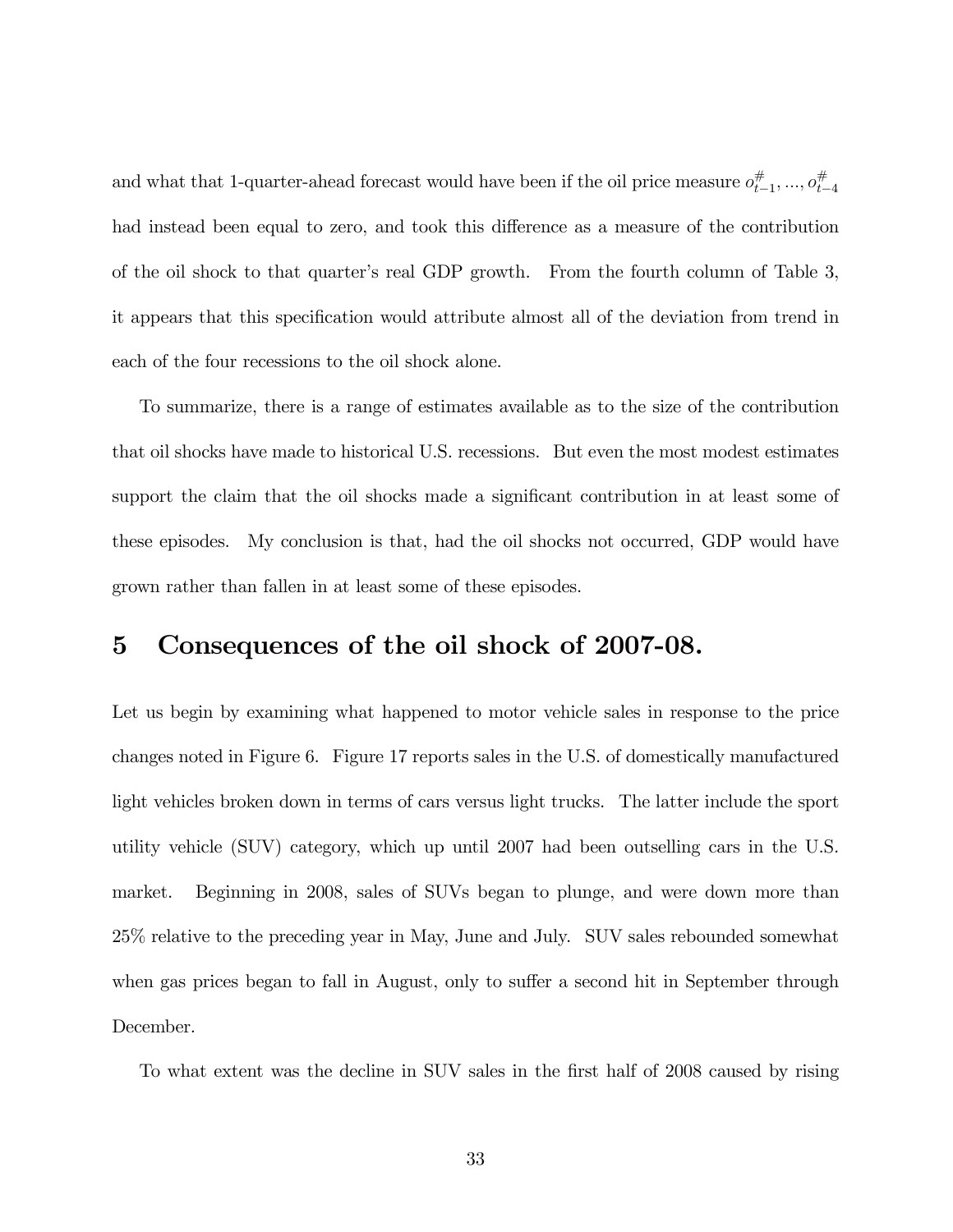and what that 1-quarter-ahead forecast would have been if the oil price measure $o^{\#}_{t-1}, ..., o^{\#}_{t-4}$ had instead been equal to zero, and took this difference as a measure of the contribution of the oil shock to that quarter's real GDP growth. From the fourth column of Table 3, it appears that this specification would attribute almost all of the deviation from trend in each of the four recessions to the oil shock alone.

To summarize, there is a range of estimates available as to the size of the contribution that oil shocks have made to historical U.S. recessions. But even the most modest estimates support the claim that the oil shocks made a significant contribution in at least some of these episodes. My conclusion is that, had the oil shocks not occurred, GDP would have grown rather than fallen in at least some of these episodes.

# 5 Consequences of the oil shock of 2007-08.

Let us begin by examining what happened to motor vehicle sales in response to the price changes noted in Figure 6. Figure 17 reports sales in the U.S. of domestically manufactured light vehicles broken down in terms of cars versus light trucks. The latter include the sport utility vehicle (SUV) category, which up until 2007 had been outselling cars in the U.S. market. Beginning in 2008, sales of SUVs began to plunge, and were down more than 25% relative to the preceding year in May, June and July. SUV sales rebounded somewhat when gas prices began to fall in August, only to suffer a second hit in September through December.

To what extent was the decline in SUV sales in the first half of 2008 caused by rising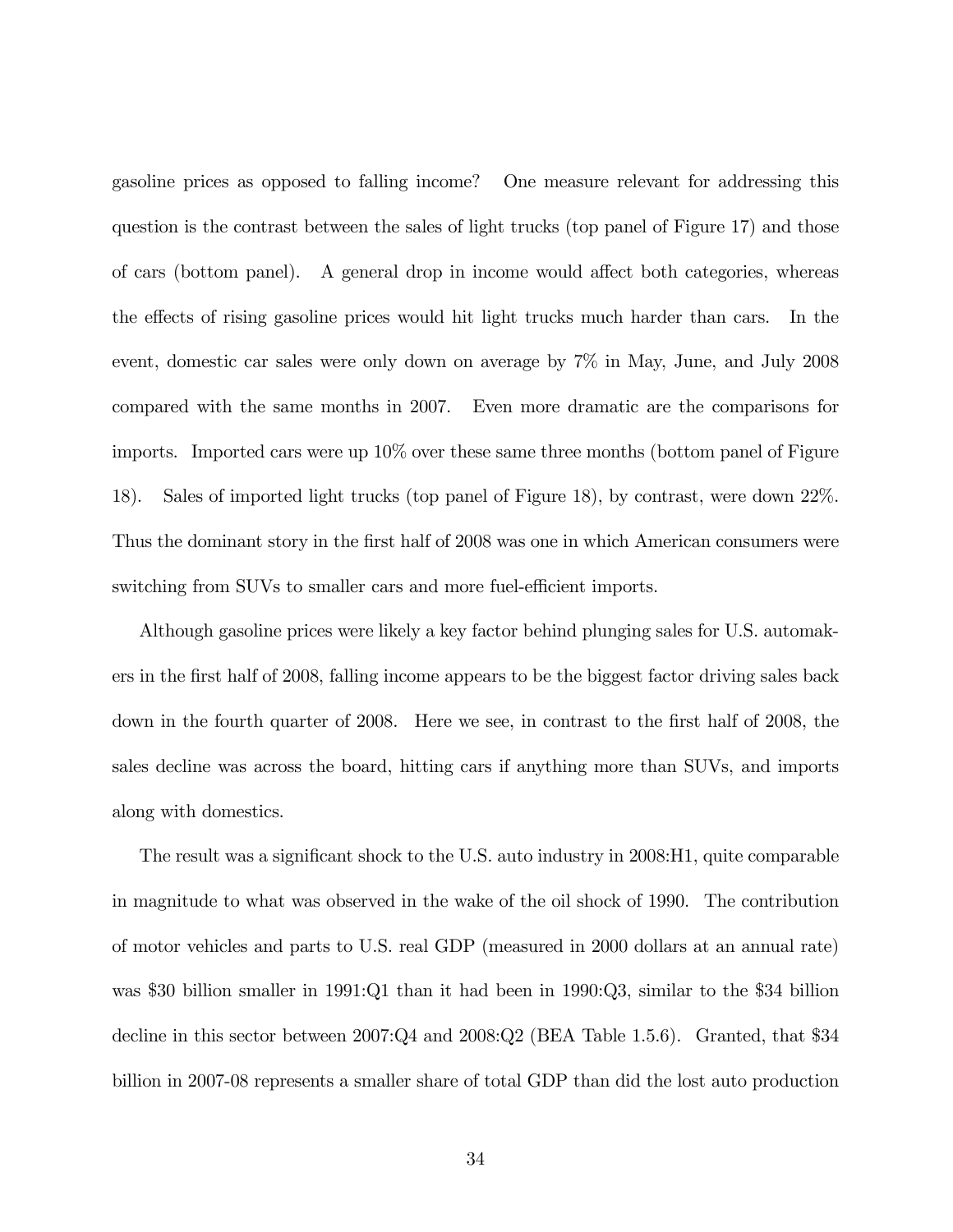gasoline prices as opposed to falling income? One measure relevant for addressing this question is the contrast between the sales of light trucks (top panel of Figure 17) and those of cars (bottom panel). A general drop in income would affect both categories, whereas the effects of rising gasoline prices would hit light trucks much harder than cars. In the event, domestic car sales were only down on average by 7% in May, June, and July 2008 compared with the same months in 2007. Even more dramatic are the comparisons for imports. Imported cars were up 10% over these same three months (bottom panel of Figure 18). Sales of imported light trucks (top panel of Figure 18), by contrast, were down 22%. Thus the dominant story in the first half of 2008 was one in which American consumers were switching from SUVs to smaller cars and more fuel-efficient imports.

Although gasoline prices were likely a key factor behind plunging sales for U.S. automakers in the first half of 2008, falling income appears to be the biggest factor driving sales back down in the fourth quarter of 2008. Here we see, in contrast to the first half of 2008, the sales decline was across the board, hitting cars if anything more than SUVs, and imports along with domestics.

The result was a significant shock to the U.S. auto industry in 2008:H1, quite comparable in magnitude to what was observed in the wake of the oil shock of 1990. The contribution of motor vehicles and parts to U.S. real GDP (measured in 2000 dollars at an annual rate) was $30 billion smaller in 1991:Q1 than it had been in 1990:Q3, similar to the $34 billion decline in this sector between 2007:Q4 and 2008:Q2 (BEA Table 1.5.6). Granted, that $34 billion in 2007-08 represents a smaller share of total GDP than did the lost auto production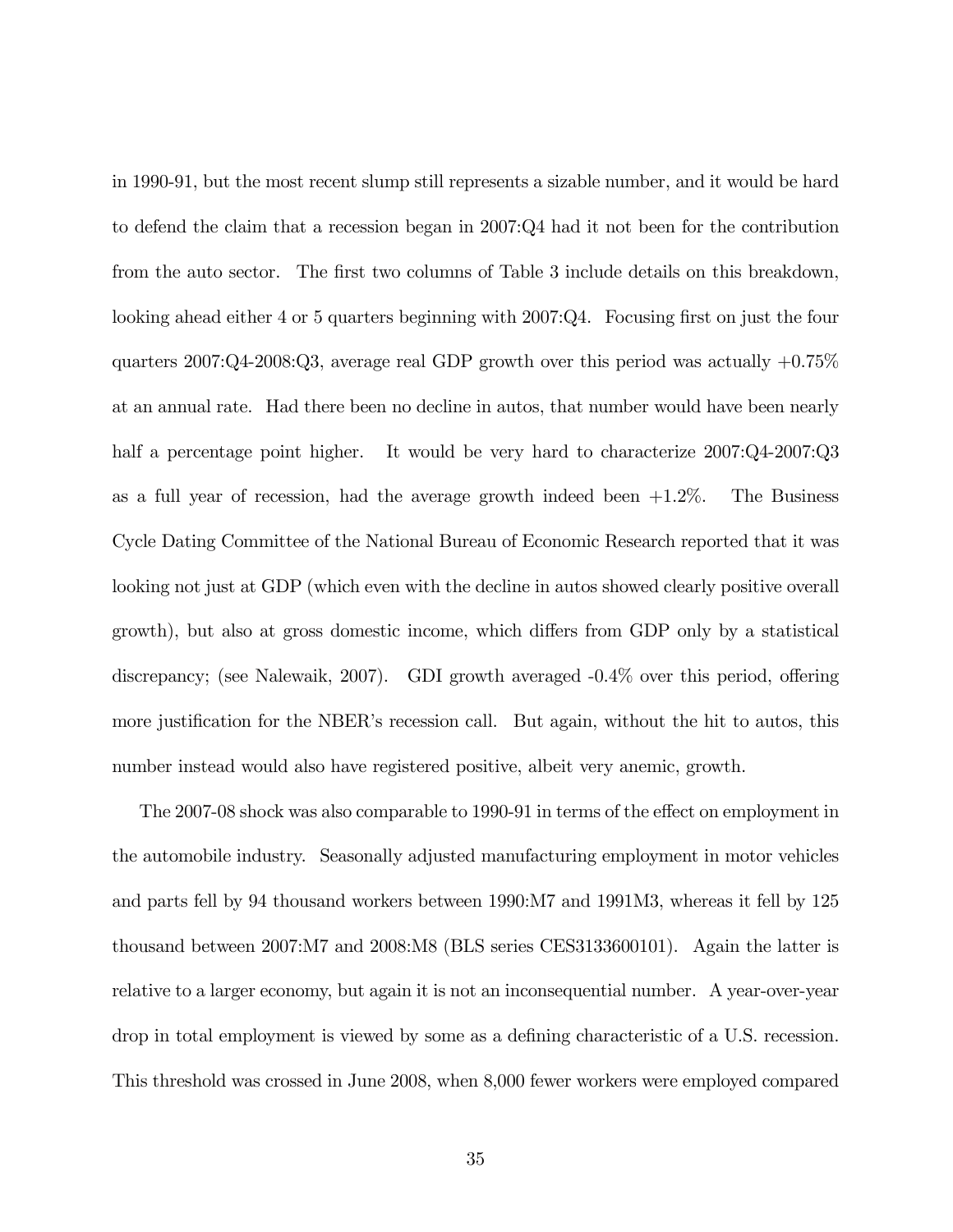in 1990-91, but the most recent slump still represents a sizable number, and it would be hard to defend the claim that a recession began in 2007:Q4 had it not been for the contribution from the auto sector. The first two columns of Table 3 include details on this breakdown, looking ahead either 4 or 5 quarters beginning with 2007:Q4. Focusing first on just the four quarters 2007:Q4-2008:Q3, average real GDP growth over this period was actually +0.75% at an annual rate. Had there been no decline in autos, that number would have been nearly half a percentage point higher. It would be very hard to characterize 2007:Q4-2007:Q3 as a full year of recession, had the average growth indeed been +1.2%. The Business Cycle Dating Committee of the National Bureau of Economic Research reported that it was looking not just at GDP (which even with the decline in autos showed clearly positive overall growth), but also at gross domestic income, which differs from GDP only by a statistical discrepancy; (see Nalewaik, 2007). GDI growth averaged -0.4% over this period, offering more justification for the NBER's recession call. But again, without the hit to autos, this number instead would also have registered positive, albeit very anemic, growth.

The 2007-08 shock was also comparable to 1990-91 in terms of the effect on employment in the automobile industry. Seasonally adjusted manufacturing employment in motor vehicles and parts fell by 94 thousand workers between 1990:M7 and 1991M3, whereas it fell by 125 thousand between 2007:M7 and 2008:M8 (BLS series CES3133600101). Again the latter is relative to a larger economy, but again it is not an inconsequential number. A year-over-year drop in total employment is viewed by some as a defining characteristic of a U.S. recession. This threshold was crossed in June 2008, when 8,000 fewer workers were employed compared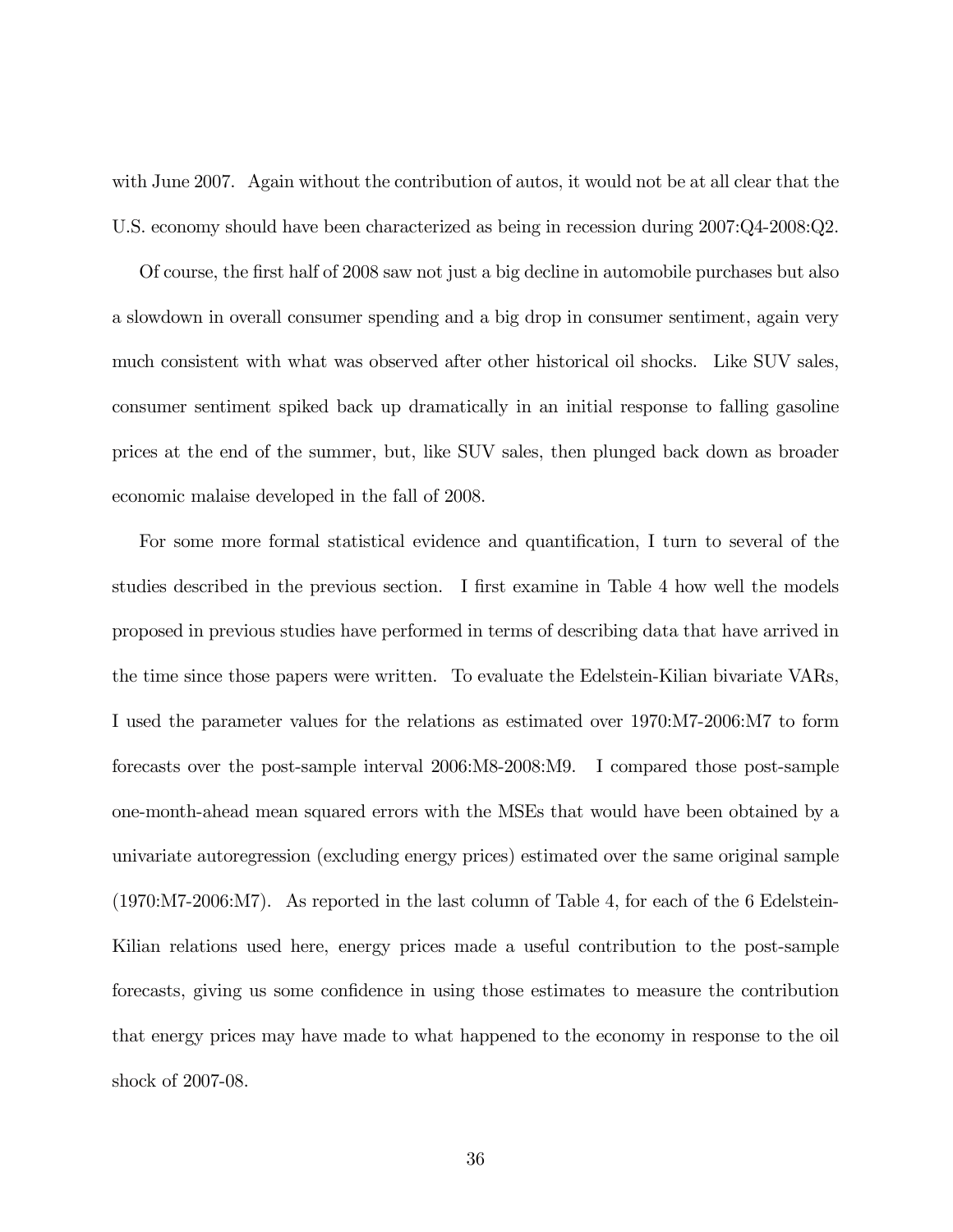with June 2007. Again without the contribution of autos, it would not be at all clear that the U.S. economy should have been characterized as being in recession during 2007:Q4-2008:Q2.

Of course, the first half of 2008 saw not just a big decline in automobile purchases but also a slowdown in overall consumer spending and a big drop in consumer sentiment, again very much consistent with what was observed after other historical oil shocks. Like SUV sales, consumer sentiment spiked back up dramatically in an initial response to falling gasoline prices at the end of the summer, but, like SUV sales, then plunged back down as broader economic malaise developed in the fall of 2008.

For some more formal statistical evidence and quantification, I turn to several of the studies described in the previous section. I first examine in Table 4 how well the models proposed in previous studies have performed in terms of describing data that have arrived in the time since those papers were written. To evaluate the Edelstein-Kilian bivariate VARs, I used the parameter values for the relations as estimated over 1970:M7-2006:M7 to form forecasts over the post-sample interval 2006:M8-2008:M9. I compared those post-sample one-month-ahead mean squared errors with the MSEs that would have been obtained by a univariate autoregression (excluding energy prices) estimated over the same original sample (1970:M7-2006:M7). As reported in the last column of Table 4, for each of the 6 Edelstein-Kilian relations used here, energy prices made a useful contribution to the post-sample forecasts, giving us some confidence in using those estimates to measure the contribution that energy prices may have made to what happened to the economy in response to the oil shock of 2007-08.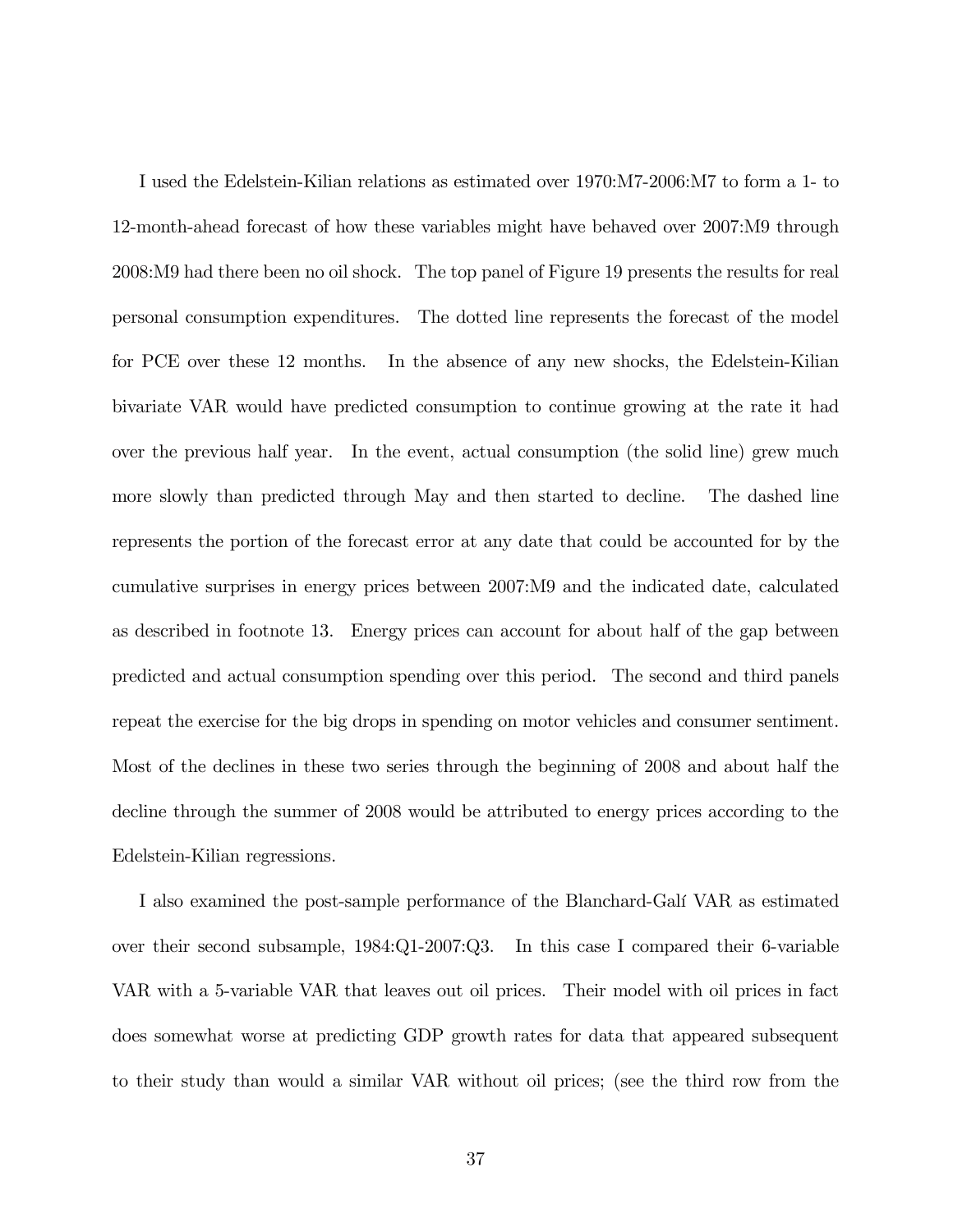I used the Edelstein-Kilian relations as estimated over 1970:M7-2006:M7 to form a 1- to 12-month-ahead forecast of how these variables might have behaved over 2007:M9 through 2008:M9 had there been no oil shock. The top panel of Figure 19 presents the results for real personal consumption expenditures. The dotted line represents the forecast of the model for PCE over these 12 months. In the absence of any new shocks, the Edelstein-Kilian bivariate VAR would have predicted consumption to continue growing at the rate it had over the previous half year. In the event, actual consumption (the solid line) grew much more slowly than predicted through May and then started to decline. The dashed line represents the portion of the forecast error at any date that could be accounted for by the cumulative surprises in energy prices between 2007:M9 and the indicated date, calculated as described in footnote 13. Energy prices can account for about half of the gap between predicted and actual consumption spending over this period. The second and third panels repeat the exercise for the big drops in spending on motor vehicles and consumer sentiment. Most of the declines in these two series through the beginning of 2008 and about half the decline through the summer of 2008 would be attributed to energy prices according to the Edelstein-Kilian regressions.

I also examined the post-sample performance of the Blanchard-Galí VAR as estimated over their second subsample, 1984:Q1-2007:Q3. In this case I compared their 6-variable VAR with a 5-variable VAR that leaves out oil prices. Their model with oil prices in fact does somewhat worse at predicting GDP growth rates for data that appeared subsequent to their study than would a similar VAR without oil prices; (see the third row from the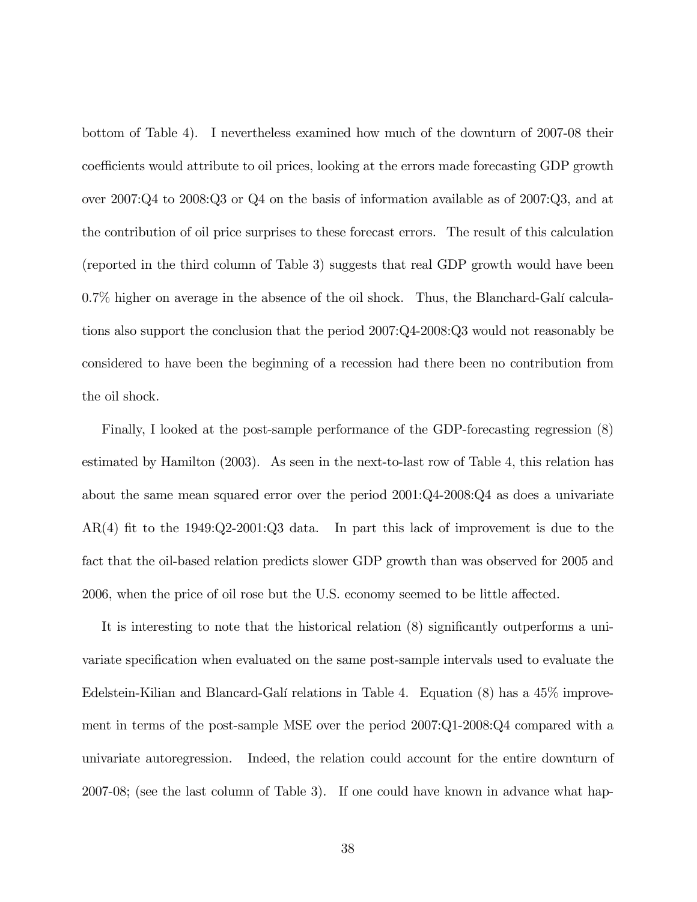bottom of Table 4). I nevertheless examined how much of the downturn of 2007-08 their coefficients would attribute to oil prices, looking at the errors made forecasting GDP growth over 2007:Q4 to 2008:Q3 or Q4 on the basis of information available as of 2007:Q3, and at the contribution of oil price surprises to these forecast errors. The result of this calculation (reported in the third column of Table 3) suggests that real GDP growth would have been 0.7% higher on average in the absence of the oil shock. Thus, the Blanchard-Galí calculations also support the conclusion that the period 2007:Q4-2008:Q3 would not reasonably be considered to have been the beginning of a recession had there been no contribution from the oil shock.

Finally, I looked at the post-sample performance of the GDP-forecasting regression (8) estimated by Hamilton (2003). As seen in the next-to-last row of Table 4, this relation has about the same mean squared error over the period 2001:Q4-2008:Q4 as does a univariate AR(4) fit to the 1949:Q2-2001:Q3 data. In part this lack of improvement is due to the fact that the oil-based relation predicts slower GDP growth than was observed for 2005 and 2006, when the price of oil rose but the U.S. economy seemed to be little affected.

It is interesting to note that the historical relation (8) significantly outperforms a univariate specification when evaluated on the same post-sample intervals used to evaluate the Edelstein-Kilian and Blancard-Galí relations in Table 4. Equation (8) has a 45% improvement in terms of the post-sample MSE over the period 2007:Q1-2008:Q4 compared with a univariate autoregression. Indeed, the relation could account for the entire downturn of 2007-08; (see the last column of Table 3). If one could have known in advance what hap-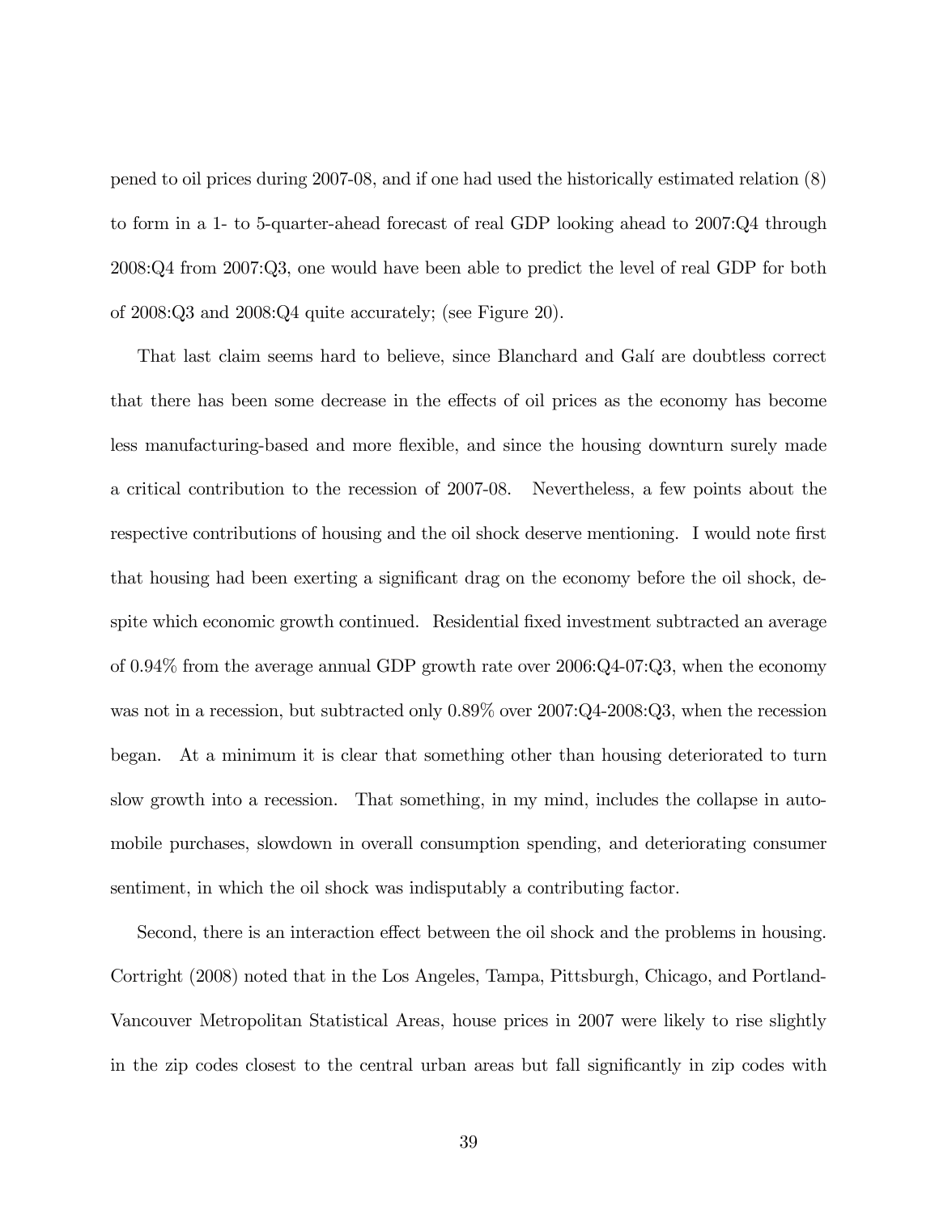pened to oil prices during 2007-08, and if one had used the historically estimated relation (8) to form in a 1- to 5-quarter-ahead forecast of real GDP looking ahead to 2007:Q4 through 2008:Q4 from 2007:Q3, one would have been able to predict the level of real GDP for both of 2008:Q3 and 2008:Q4 quite accurately; (see Figure 20).

That last claim seems hard to believe, since Blanchard and Galí are doubtless correct that there has been some decrease in the effects of oil prices as the economy has become less manufacturing-based and more flexible, and since the housing downturn surely made a critical contribution to the recession of 2007-08. Nevertheless, a few points about the respective contributions of housing and the oil shock deserve mentioning. I would note first that housing had been exerting a significant drag on the economy before the oil shock, despite which economic growth continued. Residential fixed investment subtracted an average of 0.94% from the average annual GDP growth rate over 2006:Q4-07:Q3, when the economy was not in a recession, but subtracted only 0.89% over 2007:Q4-2008:Q3, when the recession began. At a minimum it is clear that something other than housing deteriorated to turn slow growth into a recession. That something, in my mind, includes the collapse in automobile purchases, slowdown in overall consumption spending, and deteriorating consumer sentiment, in which the oil shock was indisputably a contributing factor.

Second, there is an interaction effect between the oil shock and the problems in housing. Cortright (2008) noted that in the Los Angeles, Tampa, Pittsburgh, Chicago, and Portland-Vancouver Metropolitan Statistical Areas, house prices in 2007 were likely to rise slightly in the zip codes closest to the central urban areas but fall significantly in zip codes with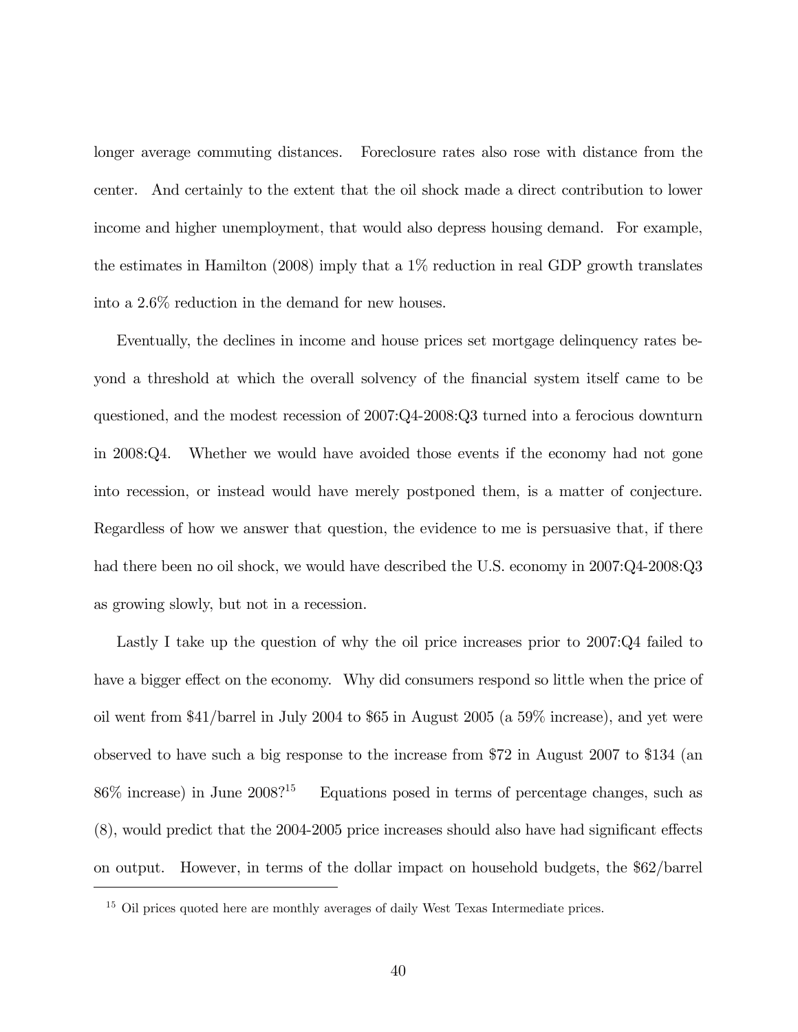longer average commuting distances. Foreclosure rates also rose with distance from the center. And certainly to the extent that the oil shock made a direct contribution to lower income and higher unemployment, that would also depress housing demand. For example, the estimates in Hamilton (2008) imply that a 1% reduction in real GDP growth translates into a 2.6% reduction in the demand for new houses.

Eventually, the declines in income and house prices set mortgage delinquency rates beyond a threshold at which the overall solvency of the financial system itself came to be questioned, and the modest recession of 2007:Q4-2008:Q3 turned into a ferocious downturn in 2008:Q4. Whether we would have avoided those events if the economy had not gone into recession, or instead would have merely postponed them, is a matter of conjecture. Regardless of how we answer that question, the evidence to me is persuasive that, if there had there been no oil shock, we would have described the U.S. economy in 2007:Q4-2008:Q3 as growing slowly, but not in a recession.

Lastly I take up the question of why the oil price increases prior to 2007:Q4 failed to have a bigger effect on the economy. Why did consumers respond so little when the price of oil went from \$41/barrel in July 2004 to \$65 in August 2005 (a 59% increase), and yet were observed to have such a big response to the increase from \$72 in August 2007 to \$134 (an 86% increase) in June 2008?[15] Equations posed in terms of percentage changes, such as (8), would predict that the 2004-2005 price increases should also have had significant effects on output. However, in terms of the dollar impact on household budgets, the \$62/barrel

[15] Oil prices quoted here are monthly averages of daily West Texas Intermediate prices.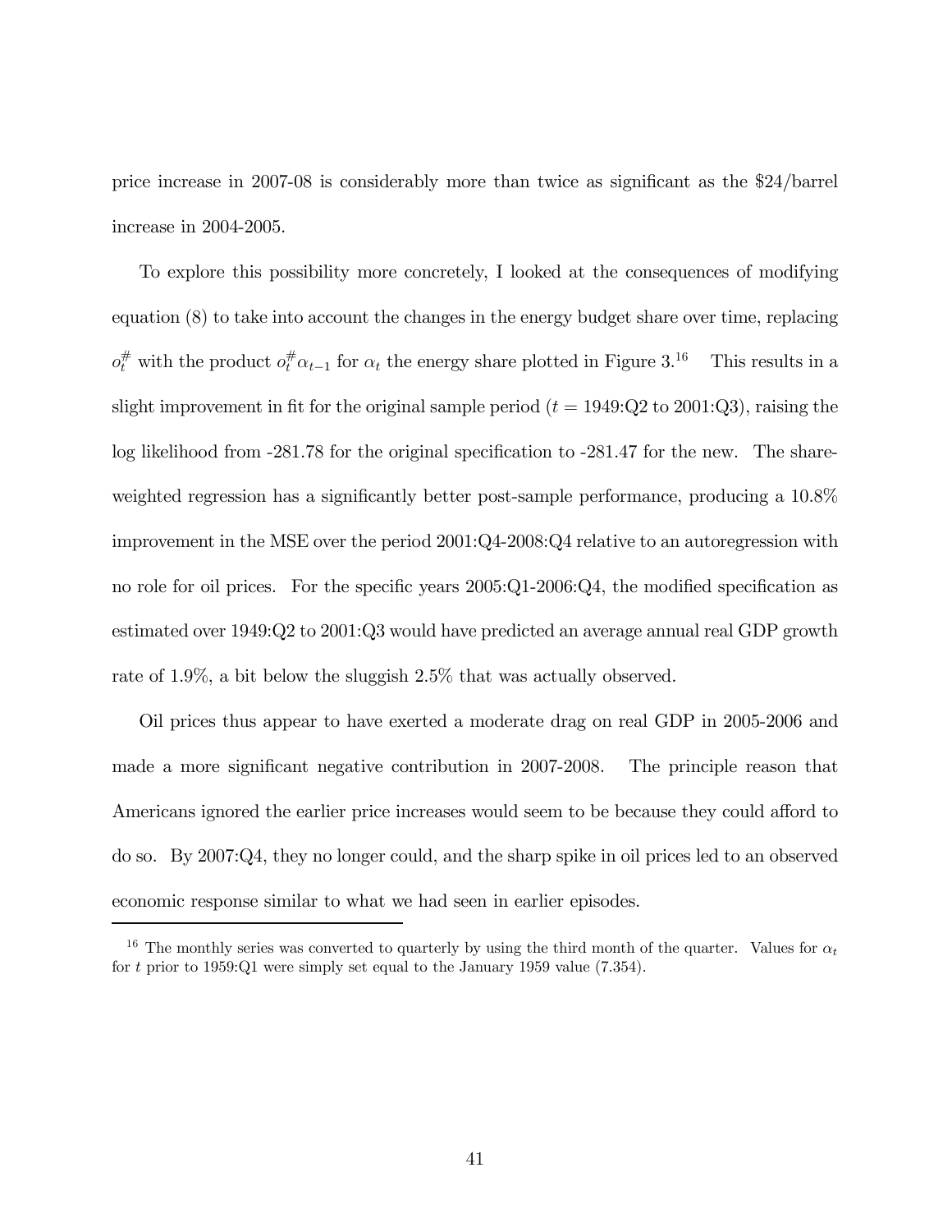price increase in 2007-08 is considerably more than twice as significant as the \$24/barrel increase in 2004-2005.

To explore this possibility more concretely, I looked at the consequences of modifying equation (8) to take into account the changes in the energy budget share over time, replacing $o_t^{\#}$ with the product $o_t^{\#}\alpha_{t-1}$ for $\alpha_t$ the energy share plotted in Figure 3.[16] This results in a slight improvement in fit for the original sample period ($t$ = 1949:Q2 to 2001:Q3), raising the log likelihood from -281.78 for the original specification to -281.47 for the new. The share-weighted regression has a significantly better post-sample performance, producing a 10.8% improvement in the MSE over the period 2001:Q4-2008:Q4 relative to an autoregression with no role for oil prices. For the specific years 2005:Q1-2006:Q4, the modified specification as estimated over 1949:Q2 to 2001:Q3 would have predicted an average annual real GDP growth rate of 1.9%, a bit below the sluggish 2.5% that was actually observed.

Oil prices thus appear to have exerted a moderate drag on real GDP in 2005-2006 and made a more significant negative contribution in 2007-2008. The principle reason that Americans ignored the earlier price increases would seem to be because they could afford to do so. By 2007:Q4, they no longer could, and the sharp spike in oil prices led to an observed economic response similar to what we had seen in earlier episodes.

[16] The monthly series was converted to quarterly by using the third month of the quarter. Values for $\alpha_t$ for $t$ prior to 1959:Q1 were simply set equal to the January 1959 value (7.354).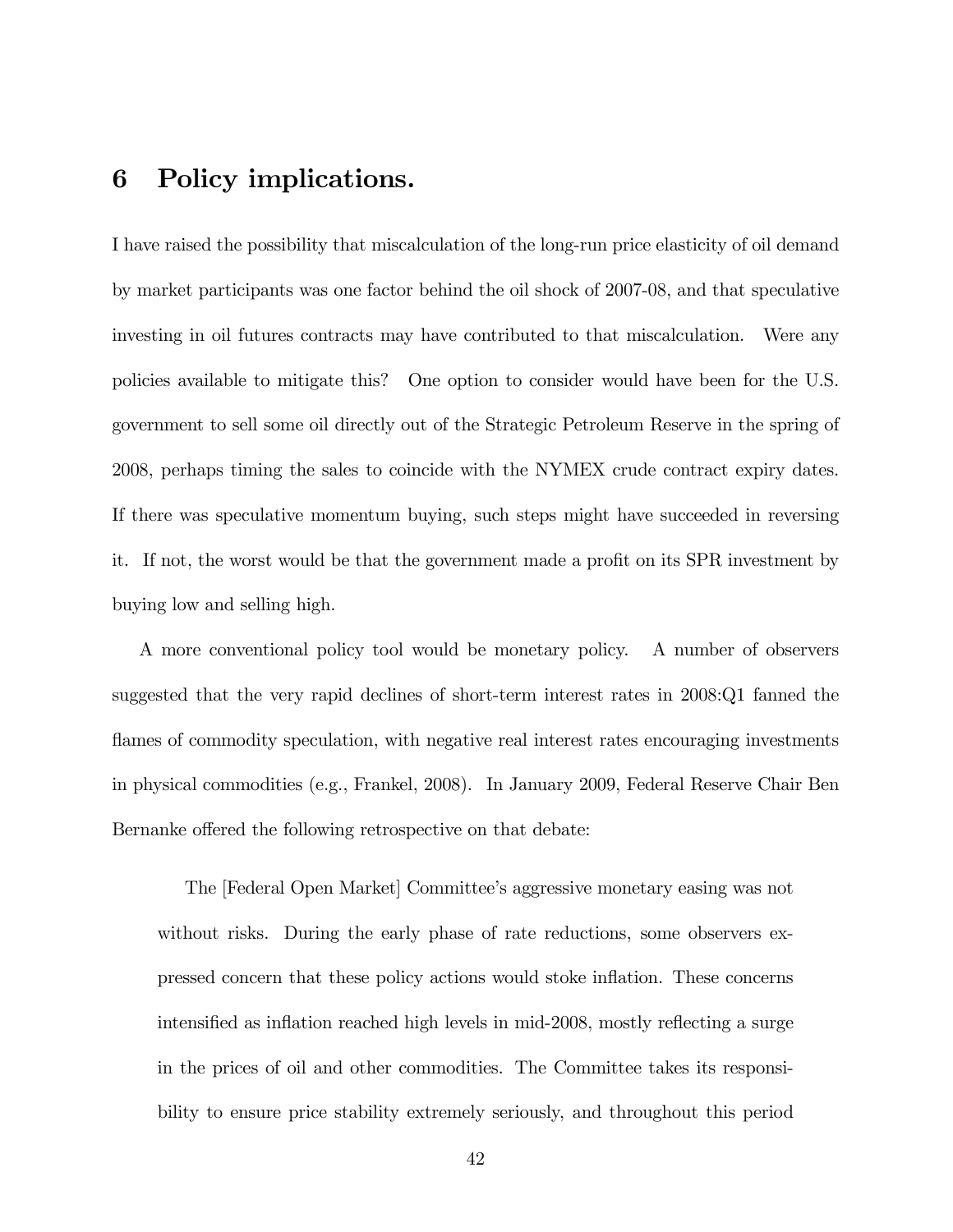# 6 Policy implications.

I have raised the possibility that miscalculation of the long-run price elasticity of oil demand by market participants was one factor behind the oil shock of 2007-08, and that speculative investing in oil futures contracts may have contributed to that miscalculation. Were any policies available to mitigate this? One option to consider would have been for the U.S. government to sell some oil directly out of the Strategic Petroleum Reserve in the spring of 2008, perhaps timing the sales to coincide with the NYMEX crude contract expiry dates. If there was speculative momentum buying, such steps might have succeeded in reversing it. If not, the worst would be that the government made a profit on its SPR investment by buying low and selling high.

A more conventional policy tool would be monetary policy. A number of observers suggested that the very rapid declines of short-term interest rates in 2008:Q1 fanned the flames of commodity speculation, with negative real interest rates encouraging investments in physical commodities (e.g., Frankel, 2008). In January 2009, Federal Reserve Chair Ben Bernanke offered the following retrospective on that debate:

> The [Federal Open Market] Committee's aggressive monetary easing was not without risks. During the early phase of rate reductions, some observers expressed concern that these policy actions would stoke inflation. These concerns intensified as inflation reached high levels in mid-2008, mostly reflecting a surge in the prices of oil and other commodities. The Committee takes its responsibility to ensure price stability extremely seriously, and throughout this period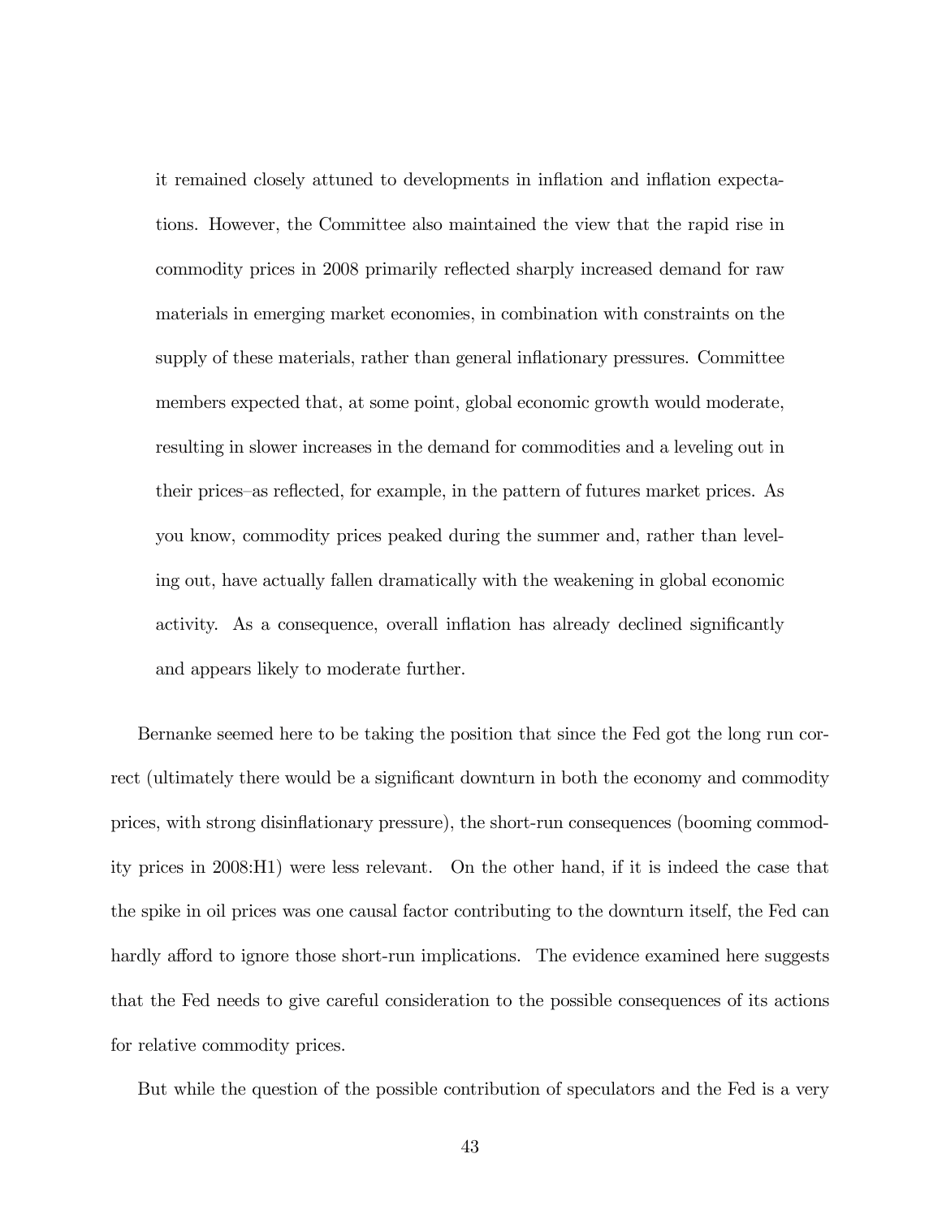> it remained closely attuned to developments in inflation and inflation expectations. However, the Committee also maintained the view that the rapid rise in commodity prices in 2008 primarily reflected sharply increased demand for raw materials in emerging market economies, in combination with constraints on the supply of these materials, rather than general inflationary pressures. Committee members expected that, at some point, global economic growth would moderate, resulting in slower increases in the demand for commodities and a leveling out in their prices–as reflected, for example, in the pattern of futures market prices. As you know, commodity prices peaked during the summer and, rather than leveling out, have actually fallen dramatically with the weakening in global economic activity. As a consequence, overall inflation has already declined significantly and appears likely to moderate further.

Bernanke seemed here to be taking the position that since the Fed got the long run correct (ultimately there would be a significant downturn in both the economy and commodity prices, with strong disinflationary pressure), the short-run consequences (booming commodity prices in 2008:H1) were less relevant. On the other hand, if it is indeed the case that the spike in oil prices was one causal factor contributing to the downturn itself, the Fed can hardly afford to ignore those short-run implications. The evidence examined here suggests that the Fed needs to give careful consideration to the possible consequences of its actions for relative commodity prices.

But while the question of the possible contribution of speculators and the Fed is a very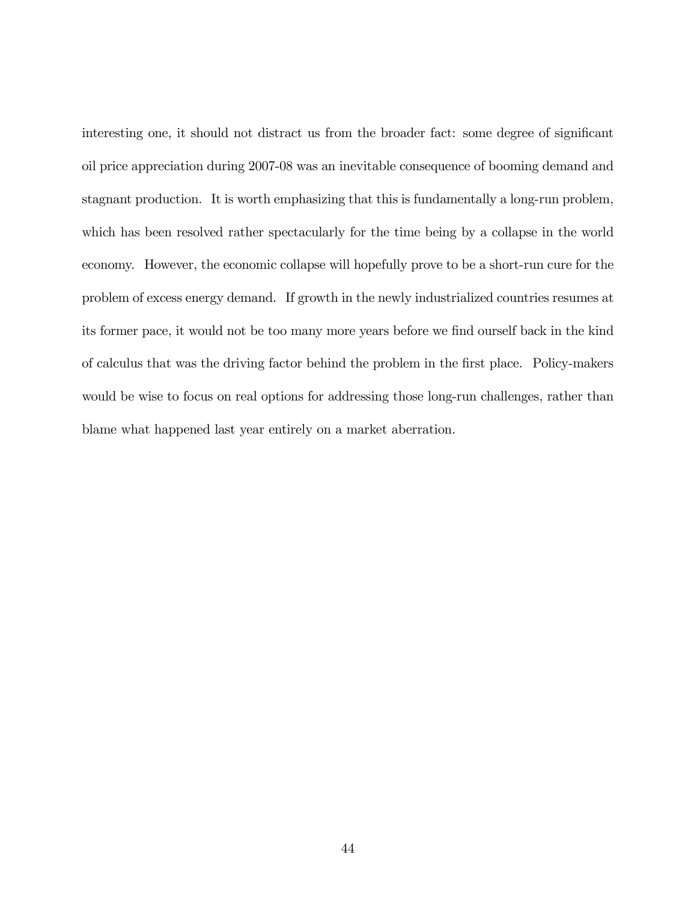interesting one, it should not distract us from the broader fact: some degree of significant oil price appreciation during 2007-08 was an inevitable consequence of booming demand and stagnant production. It is worth emphasizing that this is fundamentally a long-run problem, which has been resolved rather spectacularly for the time being by a collapse in the world economy. However, the economic collapse will hopefully prove to be a short-run cure for the problem of excess energy demand. If growth in the newly industrialized countries resumes at its former pace, it would not be too many more years before we find ourself back in the kind of calculus that was the driving factor behind the problem in the first place. Policy-makers would be wise to focus on real options for addressing those long-run challenges, rather than blame what happened last year entirely on a market aberration.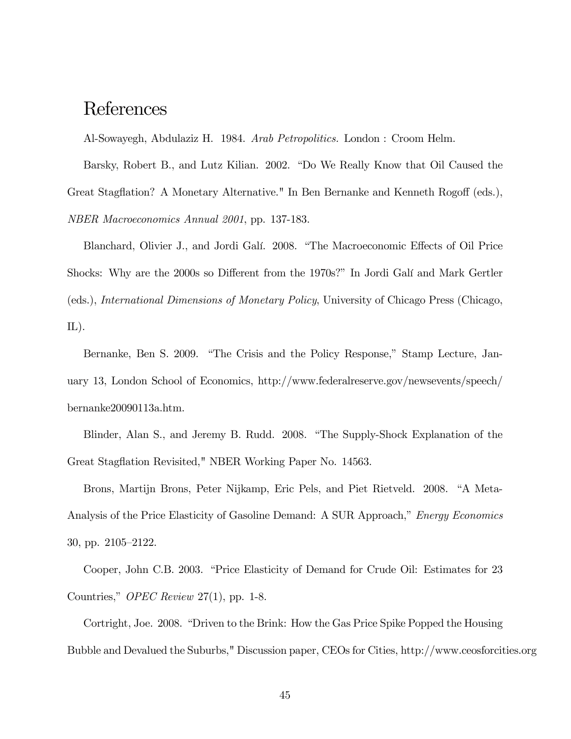# References

Al-Sowayegh, Abdulaziz H. 1984. *Arab Petropolitics.* London : Croom Helm.

Barsky, Robert B., and Lutz Kilian. 2002. "Do We Really Know that Oil Caused the Great Stagflation? A Monetary Alternative." In Ben Bernanke and Kenneth Rogoff (eds.), *NBER Macroeconomics Annual 2001*, pp. 137-183.

Blanchard, Olivier J., and Jordi Galí. 2008. "The Macroeconomic Effects of Oil Price Shocks: Why are the 2000s so Different from the 1970s?" In Jordi Galí and Mark Gertler (eds.), *International Dimensions of Monetary Policy*, University of Chicago Press (Chicago, IL).

Bernanke, Ben S. 2009. "The Crisis and the Policy Response," Stamp Lecture, January 13, London School of Economics, http://www.federalreserve.gov/newsevents/speech/bernanke20090113a.htm.

Blinder, Alan S., and Jeremy B. Rudd. 2008. "The Supply-Shock Explanation of the Great Stagflation Revisited," NBER Working Paper No. 14563.

Brons, Martijn Brons, Peter Nijkamp, Eric Pels, and Piet Rietveld. 2008. "A Meta-Analysis of the Price Elasticity of Gasoline Demand: A SUR Approach," *Energy Economics* 30, pp. 2105–2122.

Cooper, John C.B. 2003. "Price Elasticity of Demand for Crude Oil: Estimates for 23 Countries," *OPEC Review* 27(1), pp. 1-8.

Cortright, Joe. 2008. "Driven to the Brink: How the Gas Price Spike Popped the Housing Bubble and Devalued the Suburbs," Discussion paper, CEOs for Cities, http://www.ceosforcities.org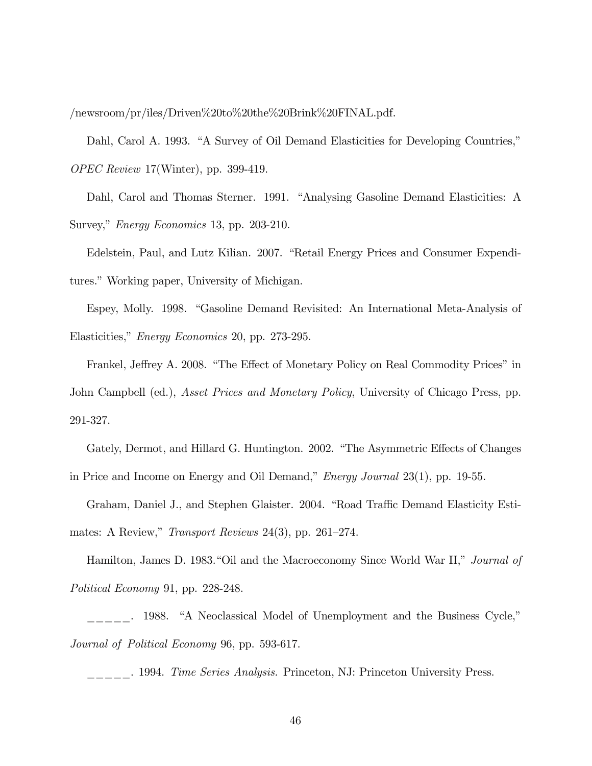/newsroom/pr/iles/Driven%20to%20the%20Brink%20FINAL.pdf.

Dahl, Carol A. 1993. "A Survey of Oil Demand Elasticities for Developing Countries," *OPEC Review* 17(Winter), pp. 399-419.

Dahl, Carol and Thomas Sterner. 1991. "Analysing Gasoline Demand Elasticities: A Survey," *Energy Economics* 13, pp. 203-210.

Edelstein, Paul, and Lutz Kilian. 2007. "Retail Energy Prices and Consumer Expenditures." Working paper, University of Michigan.

Espey, Molly. 1998. "Gasoline Demand Revisited: An International Meta-Analysis of Elasticities," *Energy Economics* 20, pp. 273-295.

Frankel, Jeffrey A. 2008. "The Effect of Monetary Policy on Real Commodity Prices" in John Campbell (ed.), *Asset Prices and Monetary Policy*, University of Chicago Press, pp. 291-327.

Gately, Dermot, and Hillard G. Huntington. 2002. "The Asymmetric Effects of Changes in Price and Income on Energy and Oil Demand," *Energy Journal* 23(1), pp. 19-55.

Graham, Daniel J., and Stephen Glaister. 2004. "Road Traffic Demand Elasticity Estimates: A Review," *Transport Reviews* 24(3), pp. 261–274.

Hamilton, James D. 1983."Oil and the Macroeconomy Since World War II," *Journal of Political Economy* 91, pp. 228-248.

_____. 1988. "A Neoclassical Model of Unemployment and the Business Cycle," *Journal of Political Economy* 96, pp. 593-617.

_____. 1994. *Time Series Analysis.* Princeton, NJ: Princeton University Press.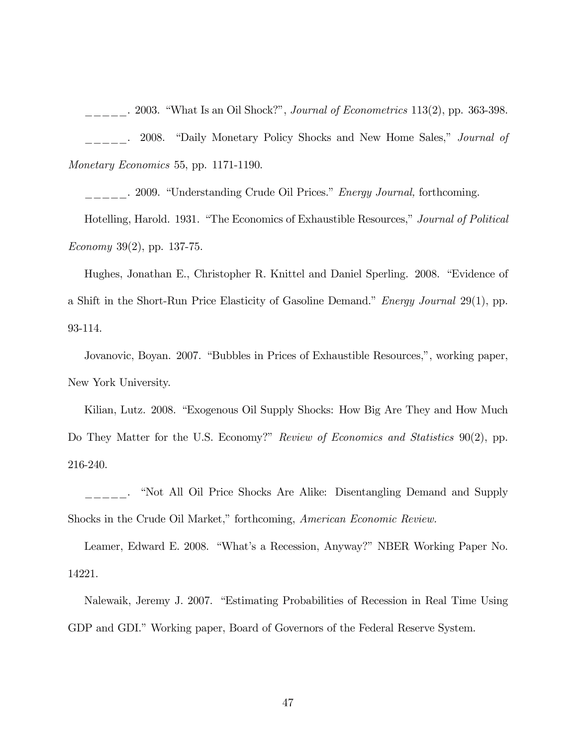\_\_\_\_\_\_. 2003. "What Is an Oil Shock?", *Journal of Econometrics* 113(2), pp. 363-398.

\_\_\_\_\_\_. 2008. "Daily Monetary Policy Shocks and New Home Sales," *Journal of Monetary Economics* 55, pp. 1171-1190.

\_\_\_\_\_\_. 2009. "Understanding Crude Oil Prices." *Energy Journal,* forthcoming.

Hotelling, Harold. 1931. "The Economics of Exhaustible Resources," *Journal of Political Economy* 39(2), pp. 137-75.

Hughes, Jonathan E., Christopher R. Knittel and Daniel Sperling. 2008. "Evidence of a Shift in the Short-Run Price Elasticity of Gasoline Demand." *Energy Journal* 29(1), pp. 93-114.

Jovanovic, Boyan. 2007. "Bubbles in Prices of Exhaustible Resources,", working paper, New York University.

Kilian, Lutz. 2008. "Exogenous Oil Supply Shocks: How Big Are They and How Much Do They Matter for the U.S. Economy?" *Review of Economics and Statistics* 90(2), pp. 216-240.

\_\_\_\_\_\_. "Not All Oil Price Shocks Are Alike: Disentangling Demand and Supply Shocks in the Crude Oil Market," forthcoming, *American Economic Review.*

Leamer, Edward E. 2008. "What's a Recession, Anyway?" NBER Working Paper No. 14221.

Nalewaik, Jeremy J. 2007. "Estimating Probabilities of Recession in Real Time Using GDP and GDI." Working paper, Board of Governors of the Federal Reserve System.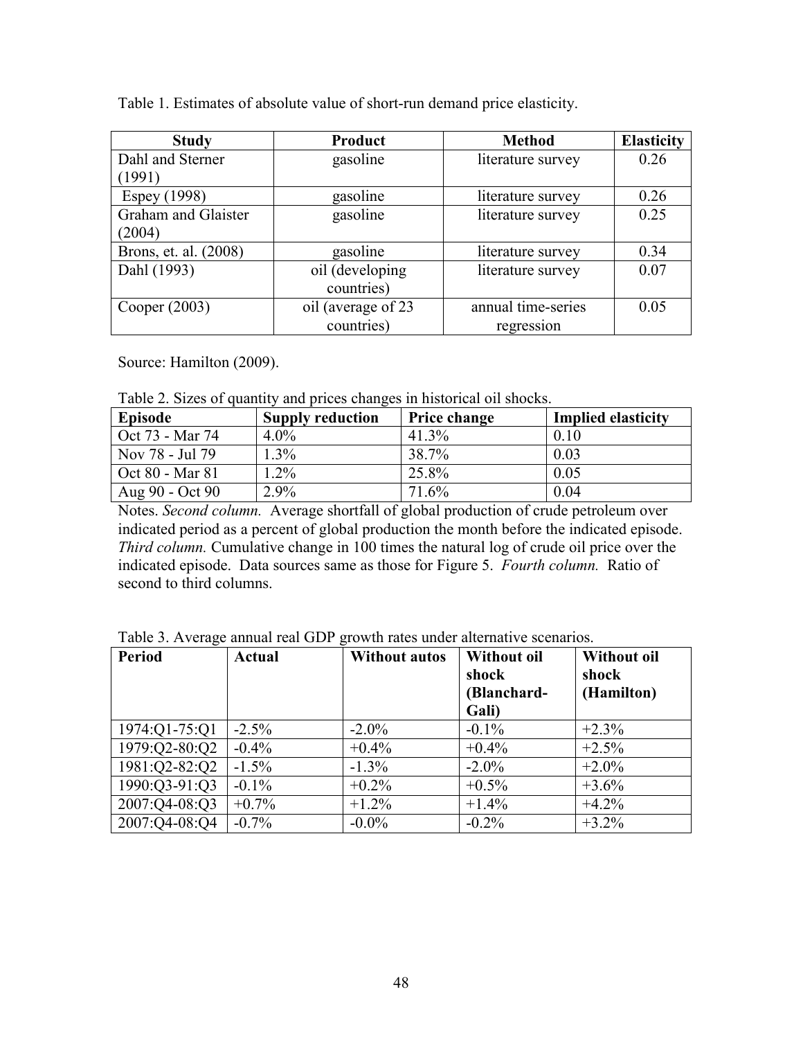Table 1. Estimates of absolute value of short-run demand price elasticity.

| Study | Product | Method | Elasticity |
|---|---|---|---|
| Dahl and Sterner (1991) | gasoline | literature survey | 0.26 |
| Espey (1998) | gasoline | literature survey | 0.26 |
| Graham and Glaister (2004) | gasoline | literature survey | 0.25 |
| Brons, et. al. (2008) | gasoline | literature survey | 0.34 |
| Dahl (1993) | oil (developing countries) | literature survey | 0.07 |
| Cooper (2003) | oil (average of 23 countries) | annual time-series regression | 0.05 |

Source: Hamilton (2009).

Table 2. Sizes of quantity and prices changes in historical oil shocks.

| Episode | Supply reduction | Price change | Implied elasticity |
|---|---|---|---|
| Oct 73 - Mar 74 | 4.0% | 41.3% | 0.10 |
| Nov 78 - Jul 79 | 1.3% | 38.7% | 0.03 |
| Oct 80 - Mar 81 | 1.2% | 25.8% | 0.05 |
| Aug 90 - Oct 90 | 2.9% | 71.6% | 0.04 |

Notes. *Second column.* Average shortfall of global production of crude petroleum over indicated period as a percent of global production the month before the indicated episode. *Third column.* Cumulative change in 100 times the natural log of crude oil price over the indicated episode. Data sources same as those for Figure 5. *Fourth column.* Ratio of second to third columns.

Table 3. Average annual real GDP growth rates under alternative scenarios.

| Period | Actual | Without autos | Without oil shock (Blanchard-Gali) | Without oil shock (Hamilton) |
|---|---|---|---|---|
| 1974:Q1-75:Q1 | -2.5% | -2.0% | -0.1% | +2.3% |
| 1979:Q2-80:Q2 | -0.4% | +0.4% | +0.4% | +2.5% |
| 1981:Q2-82:Q2 | -1.5% | -1.3% | -2.0% | +2.0% |
| 1990:Q3-91:Q3 | -0.1% | +0.2% | +0.5% | +3.6% |
| 2007:Q4-08:Q3 | +0.7% | +1.2% | +1.4% | +4.2% |
| 2007:Q4-08:Q4 | -0.7% | -0.0% | -0.2% | +3.2% |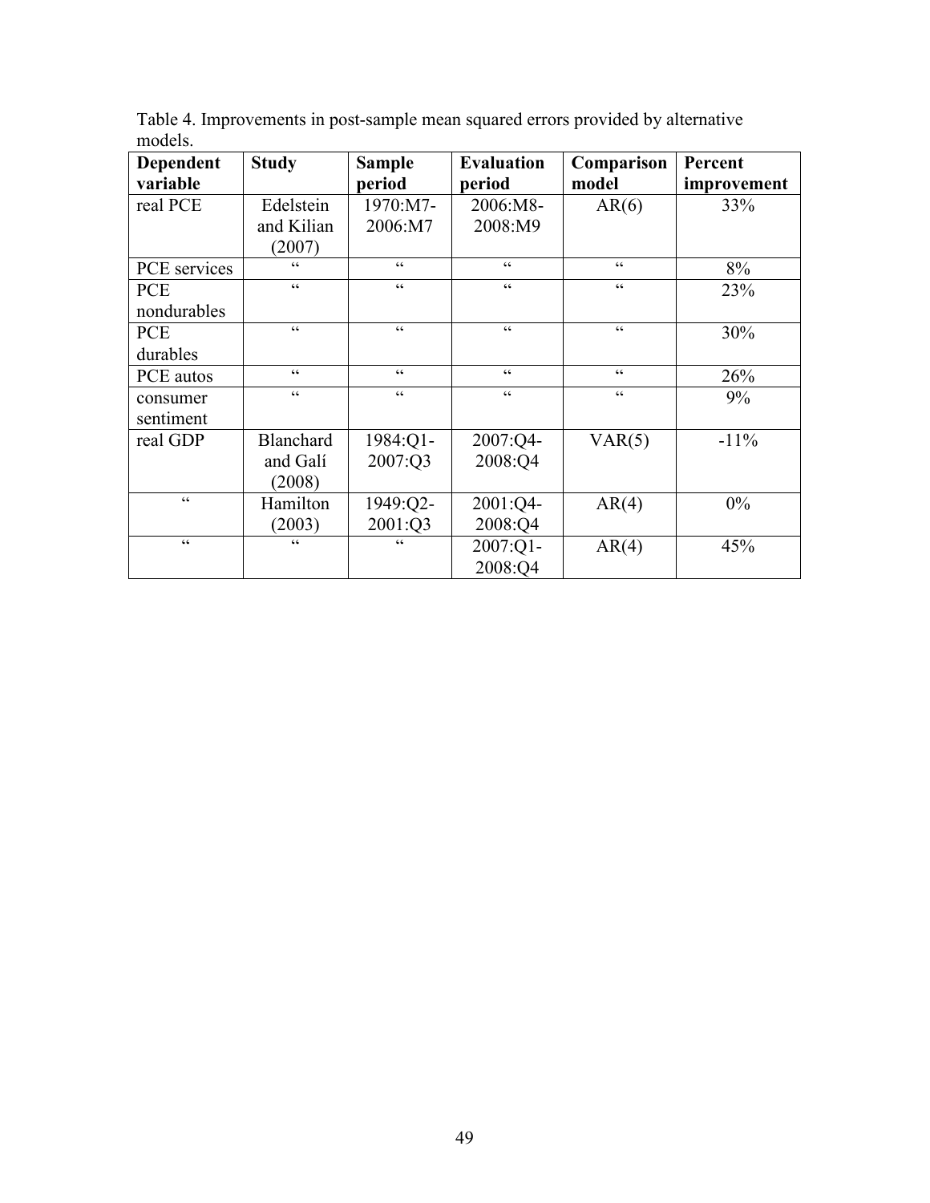Table 4. Improvements in post-sample mean squared errors provided by alternative models.

| Dependent variable | Study | Sample period | Evaluation period | Comparison model | Percent improvement |
|---|---|---|---|---|---|
| real PCE | Edelstein and Kilian (2007) | 1970:M7-2006:M7 | 2006:M8-2008:M9 | AR(6) | 33% |
| PCE services | " | " | " | " | 8% |
| PCE nondurables | " | " | " | " | 23% |
| PCE durables | " | " | " | " | 30% |
| PCE autos | " | " | " | " | 26% |
| consumer sentiment | " | " | " | " | 9% |
| real GDP | Blanchard and Galí (2008) | 1984:Q1-2007:Q3 | 2007:Q4-2008:Q4 | VAR(5) | -11% |
| " | Hamilton (2003) | 1949:Q2-2001:Q3 | 2001:Q4-2008:Q4 | AR(4) | 0% |
| " | " | " | 2007:Q1-2008:Q4 | AR(4) | 45% |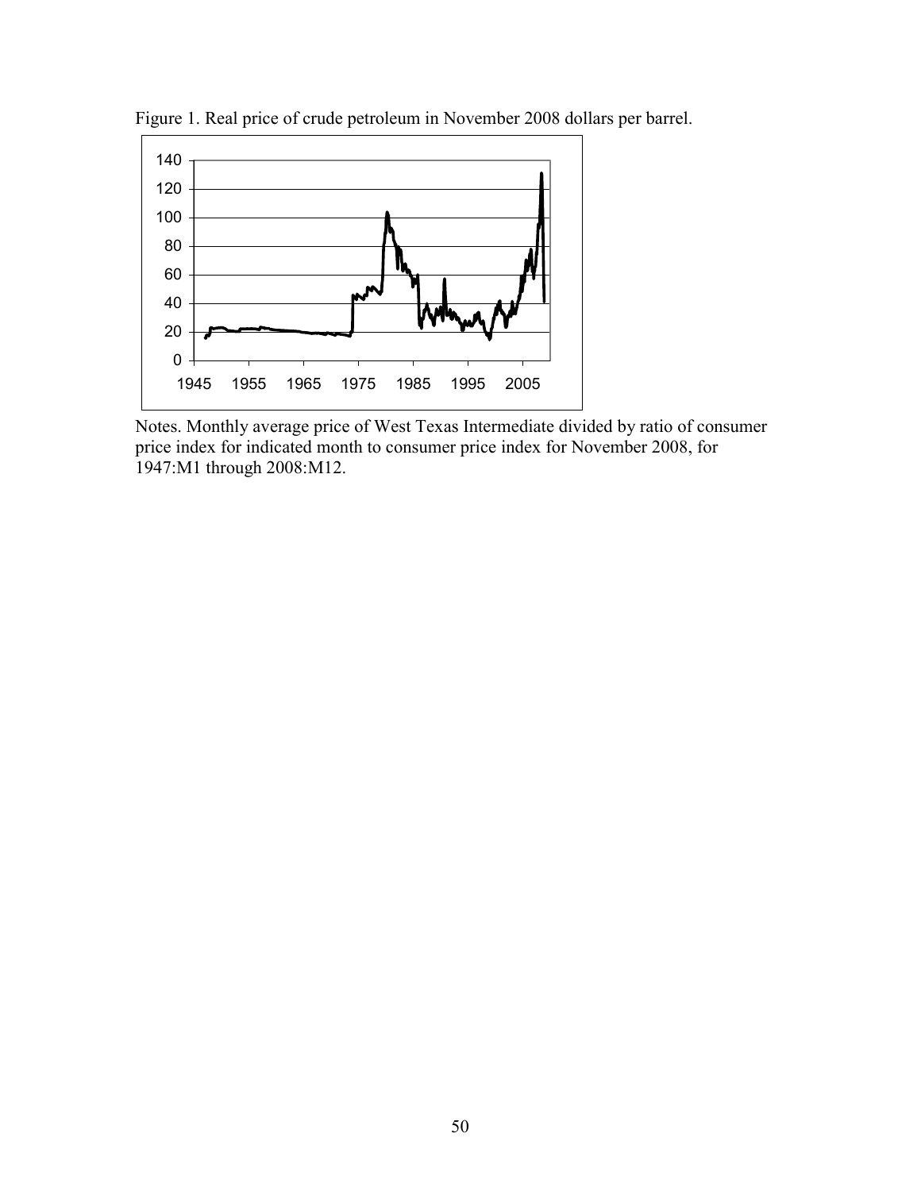Figure 1. Real price of crude petroleum in November 2008 dollars per barrel.

Notes. Monthly average price of West Texas Intermediate divided by ratio of consumer price index for indicated month to consumer price index for November 2008, for 1947:M1 through 2008:M12.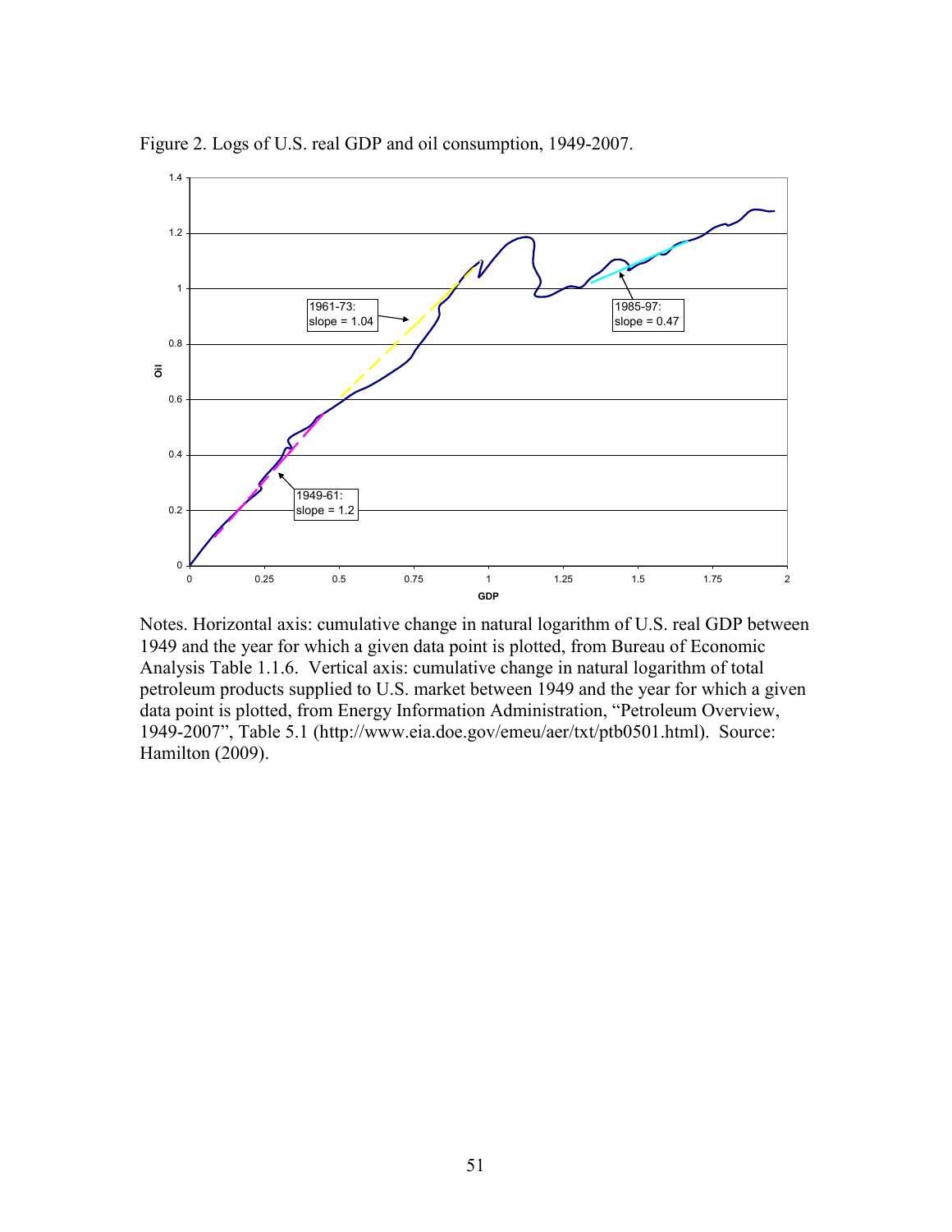Figure 2. Logs of U.S. real GDP and oil consumption, 1949-2007.

Notes. Horizontal axis: cumulative change in natural logarithm of U.S. real GDP between 1949 and the year for which a given data point is plotted, from Bureau of Economic Analysis Table 1.1.6. Vertical axis: cumulative change in natural logarithm of total petroleum products supplied to U.S. market between 1949 and the year for which a given data point is plotted, from Energy Information Administration, "Petroleum Overview, 1949-2007", Table 5.1 (http://www.eia.doe.gov/emeu/aer/txt/ptb0501.html). Source: Hamilton (2009).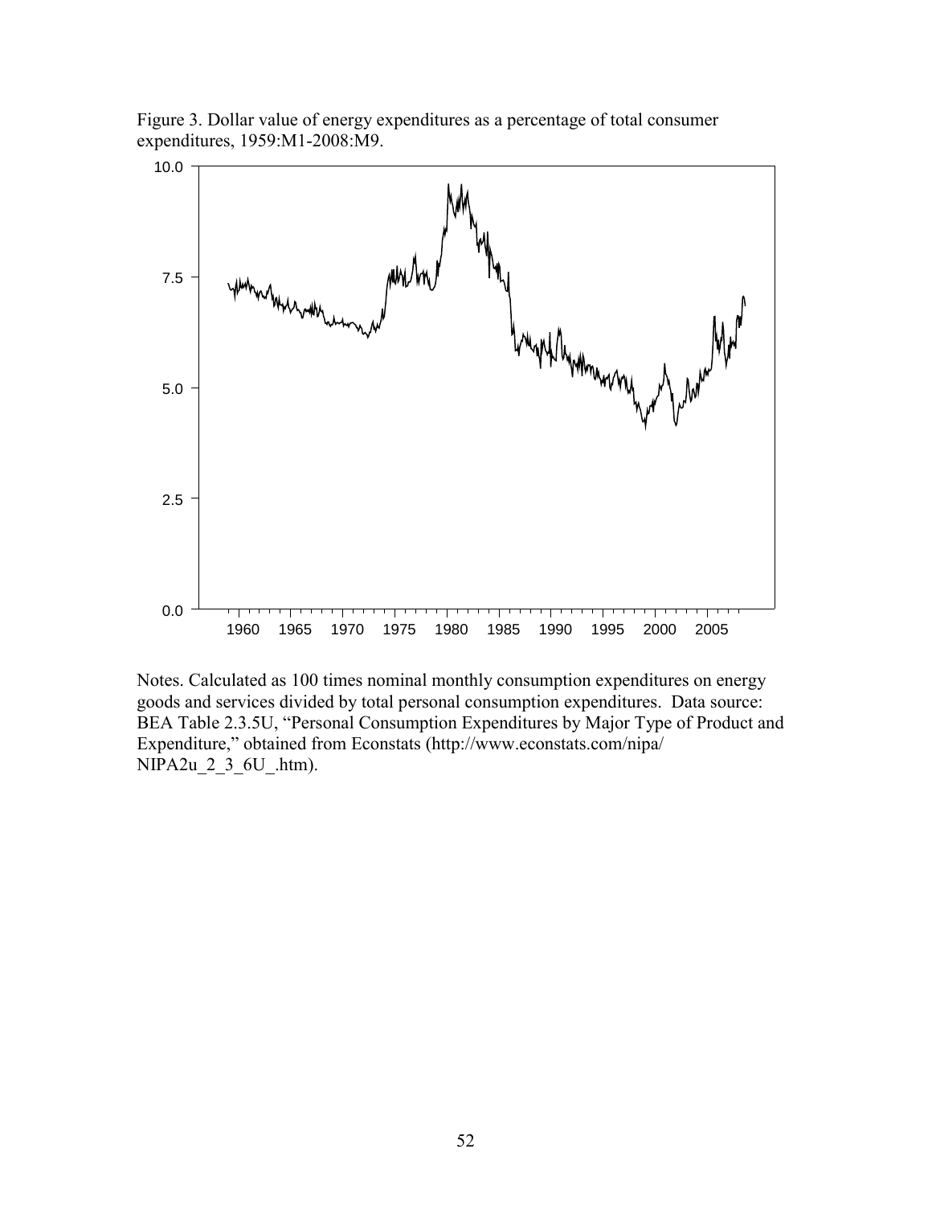Figure 3. Dollar value of energy expenditures as a percentage of total consumer expenditures, 1959:M1-2008:M9.

Notes. Calculated as 100 times nominal monthly consumption expenditures on energy goods and services divided by total personal consumption expenditures. Data source: BEA Table 2.3.5U, "Personal Consumption Expenditures by Major Type of Product and Expenditure," obtained from Econstats (http://www.econstats.com/nipa/NIPA2u_2_3_6U_.htm).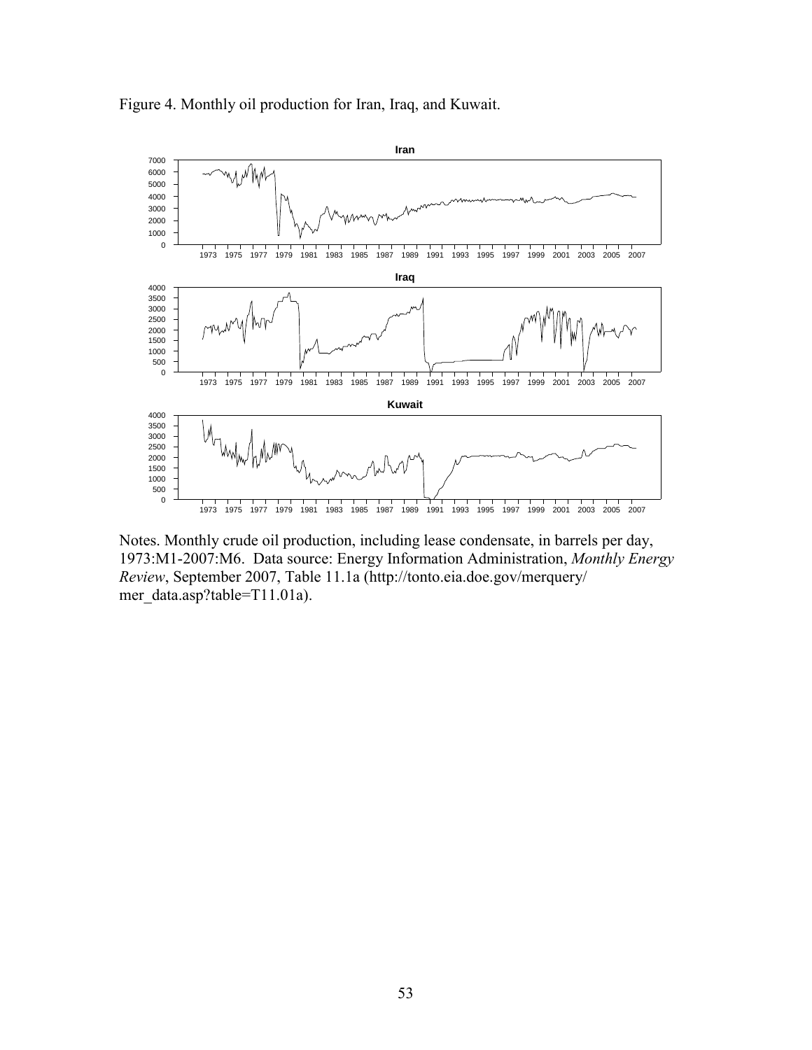Figure 4. Monthly oil production for Iran, Iraq, and Kuwait.

Notes. Monthly crude oil production, including lease condensate, in barrels per day, 1973:M1-2007:M6. Data source: Energy Information Administration, *Monthly Energy Review*, September 2007, Table 11.1a (http://tonto.eia.doe.gov/merquery/mer_data.asp?table=T11.01a).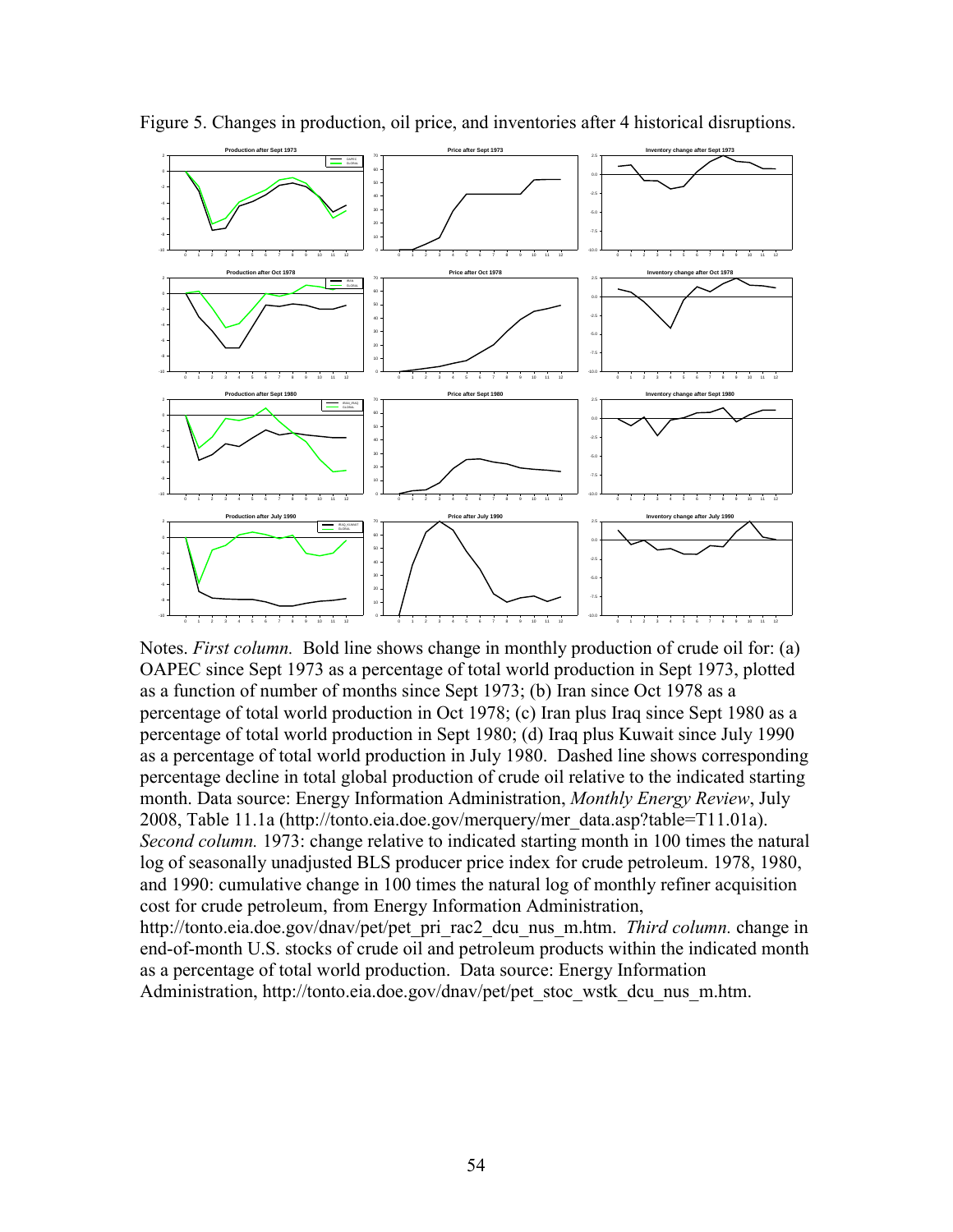Figure 5. Changes in production, oil price, and inventories after 4 historical disruptions.

Notes. *First column.* Bold line shows change in monthly production of crude oil for: (a) OAPEC since Sept 1973 as a percentage of total world production in Sept 1973, plotted as a function of number of months since Sept 1973; (b) Iran since Oct 1978 as a percentage of total world production in Oct 1978; (c) Iran plus Iraq since Sept 1980 as a percentage of total world production in Sept 1980; (d) Iraq plus Kuwait since July 1990 as a percentage of total world production in July 1980. Dashed line shows corresponding percentage decline in total global production of crude oil relative to the indicated starting month. Data source: Energy Information Administration, *Monthly Energy Review*, July 2008, Table 11.1a (http://tonto.eia.doe.gov/merquery/mer_data.asp?table=T11.01a). *Second column.* 1973: change relative to indicated starting month in 100 times the natural log of seasonally unadjusted BLS producer price index for crude petroleum. 1978, 1980, and 1990: cumulative change in 100 times the natural log of monthly refiner acquisition cost for crude petroleum, from Energy Information Administration, http://tonto.eia.doe.gov/dnav/pet/pet_pri_rac2_dcu_nus_m.htm. *Third column.* change in end-of-month U.S. stocks of crude oil and petroleum products within the indicated month as a percentage of total world production. Data source: Energy Information Administration, http://tonto.eia.doe.gov/dnav/pet/pet_stoc_wstk_dcu_nus_m.htm.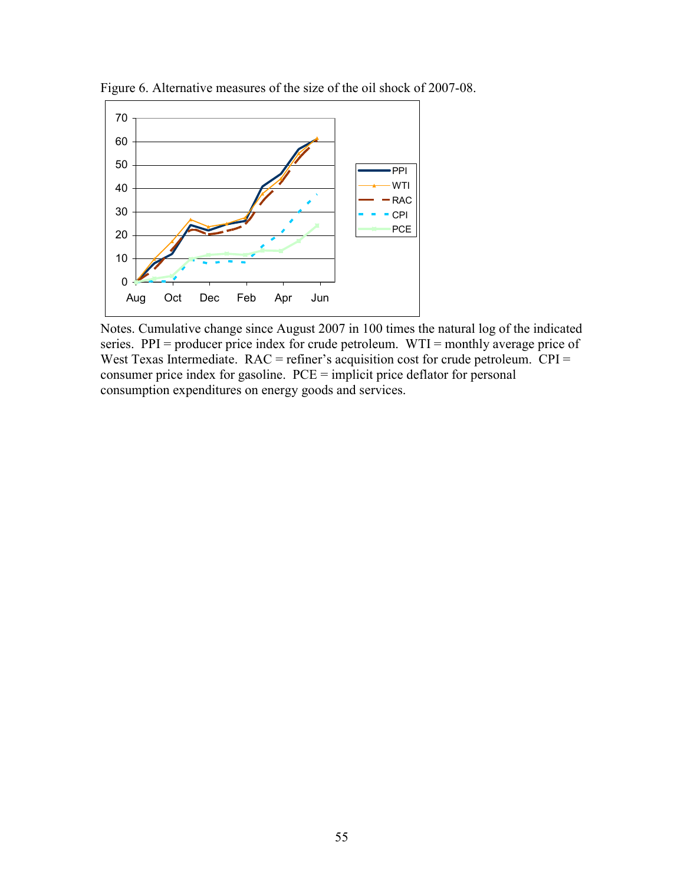Figure 6. Alternative measures of the size of the oil shock of 2007-08.

Notes. Cumulative change since August 2007 in 100 times the natural log of the indicated series. PPI = producer price index for crude petroleum. WTI = monthly average price of West Texas Intermediate. RAC = refiner's acquisition cost for crude petroleum. CPI = consumer price index for gasoline. PCE = implicit price deflator for personal consumption expenditures on energy goods and services.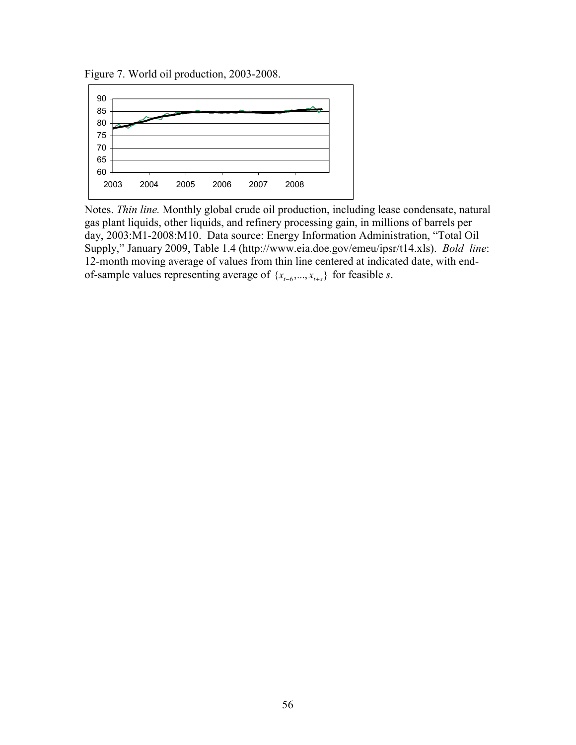Figure 7. World oil production, 2003-2008.

Notes. *Thin line.* Monthly global crude oil production, including lease condensate, natural gas plant liquids, other liquids, and refinery processing gain, in millions of barrels per day, 2003:M1-2008:M10. Data source: Energy Information Administration, "Total Oil Supply," January 2009, Table 1.4 (http://www.eia.doe.gov/emeu/ipsr/t14.xls). *Bold line*: 12-month moving average of values from thin line centered at indicated date, with end-of-sample values representing average of $\{x_{t-6},...,x_{t+s}\}$ for feasible *s*.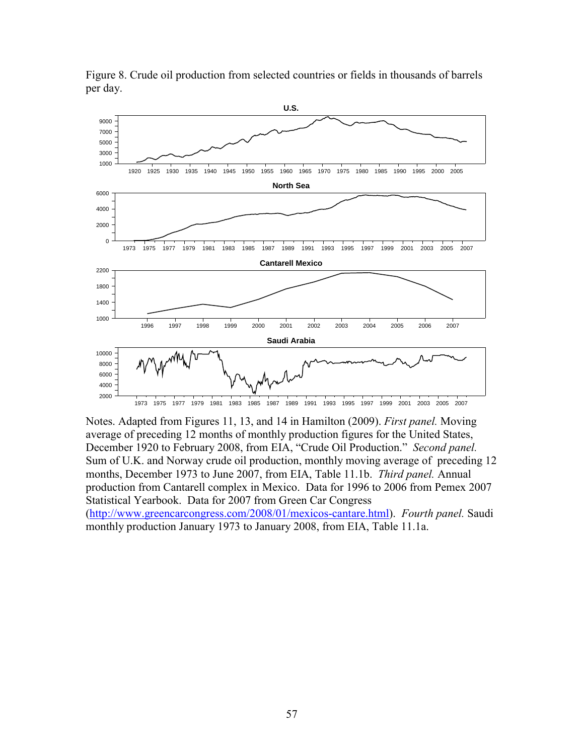Figure 8. Crude oil production from selected countries or fields in thousands of barrels per day.

Notes. Adapted from Figures 11, 13, and 14 in Hamilton (2009). *First panel.* Moving average of preceding 12 months of monthly production figures for the United States, December 1920 to February 2008, from EIA, "Crude Oil Production." *Second panel.* Sum of U.K. and Norway crude oil production, monthly moving average of preceding 12 months, December 1973 to June 2007, from EIA, Table 11.1b. *Third panel.* Annual production from Cantarell complex in Mexico. Data for 1996 to 2006 from Pemex 2007 Statistical Yearbook. Data for 2007 from Green Car Congress (http://www.greencarcongress.com/2008/01/mexicos-cantare.html). *Fourth panel.* Saudi monthly production January 1973 to January 2008, from EIA, Table 11.1a.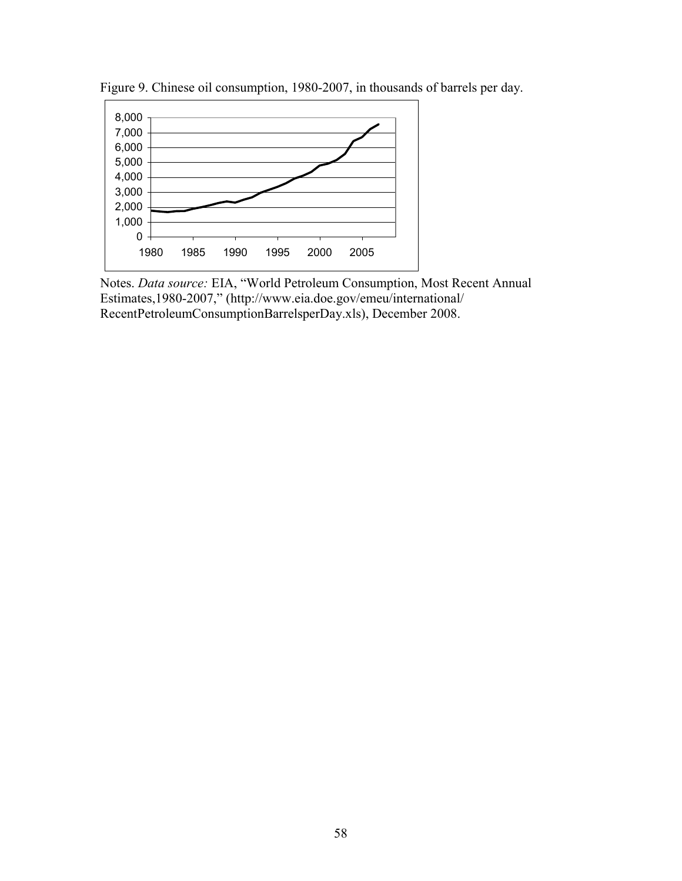Figure 9. Chinese oil consumption, 1980-2007, in thousands of barrels per day.

Notes. *Data source:* EIA, "World Petroleum Consumption, Most Recent Annual Estimates,1980-2007," (http://www.eia.doe.gov/emeu/international/RecentPetroleumConsumptionBarrelsperDay.xls), December 2008.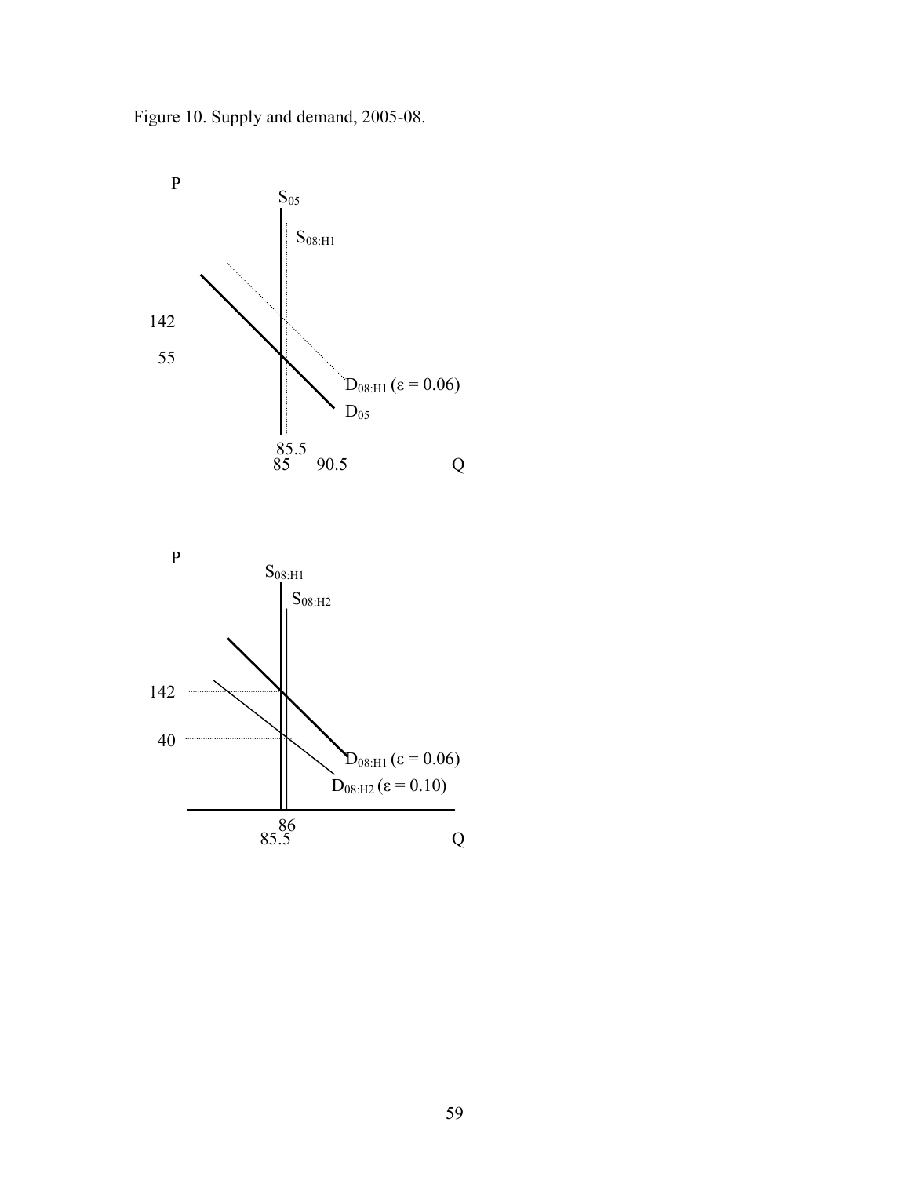Figure 10. Supply and demand, 2005-08.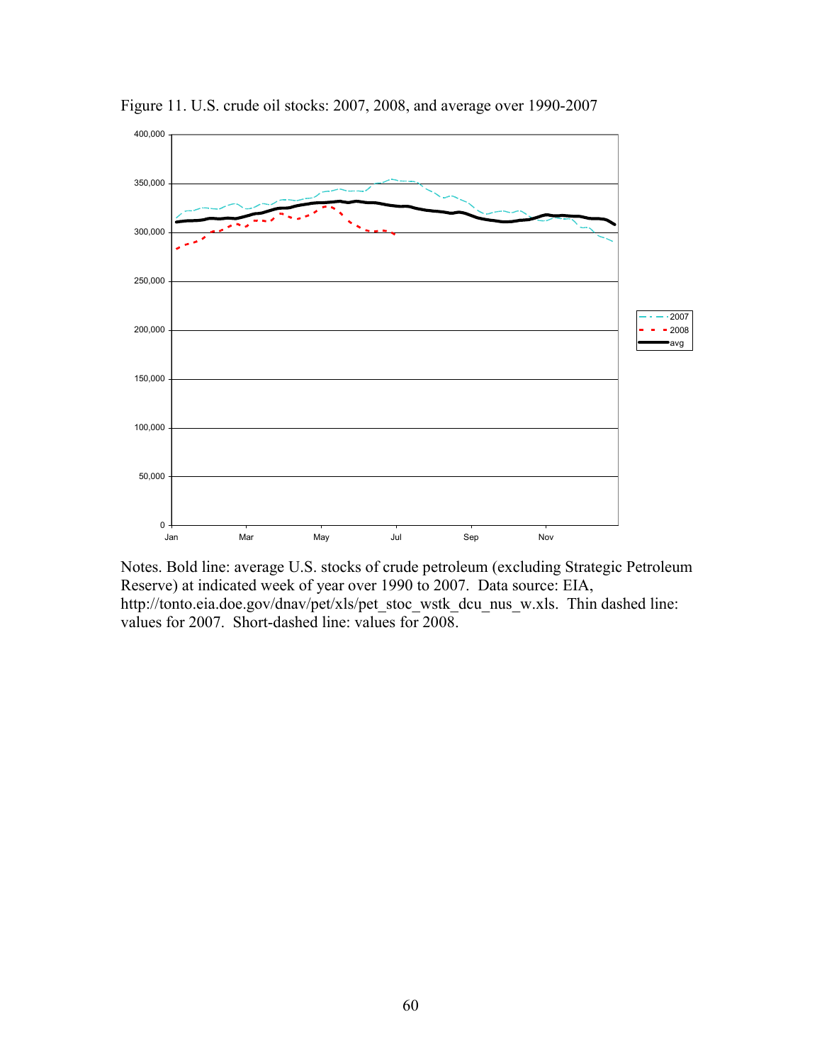Figure 11. U.S. crude oil stocks: 2007, 2008, and average over 1990-2007

Notes. Bold line: average U.S. stocks of crude petroleum (excluding Strategic Petroleum Reserve) at indicated week of year over 1990 to 2007. Data source: EIA, http://tonto.eia.doe.gov/dnav/pet/xls/pet_stoc_wstk_dcu_nus_w.xls. Thin dashed line: values for 2007. Short-dashed line: values for 2008.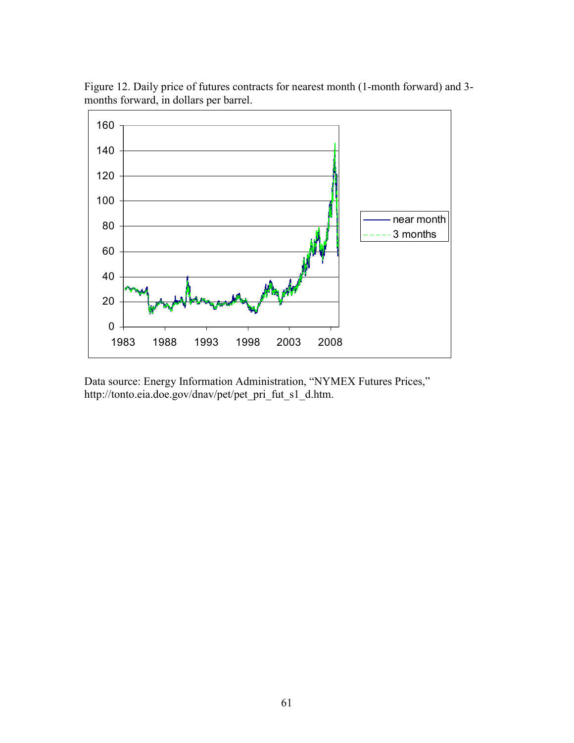Figure 12. Daily price of futures contracts for nearest month (1-month forward) and 3-months forward, in dollars per barrel.

Data source: Energy Information Administration, "NYMEX Futures Prices," http://tonto.eia.doe.gov/dnav/pet/pet_pri_fut_s1_d.htm.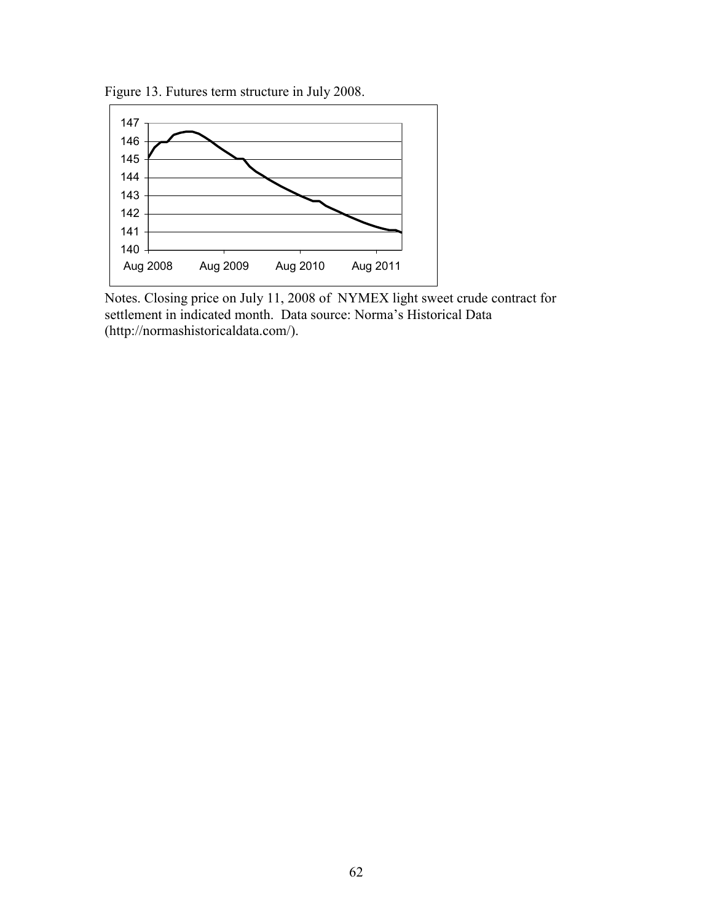Figure 13. Futures term structure in July 2008.

Notes. Closing price on July 11, 2008 of NYMEX light sweet crude contract for settlement in indicated month. Data source: Norma's Historical Data (http://normashistoricaldata.com/).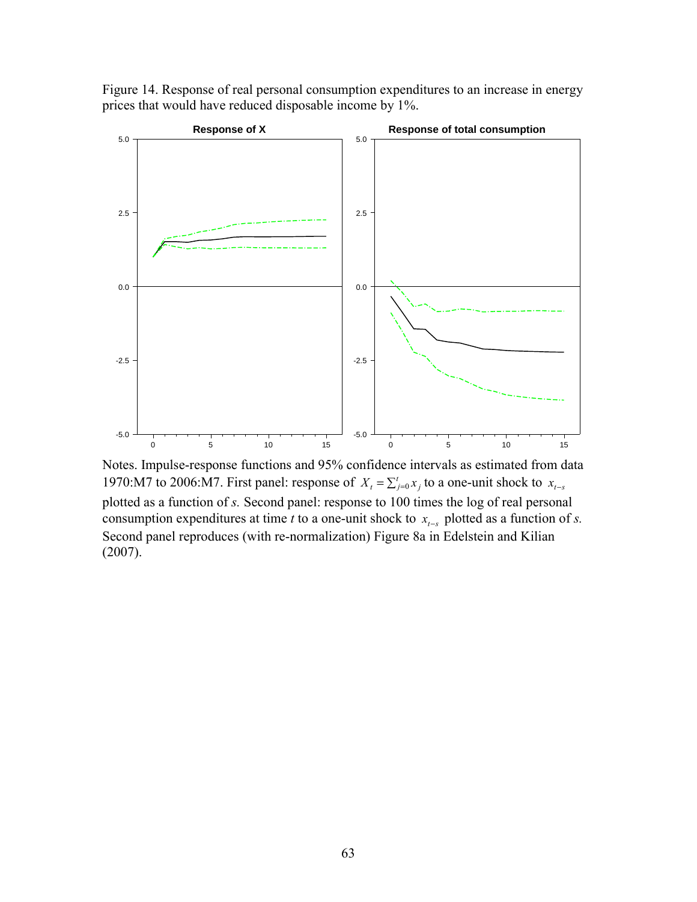Figure 14. Response of real personal consumption expenditures to an increase in energy prices that would have reduced disposable income by 1%.

Notes. Impulse-response functions and 95% confidence intervals as estimated from data 1970:M7 to 2006:M7. First panel: response of $X_t = \sum_{j=0}^{t} x_j$ to a one-unit shock to $x_{t-s}$ plotted as a function of *s*. Second panel: response to 100 times the log of real personal consumption expenditures at time *t* to a one-unit shock to $x_{t-s}$ plotted as a function of *s.* Second panel reproduces (with re-normalization) Figure 8a in Edelstein and Kilian (2007).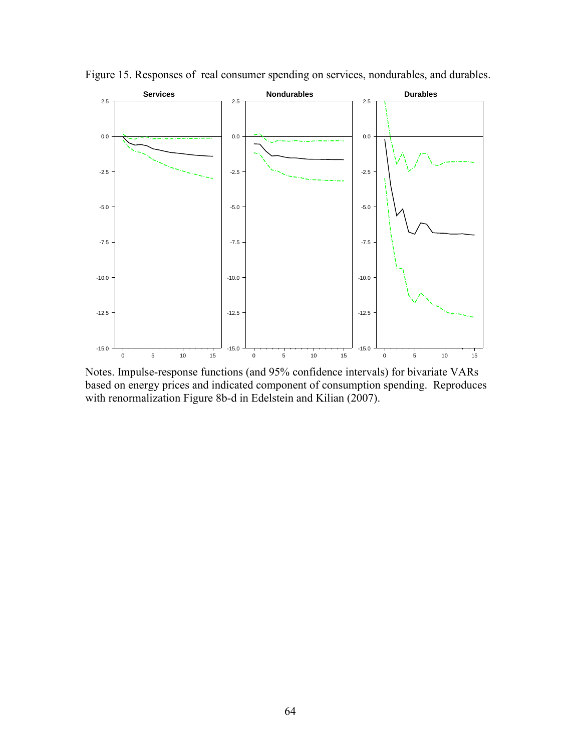Figure 15. Responses of real consumer spending on services, nondurables, and durables.

Notes. Impulse-response functions (and 95% confidence intervals) for bivariate VARs based on energy prices and indicated component of consumption spending. Reproduces with renormalization Figure 8b-d in Edelstein and Kilian (2007).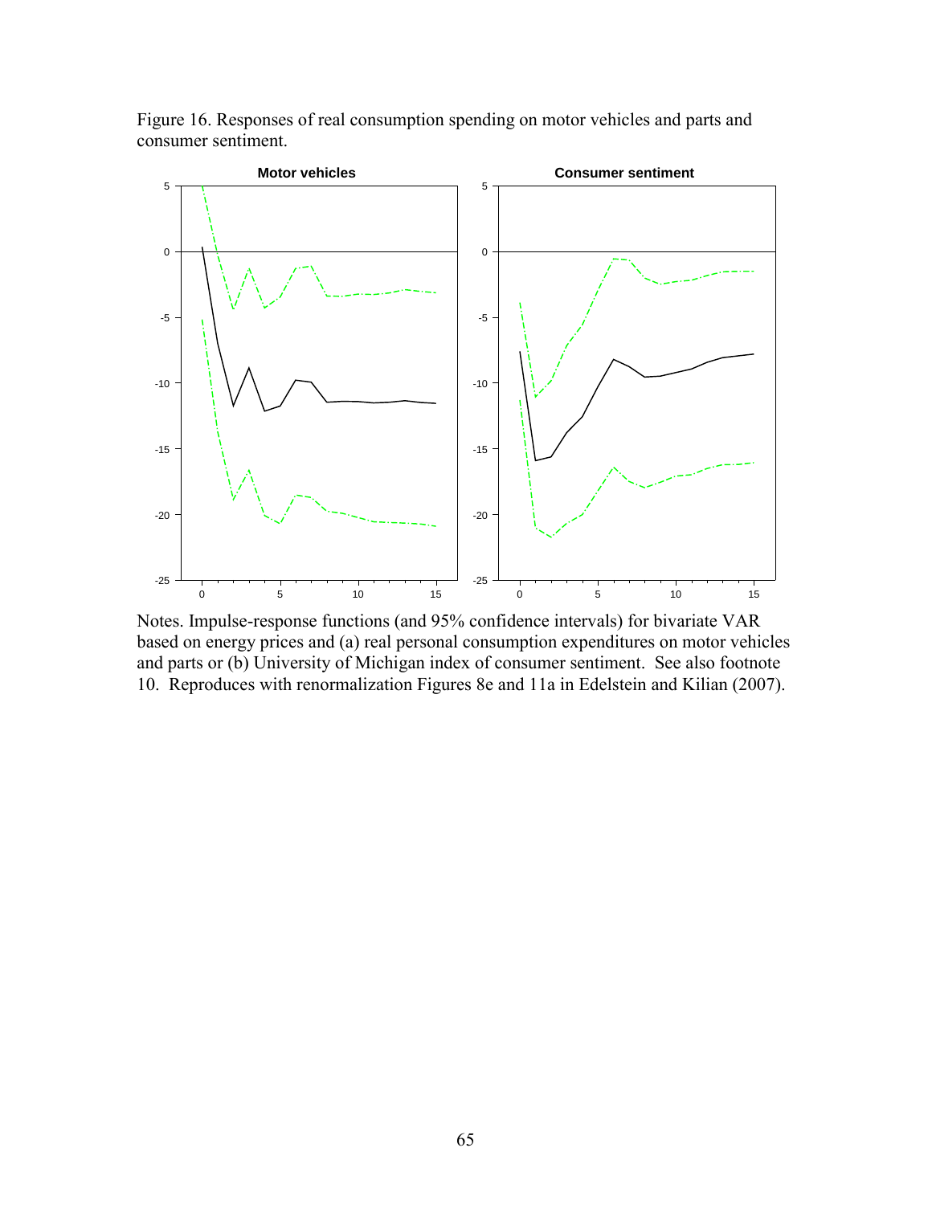Figure 16. Responses of real consumption spending on motor vehicles and parts and consumer sentiment.

Notes. Impulse-response functions (and 95% confidence intervals) for bivariate VAR based on energy prices and (a) real personal consumption expenditures on motor vehicles and parts or (b) University of Michigan index of consumer sentiment. See also footnote 10. Reproduces with renormalization Figures 8e and 11a in Edelstein and Kilian (2007).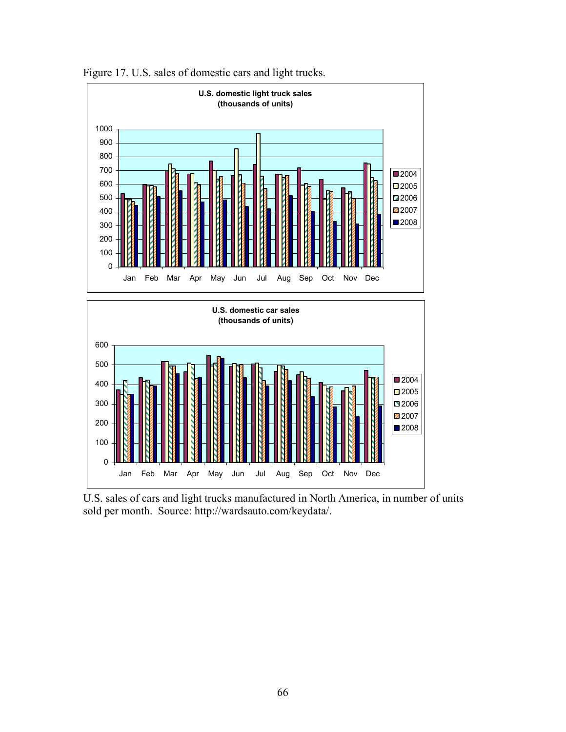Figure 17. U.S. sales of domestic cars and light trucks.

U.S. sales of cars and light trucks manufactured in North America, in number of units sold per month. Source: http://wardsauto.com/keydata/.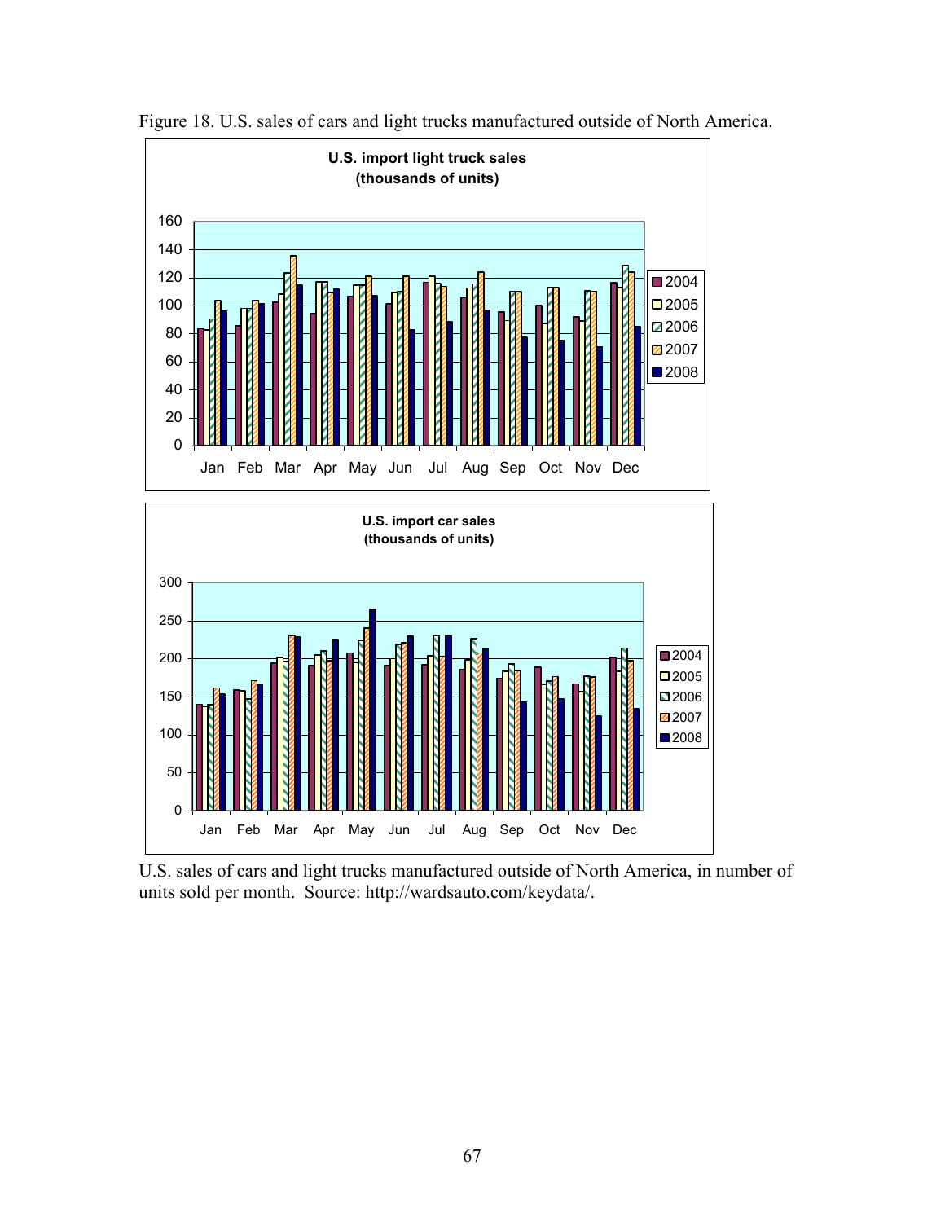Figure 18. U.S. sales of cars and light trucks manufactured outside of North America.

U.S. sales of cars and light trucks manufactured outside of North America, in number of units sold per month. Source: http://wardsauto.com/keydata/.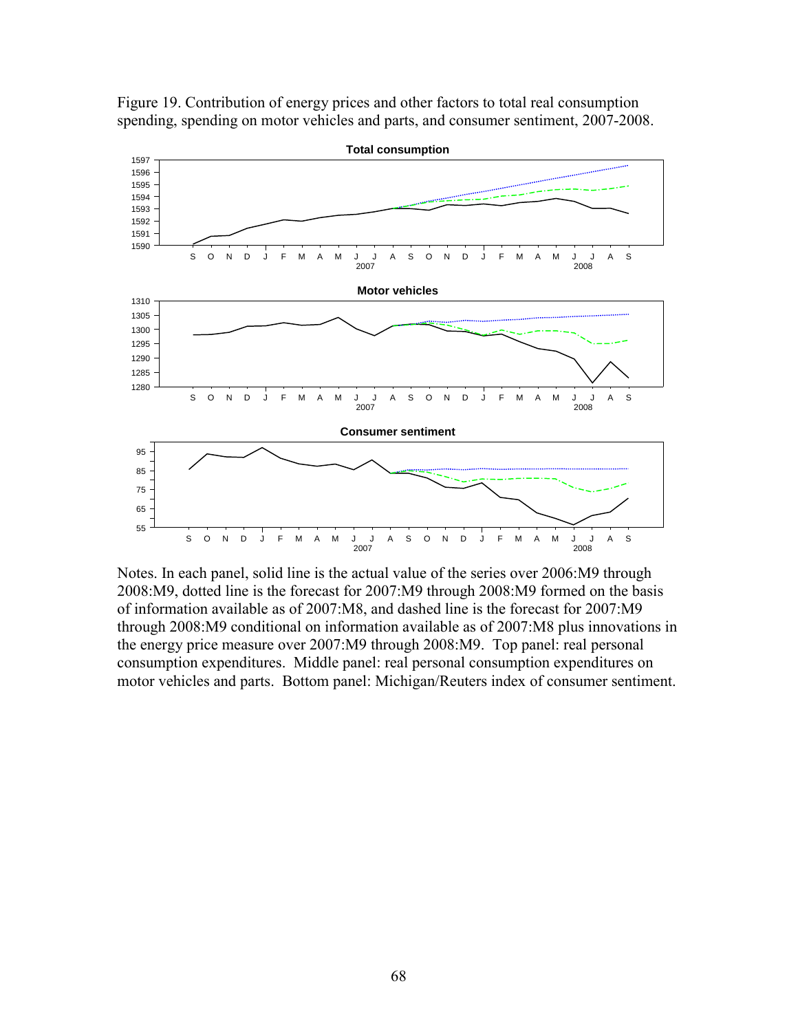Figure 19. Contribution of energy prices and other factors to total real consumption spending, spending on motor vehicles and parts, and consumer sentiment, 2007-2008.

Notes. In each panel, solid line is the actual value of the series over 2006:M9 through 2008:M9, dotted line is the forecast for 2007:M9 through 2008:M9 formed on the basis of information available as of 2007:M8, and dashed line is the forecast for 2007:M9 through 2008:M9 conditional on information available as of 2007:M8 plus innovations in the energy price measure over 2007:M9 through 2008:M9. Top panel: real personal consumption expenditures. Middle panel: real personal consumption expenditures on motor vehicles and parts. Bottom panel: Michigan/Reuters index of consumer sentiment.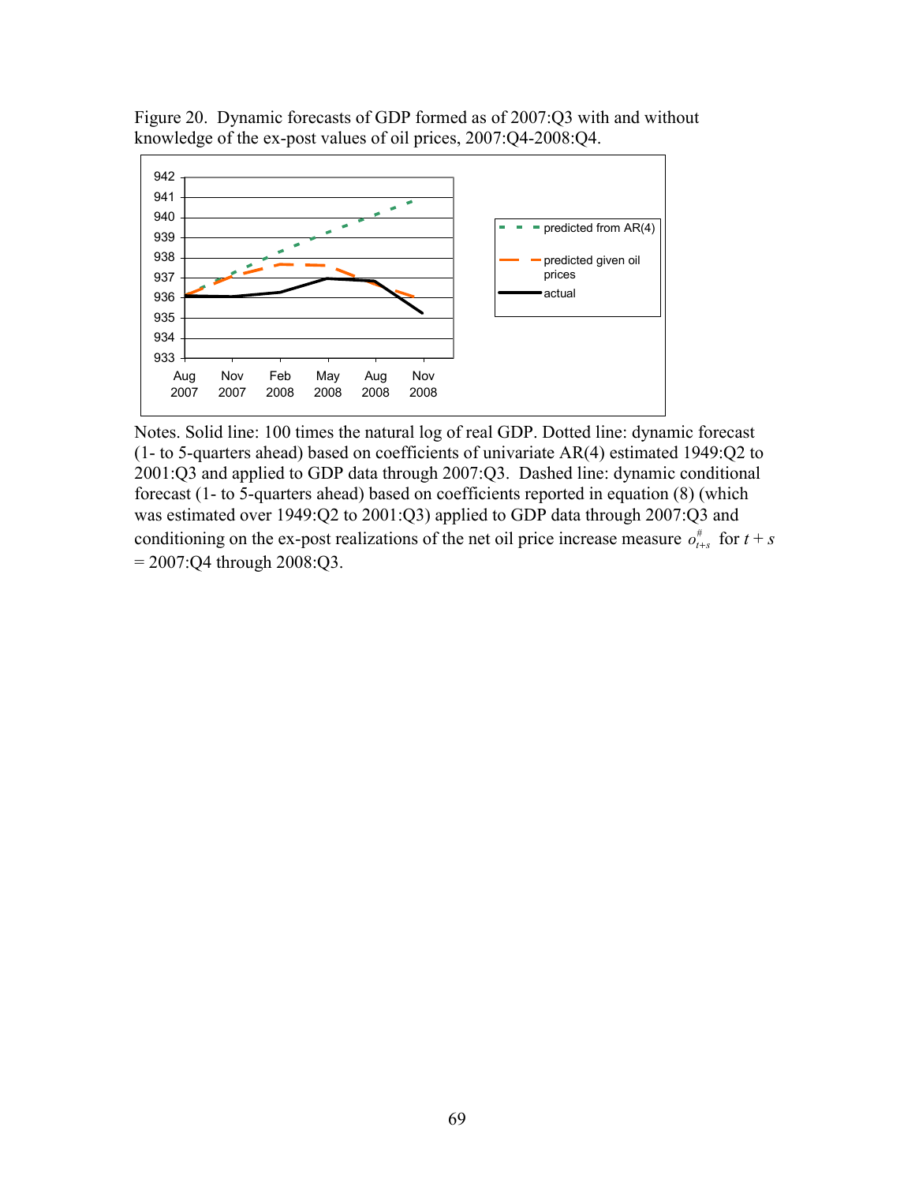Figure 20. Dynamic forecasts of GDP formed as of 2007:Q3 with and without knowledge of the ex-post values of oil prices, 2007:Q4-2008:Q4.

942
941
940
939
938
937
936
935
934
933

Aug 2007
Nov 2007
Feb 2008
May 2008
Aug 2008
Nov 2008

predicted from AR(4)
predicted given oil prices
actual

Notes. Solid line: 100 times the natural log of real GDP. Dotted line: dynamic forecast (1- to 5-quarters ahead) based on coefficients of univariate AR(4) estimated 1949:Q2 to 2001:Q3 and applied to GDP data through 2007:Q3. Dashed line: dynamic conditional forecast (1- to 5-quarters ahead) based on coefficients reported in equation (8) (which was estimated over 1949:Q2 to 2001:Q3) applied to GDP data through 2007:Q3 and conditioning on the ex-post realizations of the net oil price increase measure $o^{\#}_{t+s}$ for $t + s$ = 2007:Q4 through 2008:Q3.